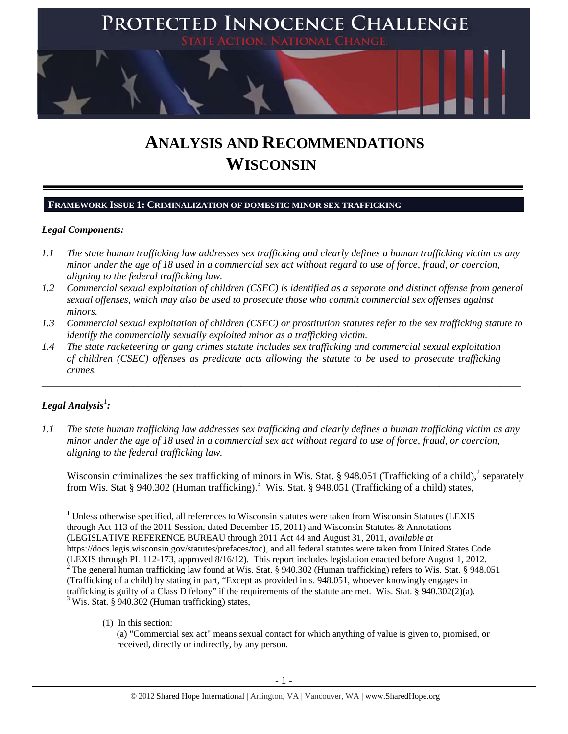# PROTECTED INNOCENCE CHALLENGE

STATE ACTION. NATIONAL CHANGE.

# ANALYSIS AND RECOMMENDATIONS WISCONSIN

## FRAMEWORK ISSUE 1: CRIMINALIZATION OF DOMESTIC MINOR SEX TRAFFICKING

***Legal Components:***

*1.1 The state human trafficking law addresses sex trafficking and clearly defines a human trafficking victim as any minor under the age of 18 used in a commercial sex act without regard to use of force, fraud, or coercion, aligning to the federal trafficking law.*

*1.2 Commercial sexual exploitation of children (CSEC) is identified as a separate and distinct offense from general sexual offenses, which may also be used to prosecute those who commit commercial sex offenses against minors.*

*1.3 Commercial sexual exploitation of children (CSEC) or prostitution statutes refer to the sex trafficking statute to identify the commercially sexually exploited minor as a trafficking victim.*

*1.4 The state racketeering or gang crimes statute includes sex trafficking and commercial sexual exploitation of children (CSEC) offenses as predicate acts allowing the statute to be used to prosecute trafficking crimes.*

---

***Legal Analysis***[1]***:***

*1.1 The state human trafficking law addresses sex trafficking and clearly defines a human trafficking victim as any minor under the age of 18 used in a commercial sex act without regard to use of force, fraud, or coercion, aligning to the federal trafficking law.*

Wisconsin criminalizes the sex trafficking of minors in Wis. Stat. § 948.051 (Trafficking of a child),[2] separately from Wis. Stat § 940.302 (Human trafficking).[3] Wis. Stat. § 948.051 (Trafficking of a child) states,

---

[1] Unless otherwise specified, all references to Wisconsin statutes were taken from Wisconsin Statutes (LEXIS through Act 113 of the 2011 Session, dated December 15, 2011) and Wisconsin Statutes & Annotations (LEGISLATIVE REFERENCE BUREAU through 2011 Act 44 and August 31, 2011, *available at* https://docs.legis.wisconsin.gov/statutes/prefaces/toc), and all federal statutes were taken from United States Code (LEXIS through PL 112-173, approved 8/16/12). This report includes legislation enacted before August 1, 2012.

[2] The general human trafficking law found at Wis. Stat. § 940.302 (Human trafficking) refers to Wis. Stat. § 948.051 (Trafficking of a child) by stating in part, "Except as provided in s. 948.051, whoever knowingly engages in trafficking is guilty of a Class D felony" if the requirements of the statute are met. Wis. Stat. § 940.302(2)(a).

[3] Wis. Stat. § 940.302 (Human trafficking) states,

> (1) In this section:
>
> (a) "Commercial sex act" means sexual contact for which anything of value is given to, promised, or received, directly or indirectly, by any person.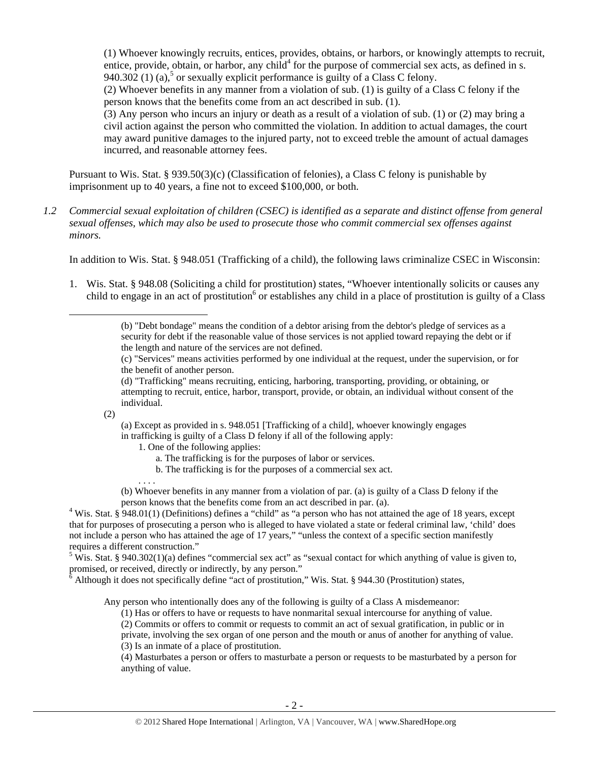(1) Whoever knowingly recruits, entices, provides, obtains, or harbors, or knowingly attempts to recruit, entice, provide, obtain, or harbor, any child[4] for the purpose of commercial sex acts, as defined in s. 940.302 (1) (a),[5] or sexually explicit performance is guilty of a Class C felony.

(2) Whoever benefits in any manner from a violation of sub. (1) is guilty of a Class C felony if the person knows that the benefits come from an act described in sub. (1).

(3) Any person who incurs an injury or death as a result of a violation of sub. (1) or (2) may bring a civil action against the person who committed the violation. In addition to actual damages, the court may award punitive damages to the injured party, not to exceed treble the amount of actual damages incurred, and reasonable attorney fees.

Pursuant to Wis. Stat. § 939.50(3)(c) (Classification of felonies), a Class C felony is punishable by imprisonment up to 40 years, a fine not to exceed $100,000, or both.

*1.2 Commercial sexual exploitation of children (CSEC) is identified as a separate and distinct offense from general sexual offenses, which may also be used to prosecute those who commit commercial sex offenses against minors.*

In addition to Wis. Stat. § 948.051 (Trafficking of a child), the following laws criminalize CSEC in Wisconsin:

1. Wis. Stat. § 948.08 (Soliciting a child for prostitution) states, "Whoever intentionally solicits or causes any child to engage in an act of prostitution[6] or establishes any child in a place of prostitution is guilty of a Class

---

> (b) "Debt bondage" means the condition of a debtor arising from the debtor's pledge of services as a security for debt if the reasonable value of those services is not applied toward repaying the debt or if the length and nature of the services are not defined.
>
> (c) "Services" means activities performed by one individual at the request, under the supervision, or for the benefit of another person.
>
> (d) "Trafficking" means recruiting, enticing, harboring, transporting, providing, or obtaining, or attempting to recruit, entice, harbor, transport, provide, or obtain, an individual without consent of the individual.
>
> (2)
>
> (a) Except as provided in s. 948.051 [Trafficking of a child], whoever knowingly engages in trafficking is guilty of a Class D felony if all of the following apply:
>
> 1. One of the following applies:
>
> a. The trafficking is for the purposes of labor or services.
>
> b. The trafficking is for the purposes of a commercial sex act.
>
> . . . .
>
> (b) Whoever benefits in any manner from a violation of par. (a) is guilty of a Class D felony if the person knows that the benefits come from an act described in par. (a).

[4] Wis. Stat. § 948.01(1) (Definitions) defines a "child" as "a person who has not attained the age of 18 years, except that for purposes of prosecuting a person who is alleged to have violated a state or federal criminal law, 'child' does not include a person who has attained the age of 17 years," "unless the context of a specific section manifestly requires a different construction."

[5] Wis. Stat. § 940.302(1)(a) defines "commercial sex act" as "sexual contact for which anything of value is given to, promised, or received, directly or indirectly, by any person."

[6] Although it does not specifically define "act of prostitution," Wis. Stat. § 944.30 (Prostitution) states,

> Any person who intentionally does any of the following is guilty of a Class A misdemeanor:
>
> (1) Has or offers to have or requests to have nonmarital sexual intercourse for anything of value.
>
> (2) Commits or offers to commit or requests to commit an act of sexual gratification, in public or in private, involving the sex organ of one person and the mouth or anus of another for anything of value.
>
> (3) Is an inmate of a place of prostitution.
>
> (4) Masturbates a person or offers to masturbate a person or requests to be masturbated by a person for anything of value.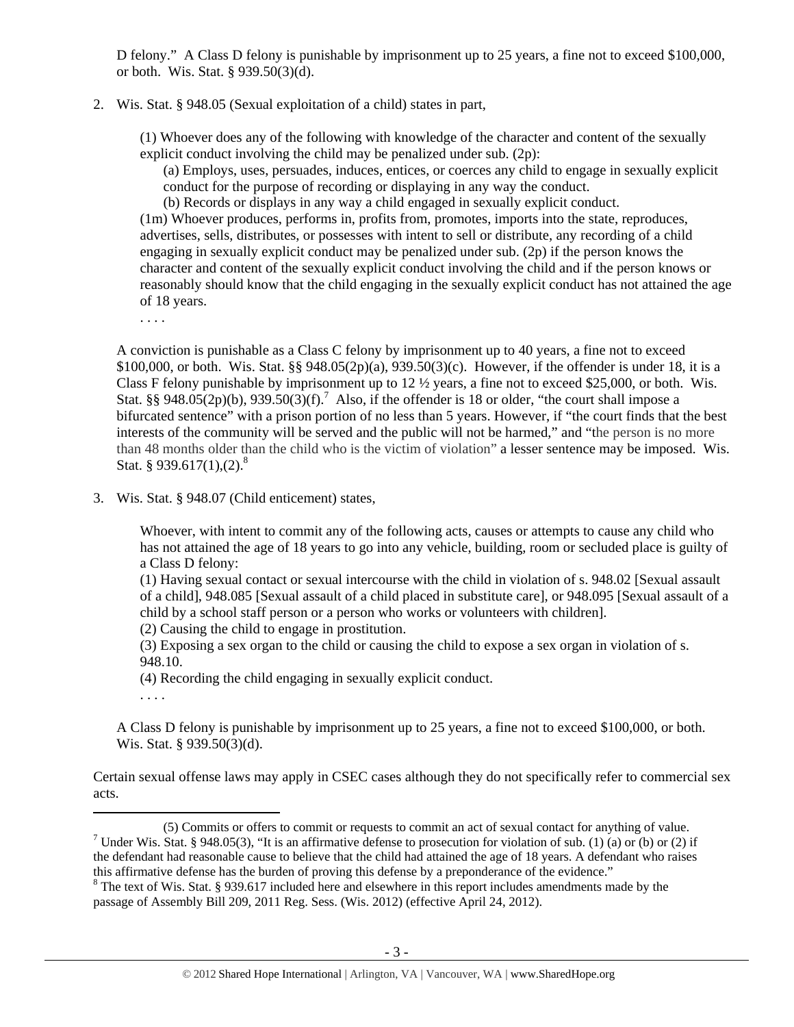D felony." A Class D felony is punishable by imprisonment up to 25 years, a fine not to exceed $100,000, or both. Wis. Stat. § 939.50(3)(d).

2. Wis. Stat. § 948.05 (Sexual exploitation of a child) states in part,

> (1) Whoever does any of the following with knowledge of the character and content of the sexually explicit conduct involving the child may be penalized under sub. (2p):
>
> (a) Employs, uses, persuades, induces, entices, or coerces any child to engage in sexually explicit conduct for the purpose of recording or displaying in any way the conduct.
>
> (b) Records or displays in any way a child engaged in sexually explicit conduct.
>
> (1m) Whoever produces, performs in, profits from, promotes, imports into the state, reproduces, advertises, sells, distributes, or possesses with intent to sell or distribute, any recording of a child engaging in sexually explicit conduct may be penalized under sub. (2p) if the person knows the character and content of the sexually explicit conduct involving the child and if the person knows or reasonably should know that the child engaging in the sexually explicit conduct has not attained the age of 18 years.
>
> . . . .

A conviction is punishable as a Class C felony by imprisonment up to 40 years, a fine not to exceed $100,000, or both. Wis. Stat. §§ 948.05(2p)(a), 939.50(3)(c). However, if the offender is under 18, it is a Class F felony punishable by imprisonment up to 12 ½ years, a fine not to exceed $25,000, or both. Wis. Stat. §§ 948.05(2p)(b), 939.50(3)(f).[7] Also, if the offender is 18 or older, "the court shall impose a bifurcated sentence" with a prison portion of no less than 5 years. However, if "the court finds that the best interests of the community will be served and the public will not be harmed," and "the person is no more than 48 months older than the child who is the victim of violation" a lesser sentence may be imposed. Wis. Stat. § 939.617(1),(2).[8]

3. Wis. Stat. § 948.07 (Child enticement) states,

> Whoever, with intent to commit any of the following acts, causes or attempts to cause any child who has not attained the age of 18 years to go into any vehicle, building, room or secluded place is guilty of a Class D felony:
>
> (1) Having sexual contact or sexual intercourse with the child in violation of s. 948.02 [Sexual assault of a child], 948.085 [Sexual assault of a child placed in substitute care], or 948.095 [Sexual assault of a child by a school staff person or a person who works or volunteers with children].
>
> (2) Causing the child to engage in prostitution.
>
> (3) Exposing a sex organ to the child or causing the child to expose a sex organ in violation of s. 948.10.
>
> (4) Recording the child engaging in sexually explicit conduct.
>
> . . . .

A Class D felony is punishable by imprisonment up to 25 years, a fine not to exceed $100,000, or both. Wis. Stat. § 939.50(3)(d).

Certain sexual offense laws may apply in CSEC cases although they do not specifically refer to commercial sex acts.

---

(5) Commits or offers to commit or requests to commit an act of sexual contact for anything of value.

[7] Under Wis. Stat. § 948.05(3), "It is an affirmative defense to prosecution for violation of sub. (1) (a) or (b) or (2) if the defendant had reasonable cause to believe that the child had attained the age of 18 years. A defendant who raises this affirmative defense has the burden of proving this defense by a preponderance of the evidence."

[8] The text of Wis. Stat. § 939.617 included here and elsewhere in this report includes amendments made by the passage of Assembly Bill 209, 2011 Reg. Sess. (Wis. 2012) (effective April 24, 2012).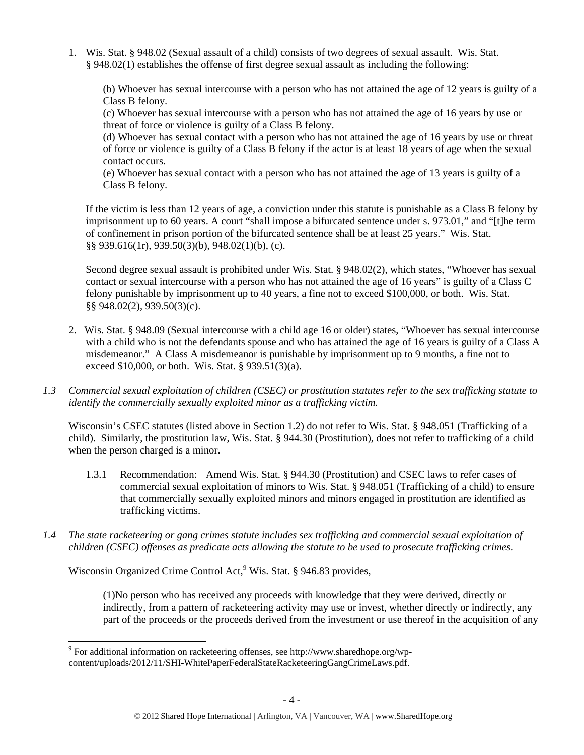1. Wis. Stat. § 948.02 (Sexual assault of a child) consists of two degrees of sexual assault. Wis. Stat. § 948.02(1) establishes the offense of first degree sexual assault as including the following:

   (b) Whoever has sexual intercourse with a person who has not attained the age of 12 years is guilty of a Class B felony.
   (c) Whoever has sexual intercourse with a person who has not attained the age of 16 years by use or threat of force or violence is guilty of a Class B felony.
   (d) Whoever has sexual contact with a person who has not attained the age of 16 years by use or threat of force or violence is guilty of a Class B felony if the actor is at least 18 years of age when the sexual contact occurs.
   (e) Whoever has sexual contact with a person who has not attained the age of 13 years is guilty of a Class B felony.

   If the victim is less than 12 years of age, a conviction under this statute is punishable as a Class B felony by imprisonment up to 60 years. A court "shall impose a bifurcated sentence under s. 973.01," and "[t]he term of confinement in prison portion of the bifurcated sentence shall be at least 25 years." Wis. Stat. §§ 939.616(1r), 939.50(3)(b), 948.02(1)(b), (c).

   Second degree sexual assault is prohibited under Wis. Stat. § 948.02(2), which states, "Whoever has sexual contact or sexual intercourse with a person who has not attained the age of 16 years" is guilty of a Class C felony punishable by imprisonment up to 40 years, a fine not to exceed $100,000, or both. Wis. Stat. §§ 948.02(2), 939.50(3)(c).

2. Wis. Stat. § 948.09 (Sexual intercourse with a child age 16 or older) states, "Whoever has sexual intercourse with a child who is not the defendants spouse and who has attained the age of 16 years is guilty of a Class A misdemeanor." A Class A misdemeanor is punishable by imprisonment up to 9 months, a fine not to exceed $10,000, or both. Wis. Stat. § 939.51(3)(a).

*1.3 Commercial sexual exploitation of children (CSEC) or prostitution statutes refer to the sex trafficking statute to identify the commercially sexually exploited minor as a trafficking victim.*

Wisconsin's CSEC statutes (listed above in Section 1.2) do not refer to Wis. Stat. § 948.051 (Trafficking of a child). Similarly, the prostitution law, Wis. Stat. § 944.30 (Prostitution), does not refer to trafficking of a child when the person charged is a minor.

1.3.1 Recommendation: Amend Wis. Stat. § 944.30 (Prostitution) and CSEC laws to refer cases of commercial sexual exploitation of minors to Wis. Stat. § 948.051 (Trafficking of a child) to ensure that commercially sexually exploited minors and minors engaged in prostitution are identified as trafficking victims.

*1.4 The state racketeering or gang crimes statute includes sex trafficking and commercial sexual exploitation of children (CSEC) offenses as predicate acts allowing the statute to be used to prosecute trafficking crimes.*

Wisconsin Organized Crime Control Act,[9] Wis. Stat. § 946.83 provides,

> (1)No person who has received any proceeds with knowledge that they were derived, directly or indirectly, from a pattern of racketeering activity may use or invest, whether directly or indirectly, any part of the proceeds or the proceeds derived from the investment or use thereof in the acquisition of any

[9] For additional information on racketeering offenses, see http://www.sharedhope.org/wp-content/uploads/2012/11/SHI-WhitePaperFederalStateRacketeeringGangCrimeLaws.pdf.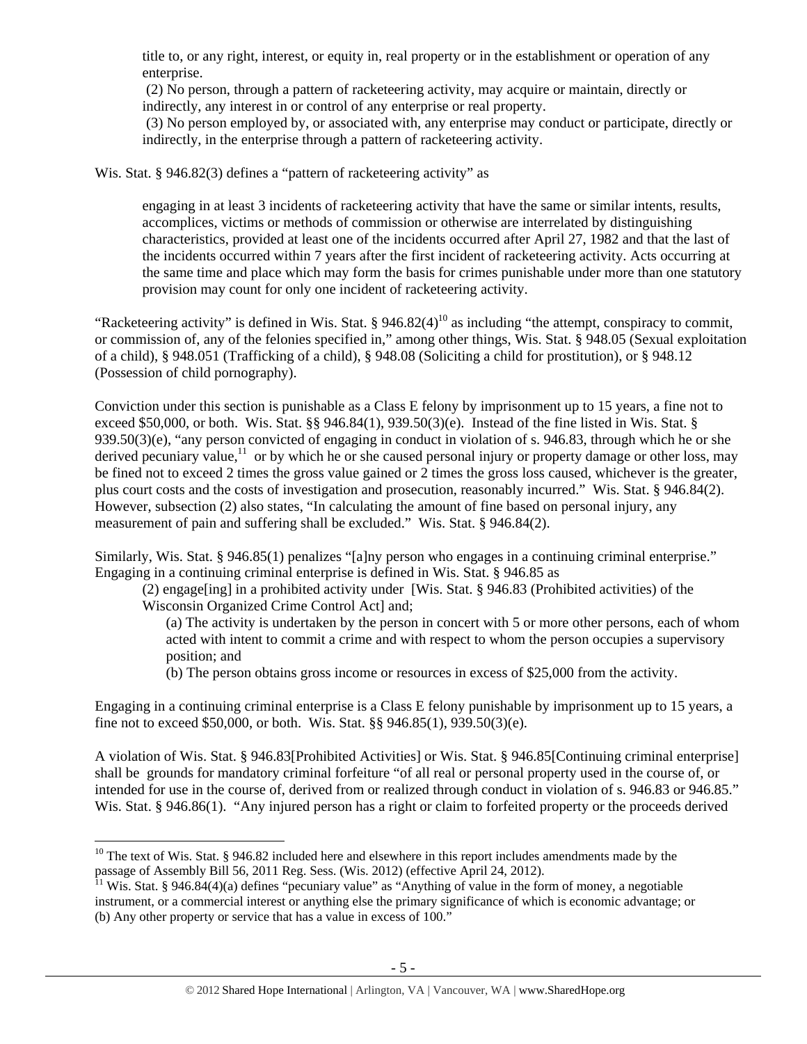> title to, or any right, interest, or equity in, real property or in the establishment or operation of any enterprise.
>
> (2) No person, through a pattern of racketeering activity, may acquire or maintain, directly or indirectly, any interest in or control of any enterprise or real property.
>
> (3) No person employed by, or associated with, any enterprise may conduct or participate, directly or indirectly, in the enterprise through a pattern of racketeering activity.

Wis. Stat. § 946.82(3) defines a "pattern of racketeering activity" as

> engaging in at least 3 incidents of racketeering activity that have the same or similar intents, results, accomplices, victims or methods of commission or otherwise are interrelated by distinguishing characteristics, provided at least one of the incidents occurred after April 27, 1982 and that the last of the incidents occurred within 7 years after the first incident of racketeering activity. Acts occurring at the same time and place which may form the basis for crimes punishable under more than one statutory provision may count for only one incident of racketeering activity.

"Racketeering activity" is defined in Wis. Stat. § 946.82(4)[10] as including "the attempt, conspiracy to commit, or commission of, any of the felonies specified in," among other things, Wis. Stat. § 948.05 (Sexual exploitation of a child), § 948.051 (Trafficking of a child), § 948.08 (Soliciting a child for prostitution), or § 948.12 (Possession of child pornography).

Conviction under this section is punishable as a Class E felony by imprisonment up to 15 years, a fine not to exceed $50,000, or both. Wis. Stat. §§ 946.84(1), 939.50(3)(e). Instead of the fine listed in Wis. Stat. § 939.50(3)(e), "any person convicted of engaging in conduct in violation of s. 946.83, through which he or she derived pecuniary value,[11] or by which he or she caused personal injury or property damage or other loss, may be fined not to exceed 2 times the gross value gained or 2 times the gross loss caused, whichever is the greater, plus court costs and the costs of investigation and prosecution, reasonably incurred." Wis. Stat. § 946.84(2). However, subsection (2) also states, "In calculating the amount of fine based on personal injury, any measurement of pain and suffering shall be excluded." Wis. Stat. § 946.84(2).

Similarly, Wis. Stat. § 946.85(1) penalizes "[a]ny person who engages in a continuing criminal enterprise." Engaging in a continuing criminal enterprise is defined in Wis. Stat. § 946.85 as

> (2) engage[ing] in a prohibited activity under [Wis. Stat. § 946.83 (Prohibited activities) of the Wisconsin Organized Crime Control Act] and;
>
> > (a) The activity is undertaken by the person in concert with 5 or more other persons, each of whom acted with intent to commit a crime and with respect to whom the person occupies a supervisory position; and
> >
> > (b) The person obtains gross income or resources in excess of $25,000 from the activity.

Engaging in a continuing criminal enterprise is a Class E felony punishable by imprisonment up to 15 years, a fine not to exceed $50,000, or both. Wis. Stat. §§ 946.85(1), 939.50(3)(e).

A violation of Wis. Stat. § 946.83[Prohibited Activities] or Wis. Stat. § 946.85[Continuing criminal enterprise] shall be grounds for mandatory criminal forfeiture "of all real or personal property used in the course of, or intended for use in the course of, derived from or realized through conduct in violation of s. 946.83 or 946.85." Wis. Stat. § 946.86(1). "Any injured person has a right or claim to forfeited property or the proceeds derived

---

[10] The text of Wis. Stat. § 946.82 included here and elsewhere in this report includes amendments made by the passage of Assembly Bill 56, 2011 Reg. Sess. (Wis. 2012) (effective April 24, 2012).

[11] Wis. Stat. § 946.84(4)(a) defines "pecuniary value" as "Anything of value in the form of money, a negotiable instrument, or a commercial interest or anything else the primary significance of which is economic advantage; or (b) Any other property or service that has a value in excess of 100."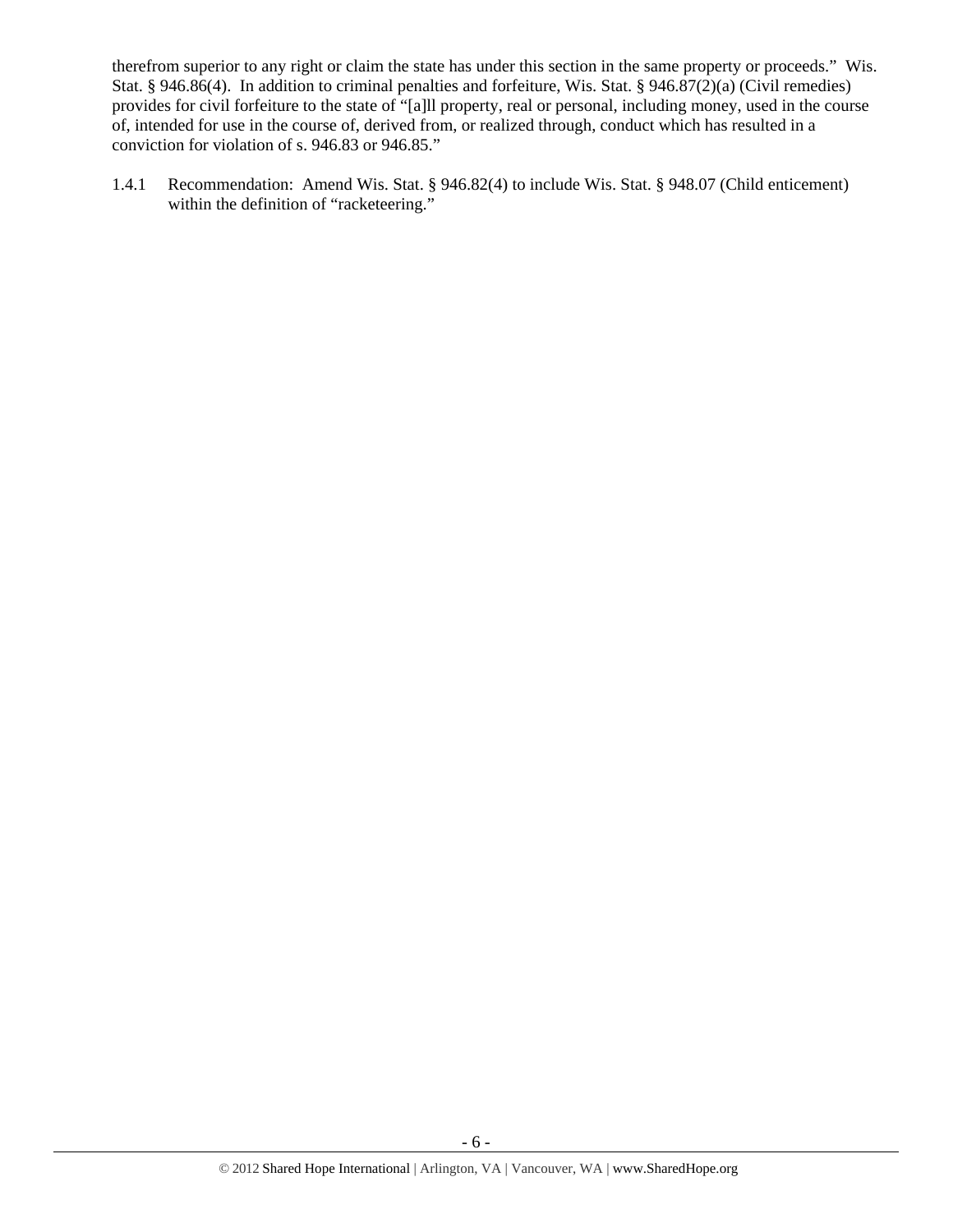therefrom superior to any right or claim the state has under this section in the same property or proceeds." Wis. Stat. § 946.86(4). In addition to criminal penalties and forfeiture, Wis. Stat. § 946.87(2)(a) (Civil remedies) provides for civil forfeiture to the state of "[a]ll property, real or personal, including money, used in the course of, intended for use in the course of, derived from, or realized through, conduct which has resulted in a conviction for violation of s. 946.83 or 946.85."

1.4.1 Recommendation: Amend Wis. Stat. § 946.82(4) to include Wis. Stat. § 948.07 (Child enticement) within the definition of "racketeering."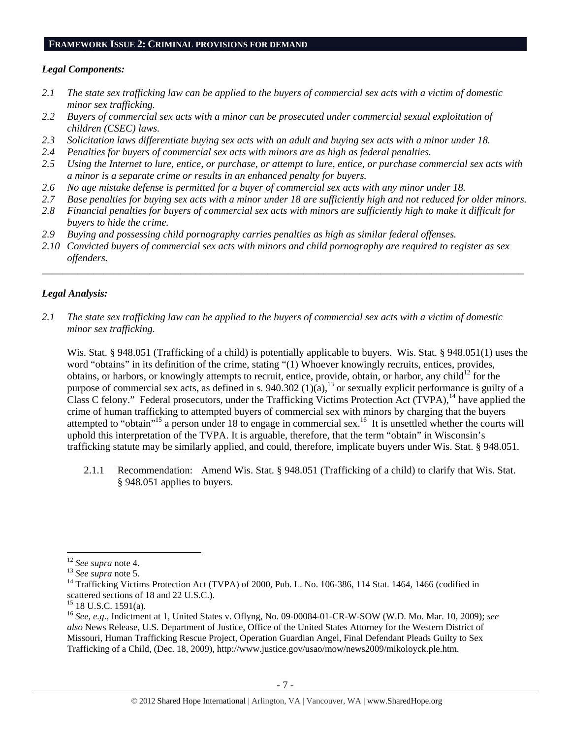## FRAMEWORK ISSUE 2: CRIMINAL PROVISIONS FOR DEMAND

***Legal Components:***

*2.1 The state sex trafficking law can be applied to the buyers of commercial sex acts with a victim of domestic minor sex trafficking.*
*2.2 Buyers of commercial sex acts with a minor can be prosecuted under commercial sexual exploitation of children (CSEC) laws.*
*2.3 Solicitation laws differentiate buying sex acts with an adult and buying sex acts with a minor under 18.*
*2.4 Penalties for buyers of commercial sex acts with minors are as high as federal penalties.*
*2.5 Using the Internet to lure, entice, or purchase, or attempt to lure, entice, or purchase commercial sex acts with a minor is a separate crime or results in an enhanced penalty for buyers.*
*2.6 No age mistake defense is permitted for a buyer of commercial sex acts with any minor under 18.*
*2.7 Base penalties for buying sex acts with a minor under 18 are sufficiently high and not reduced for older minors.*
*2.8 Financial penalties for buyers of commercial sex acts with minors are sufficiently high to make it difficult for buyers to hide the crime.*
*2.9 Buying and possessing child pornography carries penalties as high as similar federal offenses.*
*2.10 Convicted buyers of commercial sex acts with minors and child pornography are required to register as sex offenders.*

---

***Legal Analysis:***

*2.1 The state sex trafficking law can be applied to the buyers of commercial sex acts with a victim of domestic minor sex trafficking.*

Wis. Stat. § 948.051 (Trafficking of a child) is potentially applicable to buyers. Wis. Stat. § 948.051(1) uses the word "obtains" in its definition of the crime, stating "(1) Whoever knowingly recruits, entices, provides, obtains, or harbors, or knowingly attempts to recruit, entice, provide, obtain, or harbor, any child[12] for the purpose of commercial sex acts, as defined in s. 940.302 (1)(a),[13] or sexually explicit performance is guilty of a Class C felony." Federal prosecutors, under the Trafficking Victims Protection Act (TVPA),[14] have applied the crime of human trafficking to attempted buyers of commercial sex with minors by charging that the buyers attempted to "obtain"[15] a person under 18 to engage in commercial sex.[16] It is unsettled whether the courts will uphold this interpretation of the TVPA. It is arguable, therefore, that the term "obtain" in Wisconsin's trafficking statute may be similarly applied, and could, therefore, implicate buyers under Wis. Stat. § 948.051.

2.1.1 Recommendation: Amend Wis. Stat. § 948.051 (Trafficking of a child) to clarify that Wis. Stat. § 948.051 applies to buyers.

---

[12] *See supra* note 4.
[13] *See supra* note 5.
[14] Trafficking Victims Protection Act (TVPA) of 2000, Pub. L. No. 106-386, 114 Stat. 1464, 1466 (codified in scattered sections of 18 and 22 U.S.C.).
[15] 18 U.S.C. 1591(a).
[16] *See, e.g.*, Indictment at 1, United States v. Oflyng, No. 09-00084-01-CR-W-SOW (W.D. Mo. Mar. 10, 2009); *see also* News Release, U.S. Department of Justice, Office of the United States Attorney for the Western District of Missouri, Human Trafficking Rescue Project, Operation Guardian Angel, Final Defendant Pleads Guilty to Sex Trafficking of a Child, (Dec. 18, 2009), http://www.justice.gov/usao/mow/news2009/mikoloyck.ple.htm.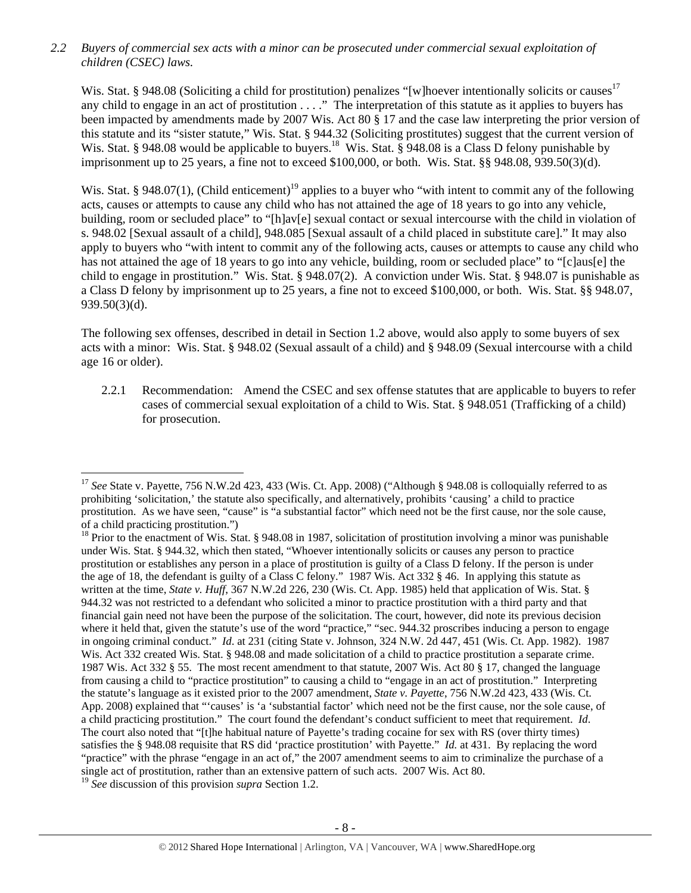*2.2 Buyers of commercial sex acts with a minor can be prosecuted under commercial sexual exploitation of children (CSEC) laws.*

Wis. Stat. § 948.08 (Soliciting a child for prostitution) penalizes "[w]hoever intentionally solicits or causes[17] any child to engage in an act of prostitution . . . ." The interpretation of this statute as it applies to buyers has been impacted by amendments made by 2007 Wis. Act 80 § 17 and the case law interpreting the prior version of this statute and its "sister statute," Wis. Stat. § 944.32 (Soliciting prostitutes) suggest that the current version of Wis. Stat. § 948.08 would be applicable to buyers.[18] Wis. Stat. § 948.08 is a Class D felony punishable by imprisonment up to 25 years, a fine not to exceed $100,000, or both. Wis. Stat. §§ 948.08, 939.50(3)(d).

Wis. Stat. § 948.07(1), (Child enticement)[19] applies to a buyer who "with intent to commit any of the following acts, causes or attempts to cause any child who has not attained the age of 18 years to go into any vehicle, building, room or secluded place" to "[h]av[e] sexual contact or sexual intercourse with the child in violation of s. 948.02 [Sexual assault of a child], 948.085 [Sexual assault of a child placed in substitute care]." It may also apply to buyers who "with intent to commit any of the following acts, causes or attempts to cause any child who has not attained the age of 18 years to go into any vehicle, building, room or secluded place" to "[c]aus[e] the child to engage in prostitution." Wis. Stat. § 948.07(2). A conviction under Wis. Stat. § 948.07 is punishable as a Class D felony by imprisonment up to 25 years, a fine not to exceed $100,000, or both. Wis. Stat. §§ 948.07, 939.50(3)(d).

The following sex offenses, described in detail in Section 1.2 above, would also apply to some buyers of sex acts with a minor: Wis. Stat. § 948.02 (Sexual assault of a child) and § 948.09 (Sexual intercourse with a child age 16 or older).

2.2.1 Recommendation: Amend the CSEC and sex offense statutes that are applicable to buyers to refer cases of commercial sexual exploitation of a child to Wis. Stat. § 948.051 (Trafficking of a child) for prosecution.

---

[17] *See* State v. Payette, 756 N.W.2d 423, 433 (Wis. Ct. App. 2008) ("Although § 948.08 is colloquially referred to as prohibiting 'solicitation,' the statute also specifically, and alternatively, prohibits 'causing' a child to practice prostitution. As we have seen, "cause" is "a substantial factor" which need not be the first cause, nor the sole cause, of a child practicing prostitution.")

[18] Prior to the enactment of Wis. Stat. § 948.08 in 1987, solicitation of prostitution involving a minor was punishable under Wis. Stat. § 944.32, which then stated, "Whoever intentionally solicits or causes any person to practice prostitution or establishes any person in a place of prostitution is guilty of a Class D felony. If the person is under the age of 18, the defendant is guilty of a Class C felony." 1987 Wis. Act 332 § 46. In applying this statute as written at the time, *State v. Huff*, 367 N.W.2d 226, 230 (Wis. Ct. App. 1985) held that application of Wis. Stat. § 944.32 was not restricted to a defendant who solicited a minor to practice prostitution with a third party and that financial gain need not have been the purpose of the solicitation. The court, however, did note its previous decision where it held that, given the statute's use of the word "practice," "sec. 944.32 proscribes inducing a person to engage in ongoing criminal conduct." *Id*. at 231 (citing State v. Johnson, 324 N.W. 2d 447, 451 (Wis. Ct. App. 1982). 1987 Wis. Act 332 created Wis. Stat. § 948.08 and made solicitation of a child to practice prostitution a separate crime. 1987 Wis. Act 332 § 55. The most recent amendment to that statute, 2007 Wis. Act 80 § 17, changed the language from causing a child to "practice prostitution" to causing a child to "engage in an act of prostitution." Interpreting the statute's language as it existed prior to the 2007 amendment, *State v. Payette*, 756 N.W.2d 423, 433 (Wis. Ct. App. 2008) explained that "'causes' is 'a 'substantial factor' which need not be the first cause, nor the sole cause, of a child practicing prostitution." The court found the defendant's conduct sufficient to meet that requirement. *Id*. The court also noted that "[t]he habitual nature of Payette's trading cocaine for sex with RS (over thirty times) satisfies the § 948.08 requisite that RS did 'practice prostitution' with Payette." *Id.* at 431. By replacing the word "practice" with the phrase "engage in an act of," the 2007 amendment seems to aim to criminalize the purchase of a single act of prostitution, rather than an extensive pattern of such acts. 2007 Wis. Act 80.

[19] *See* discussion of this provision *supra* Section 1.2.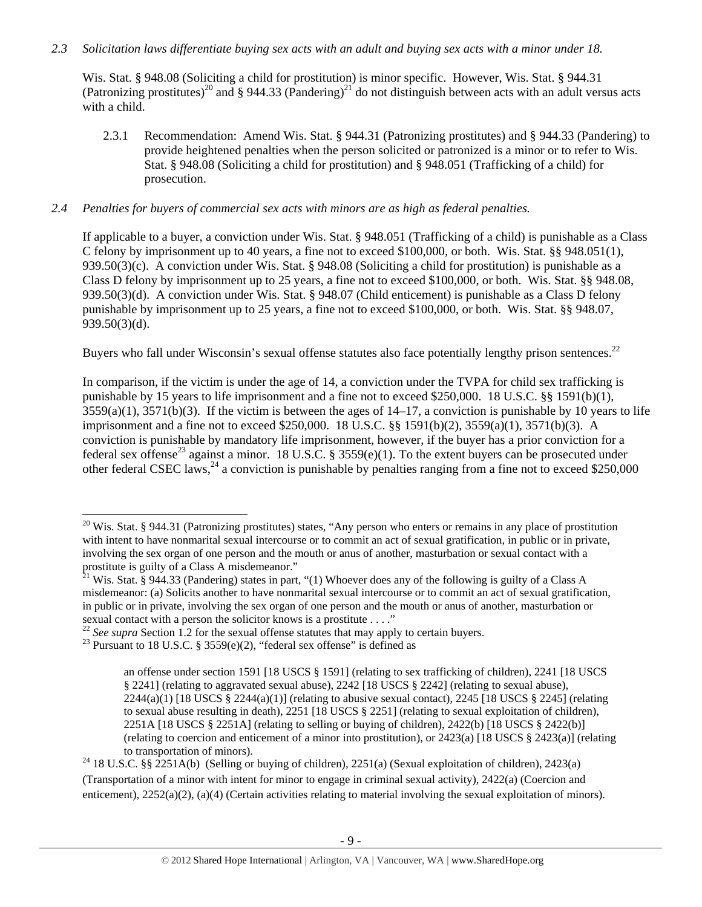*2.3 Solicitation laws differentiate buying sex acts with an adult and buying sex acts with a minor under 18.*

Wis. Stat. § 948.08 (Soliciting a child for prostitution) is minor specific. However, Wis. Stat. § 944.31 (Patronizing prostitutes)[20] and § 944.33 (Pandering)[21] do not distinguish between acts with an adult versus acts with a child.

2.3.1 Recommendation: Amend Wis. Stat. § 944.31 (Patronizing prostitutes) and § 944.33 (Pandering) to provide heightened penalties when the person solicited or patronized is a minor or to refer to Wis. Stat. § 948.08 (Soliciting a child for prostitution) and § 948.051 (Trafficking of a child) for prosecution.

*2.4 Penalties for buyers of commercial sex acts with minors are as high as federal penalties.*

If applicable to a buyer, a conviction under Wis. Stat. § 948.051 (Trafficking of a child) is punishable as a Class C felony by imprisonment up to 40 years, a fine not to exceed $100,000, or both. Wis. Stat. §§ 948.051(1), 939.50(3)(c). A conviction under Wis. Stat. § 948.08 (Soliciting a child for prostitution) is punishable as a Class D felony by imprisonment up to 25 years, a fine not to exceed $100,000, or both. Wis. Stat. §§ 948.08, 939.50(3)(d). A conviction under Wis. Stat. § 948.07 (Child enticement) is punishable as a Class D felony punishable by imprisonment up to 25 years, a fine not to exceed $100,000, or both. Wis. Stat. §§ 948.07, 939.50(3)(d).

Buyers who fall under Wisconsin's sexual offense statutes also face potentially lengthy prison sentences.[22]

In comparison, if the victim is under the age of 14, a conviction under the TVPA for child sex trafficking is punishable by 15 years to life imprisonment and a fine not to exceed $250,000. 18 U.S.C. §§ 1591(b)(1), 3559(a)(1), 3571(b)(3). If the victim is between the ages of 14–17, a conviction is punishable by 10 years to life imprisonment and a fine not to exceed $250,000. 18 U.S.C. §§ 1591(b)(2), 3559(a)(1), 3571(b)(3). A conviction is punishable by mandatory life imprisonment, however, if the buyer has a prior conviction for a federal sex offense[23] against a minor. 18 U.S.C. § 3559(e)(1). To the extent buyers can be prosecuted under other federal CSEC laws,[24] a conviction is punishable by penalties ranging from a fine not to exceed $250,000

---

[20] Wis. Stat. § 944.31 (Patronizing prostitutes) states, "Any person who enters or remains in any place of prostitution with intent to have nonmarital sexual intercourse or to commit an act of sexual gratification, in public or in private, involving the sex organ of one person and the mouth or anus of another, masturbation or sexual contact with a prostitute is guilty of a Class A misdemeanor."

[21] Wis. Stat. § 944.33 (Pandering) states in part, "(1) Whoever does any of the following is guilty of a Class A misdemeanor: (a) Solicits another to have nonmarital sexual intercourse or to commit an act of sexual gratification, in public or in private, involving the sex organ of one person and the mouth or anus of another, masturbation or sexual contact with a person the solicitor knows is a prostitute . . . ."

[22] *See supra* Section 1.2 for the sexual offense statutes that may apply to certain buyers.

[23] Pursuant to 18 U.S.C. § 3559(e)(2), "federal sex offense" is defined as

> an offense under section 1591 [18 USCS § 1591] (relating to sex trafficking of children), 2241 [18 USCS § 2241] (relating to aggravated sexual abuse), 2242 [18 USCS § 2242] (relating to sexual abuse), 2244(a)(1) [18 USCS § 2244(a)(1)] (relating to abusive sexual contact), 2245 [18 USCS § 2245] (relating to sexual abuse resulting in death), 2251 [18 USCS § 2251] (relating to sexual exploitation of children), 2251A [18 USCS § 2251A] (relating to selling or buying of children), 2422(b) [18 USCS § 2422(b)] (relating to coercion and enticement of a minor into prostitution), or 2423(a) [18 USCS § 2423(a)] (relating to transportation of minors).

[24] 18 U.S.C. §§ 2251A(b) (Selling or buying of children), 2251(a) (Sexual exploitation of children), 2423(a) (Transportation of a minor with intent for minor to engage in criminal sexual activity), 2422(a) (Coercion and enticement), 2252(a)(2), (a)(4) (Certain activities relating to material involving the sexual exploitation of minors).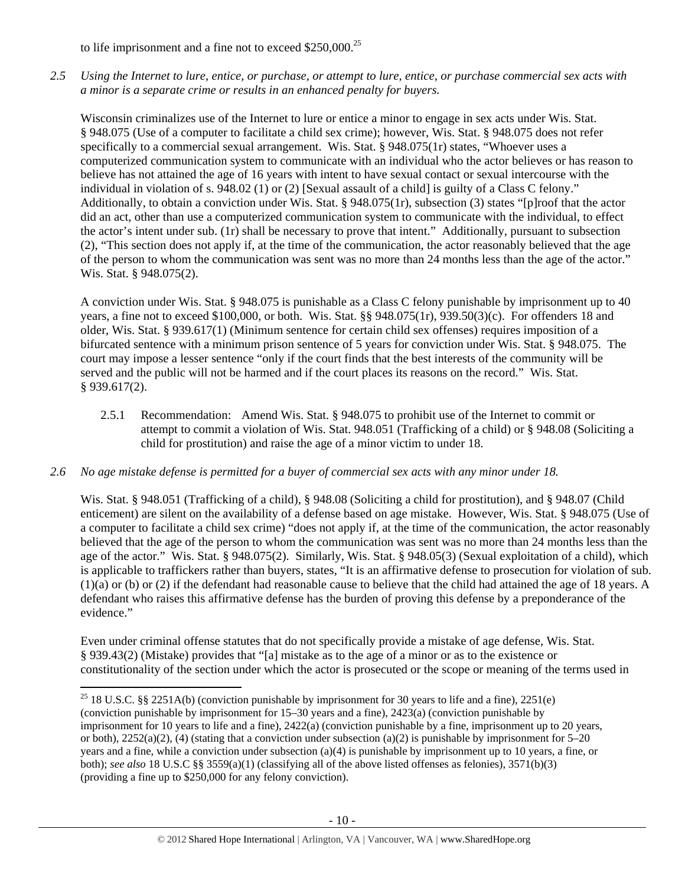to life imprisonment and a fine not to exceed $250,000.[25]

*2.5 Using the Internet to lure, entice, or purchase, or attempt to lure, entice, or purchase commercial sex acts with a minor is a separate crime or results in an enhanced penalty for buyers.*

Wisconsin criminalizes use of the Internet to lure or entice a minor to engage in sex acts under Wis. Stat. § 948.075 (Use of a computer to facilitate a child sex crime); however, Wis. Stat. § 948.075 does not refer specifically to a commercial sexual arrangement. Wis. Stat. § 948.075(1r) states, "Whoever uses a computerized communication system to communicate with an individual who the actor believes or has reason to believe has not attained the age of 16 years with intent to have sexual contact or sexual intercourse with the individual in violation of s. 948.02 (1) or (2) [Sexual assault of a child] is guilty of a Class C felony." Additionally, to obtain a conviction under Wis. Stat. § 948.075(1r), subsection (3) states "[p]roof that the actor did an act, other than use a computerized communication system to communicate with the individual, to effect the actor's intent under sub. (1r) shall be necessary to prove that intent." Additionally, pursuant to subsection (2), "This section does not apply if, at the time of the communication, the actor reasonably believed that the age of the person to whom the communication was sent was no more than 24 months less than the age of the actor." Wis. Stat. § 948.075(2).

A conviction under Wis. Stat. § 948.075 is punishable as a Class C felony punishable by imprisonment up to 40 years, a fine not to exceed $100,000, or both. Wis. Stat. §§ 948.075(1r), 939.50(3)(c). For offenders 18 and older, Wis. Stat. § 939.617(1) (Minimum sentence for certain child sex offenses) requires imposition of a bifurcated sentence with a minimum prison sentence of 5 years for conviction under Wis. Stat. § 948.075. The court may impose a lesser sentence "only if the court finds that the best interests of the community will be served and the public will not be harmed and if the court places its reasons on the record." Wis. Stat. § 939.617(2).

2.5.1 Recommendation: Amend Wis. Stat. § 948.075 to prohibit use of the Internet to commit or attempt to commit a violation of Wis. Stat. 948.051 (Trafficking of a child) or § 948.08 (Soliciting a child for prostitution) and raise the age of a minor victim to under 18.

*2.6 No age mistake defense is permitted for a buyer of commercial sex acts with any minor under 18.*

Wis. Stat. § 948.051 (Trafficking of a child), § 948.08 (Soliciting a child for prostitution), and § 948.07 (Child enticement) are silent on the availability of a defense based on age mistake. However, Wis. Stat. § 948.075 (Use of a computer to facilitate a child sex crime) "does not apply if, at the time of the communication, the actor reasonably believed that the age of the person to whom the communication was sent was no more than 24 months less than the age of the actor." Wis. Stat. § 948.075(2). Similarly, Wis. Stat. § 948.05(3) (Sexual exploitation of a child), which is applicable to traffickers rather than buyers, states, "It is an affirmative defense to prosecution for violation of sub. (1)(a) or (b) or (2) if the defendant had reasonable cause to believe that the child had attained the age of 18 years. A defendant who raises this affirmative defense has the burden of proving this defense by a preponderance of the evidence."

Even under criminal offense statutes that do not specifically provide a mistake of age defense, Wis. Stat. § 939.43(2) (Mistake) provides that "[a] mistake as to the age of a minor or as to the existence or constitutionality of the section under which the actor is prosecuted or the scope or meaning of the terms used in

---

[25] 18 U.S.C. §§ 2251A(b) (conviction punishable by imprisonment for 30 years to life and a fine), 2251(e) (conviction punishable by imprisonment for 15–30 years and a fine), 2423(a) (conviction punishable by imprisonment for 10 years to life and a fine), 2422(a) (conviction punishable by a fine, imprisonment up to 20 years, or both), 2252(a)(2), (4) (stating that a conviction under subsection (a)(2) is punishable by imprisonment for 5–20 years and a fine, while a conviction under subsection (a)(4) is punishable by imprisonment up to 10 years, a fine, or both); *see also* 18 U.S.C §§ 3559(a)(1) (classifying all of the above listed offenses as felonies), 3571(b)(3) (providing a fine up to $250,000 for any felony conviction).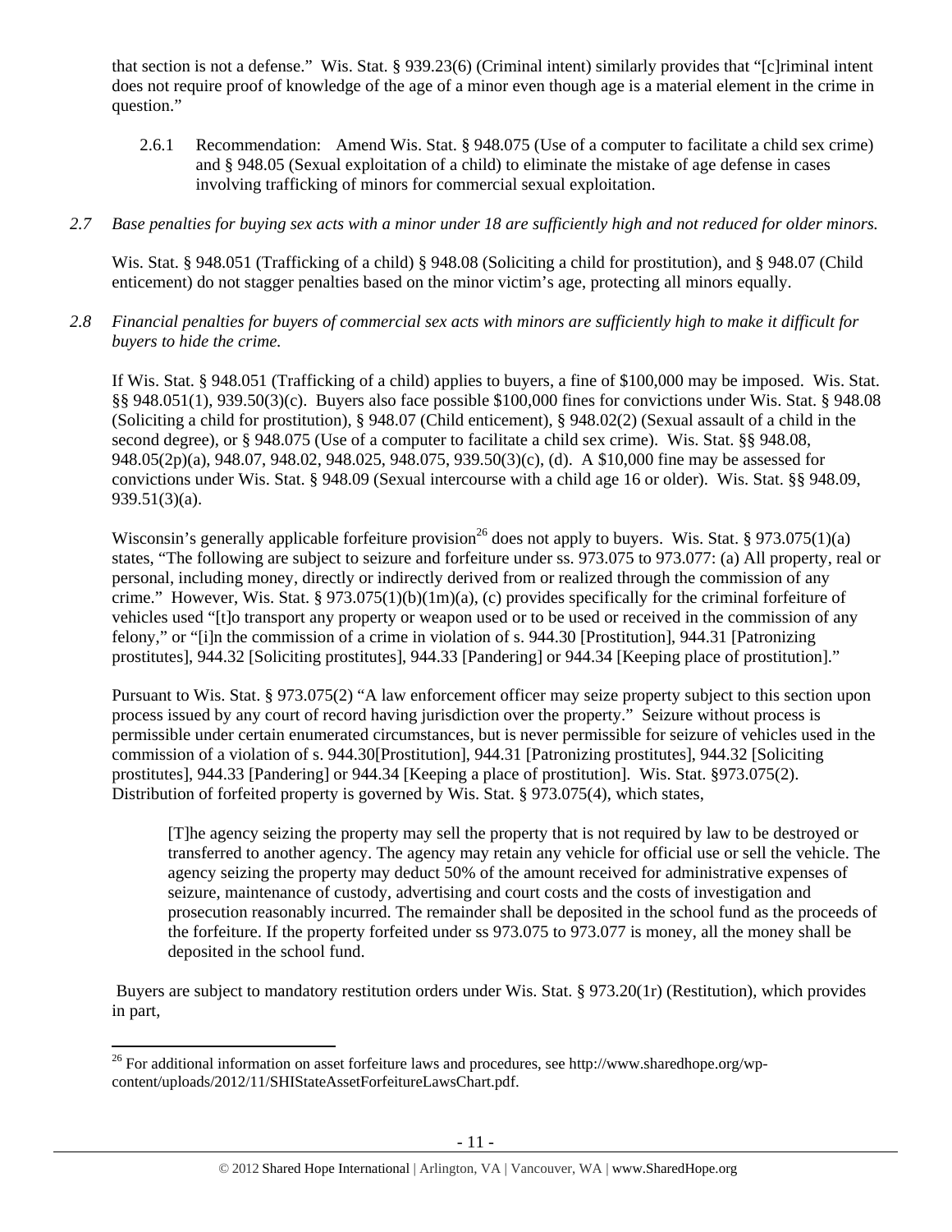that section is not a defense." Wis. Stat. § 939.23(6) (Criminal intent) similarly provides that "[c]riminal intent does not require proof of knowledge of the age of a minor even though age is a material element in the crime in question."

2.6.1 Recommendation: Amend Wis. Stat. § 948.075 (Use of a computer to facilitate a child sex crime) and § 948.05 (Sexual exploitation of a child) to eliminate the mistake of age defense in cases involving trafficking of minors for commercial sexual exploitation.

*2.7 Base penalties for buying sex acts with a minor under 18 are sufficiently high and not reduced for older minors.*

Wis. Stat. § 948.051 (Trafficking of a child) § 948.08 (Soliciting a child for prostitution), and § 948.07 (Child enticement) do not stagger penalties based on the minor victim's age, protecting all minors equally.

*2.8 Financial penalties for buyers of commercial sex acts with minors are sufficiently high to make it difficult for buyers to hide the crime.*

If Wis. Stat. § 948.051 (Trafficking of a child) applies to buyers, a fine of $100,000 may be imposed. Wis. Stat. §§ 948.051(1), 939.50(3)(c). Buyers also face possible $100,000 fines for convictions under Wis. Stat. § 948.08 (Soliciting a child for prostitution), § 948.07 (Child enticement), § 948.02(2) (Sexual assault of a child in the second degree), or § 948.075 (Use of a computer to facilitate a child sex crime). Wis. Stat. §§ 948.08, 948.05(2p)(a), 948.07, 948.02, 948.025, 948.075, 939.50(3)(c), (d). A $10,000 fine may be assessed for convictions under Wis. Stat. § 948.09 (Sexual intercourse with a child age 16 or older). Wis. Stat. §§ 948.09, 939.51(3)(a).

Wisconsin's generally applicable forfeiture provision[26] does not apply to buyers. Wis. Stat. § 973.075(1)(a) states, "The following are subject to seizure and forfeiture under ss. 973.075 to 973.077: (a) All property, real or personal, including money, directly or indirectly derived from or realized through the commission of any crime." However, Wis. Stat. § 973.075(1)(b)(1m)(a), (c) provides specifically for the criminal forfeiture of vehicles used "[t]o transport any property or weapon used or to be used or received in the commission of any felony," or "[i]n the commission of a crime in violation of s. 944.30 [Prostitution], 944.31 [Patronizing prostitutes], 944.32 [Soliciting prostitutes], 944.33 [Pandering] or 944.34 [Keeping place of prostitution]."

Pursuant to Wis. Stat. § 973.075(2) "A law enforcement officer may seize property subject to this section upon process issued by any court of record having jurisdiction over the property." Seizure without process is permissible under certain enumerated circumstances, but is never permissible for seizure of vehicles used in the commission of a violation of s. 944.30[Prostitution], 944.31 [Patronizing prostitutes], 944.32 [Soliciting prostitutes], 944.33 [Pandering] or 944.34 [Keeping a place of prostitution]. Wis. Stat. §973.075(2). Distribution of forfeited property is governed by Wis. Stat. § 973.075(4), which states,

> [T]he agency seizing the property may sell the property that is not required by law to be destroyed or transferred to another agency. The agency may retain any vehicle for official use or sell the vehicle. The agency seizing the property may deduct 50% of the amount received for administrative expenses of seizure, maintenance of custody, advertising and court costs and the costs of investigation and prosecution reasonably incurred. The remainder shall be deposited in the school fund as the proceeds of the forfeiture. If the property forfeited under ss 973.075 to 973.077 is money, all the money shall be deposited in the school fund.

Buyers are subject to mandatory restitution orders under Wis. Stat. § 973.20(1r) (Restitution), which provides in part,

---

[26] For additional information on asset forfeiture laws and procedures, see http://www.sharedhope.org/wp-content/uploads/2012/11/SHIStateAssetForfeitureLawsChart.pdf.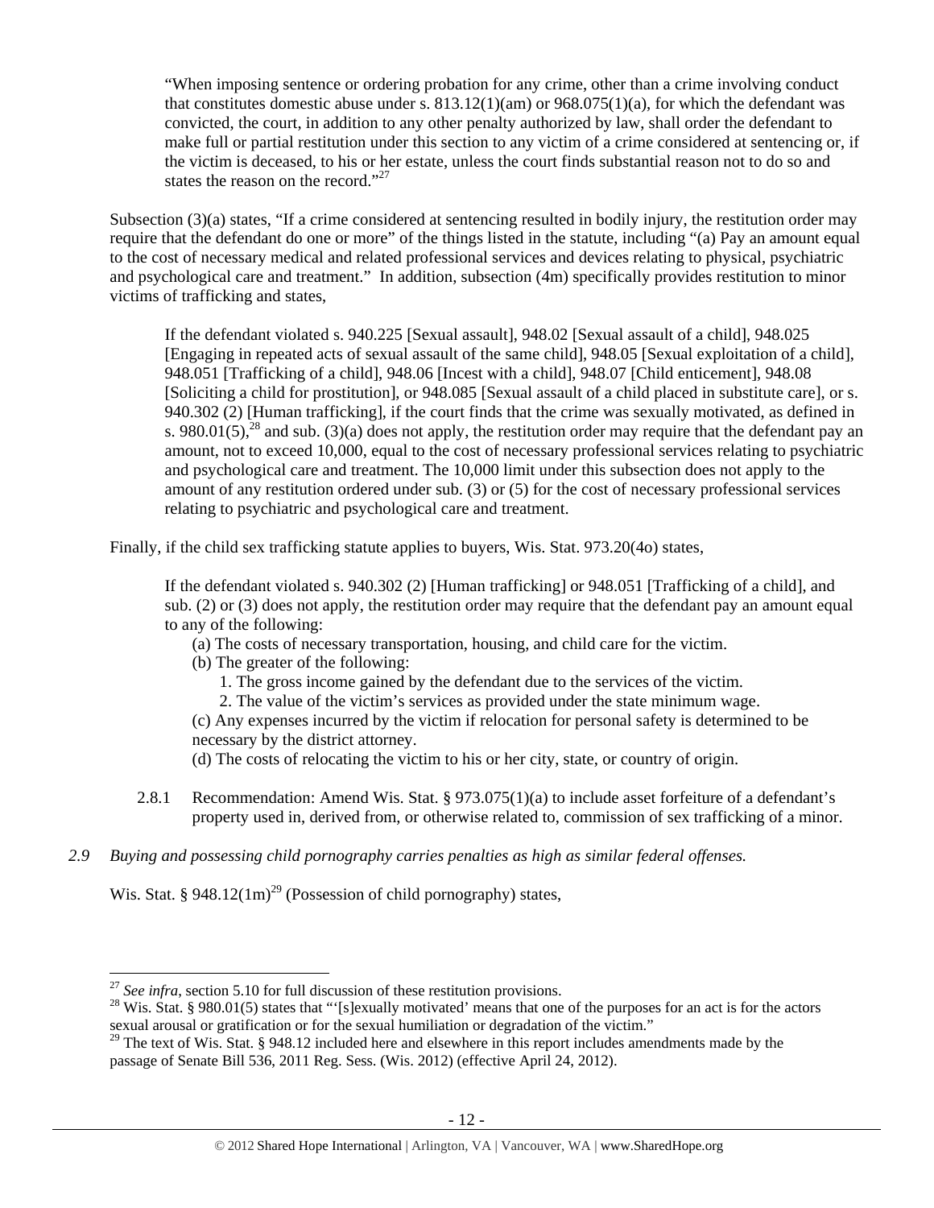> "When imposing sentence or ordering probation for any crime, other than a crime involving conduct that constitutes domestic abuse under s. 813.12(1)(am) or 968.075(1)(a), for which the defendant was convicted, the court, in addition to any other penalty authorized by law, shall order the defendant to make full or partial restitution under this section to any victim of a crime considered at sentencing or, if the victim is deceased, to his or her estate, unless the court finds substantial reason not to do so and states the reason on the record."[27]

Subsection (3)(a) states, "If a crime considered at sentencing resulted in bodily injury, the restitution order may require that the defendant do one or more" of the things listed in the statute, including "(a) Pay an amount equal to the cost of necessary medical and related professional services and devices relating to physical, psychiatric and psychological care and treatment." In addition, subsection (4m) specifically provides restitution to minor victims of trafficking and states,

> If the defendant violated s. 940.225 [Sexual assault], 948.02 [Sexual assault of a child], 948.025 [Engaging in repeated acts of sexual assault of the same child], 948.05 [Sexual exploitation of a child], 948.051 [Trafficking of a child], 948.06 [Incest with a child], 948.07 [Child enticement], 948.08 [Soliciting a child for prostitution], or 948.085 [Sexual assault of a child placed in substitute care], or s. 940.302 (2) [Human trafficking], if the court finds that the crime was sexually motivated, as defined in s. 980.01(5),[28] and sub. (3)(a) does not apply, the restitution order may require that the defendant pay an amount, not to exceed 10,000, equal to the cost of necessary professional services relating to psychiatric and psychological care and treatment. The 10,000 limit under this subsection does not apply to the amount of any restitution ordered under sub. (3) or (5) for the cost of necessary professional services relating to psychiatric and psychological care and treatment.

Finally, if the child sex trafficking statute applies to buyers, Wis. Stat. 973.20(4o) states,

> If the defendant violated s. 940.302 (2) [Human trafficking] or 948.051 [Trafficking of a child], and sub. (2) or (3) does not apply, the restitution order may require that the defendant pay an amount equal to any of the following:
>
> (a) The costs of necessary transportation, housing, and child care for the victim.
>
> (b) The greater of the following:
>
> 1. The gross income gained by the defendant due to the services of the victim.
> 2. The value of the victim's services as provided under the state minimum wage.
>
> (c) Any expenses incurred by the victim if relocation for personal safety is determined to be necessary by the district attorney.
>
> (d) The costs of relocating the victim to his or her city, state, or country of origin.

2.8.1 Recommendation: Amend Wis. Stat. § 973.075(1)(a) to include asset forfeiture of a defendant's property used in, derived from, or otherwise related to, commission of sex trafficking of a minor.

*2.9 Buying and possessing child pornography carries penalties as high as similar federal offenses.*

Wis. Stat. § 948.12(1m)[29] (Possession of child pornography) states,

---

[27] *See infra*, section 5.10 for full discussion of these restitution provisions.

[28] Wis. Stat. § 980.01(5) states that "'[s]exually motivated' means that one of the purposes for an act is for the actors sexual arousal or gratification or for the sexual humiliation or degradation of the victim."

[29] The text of Wis. Stat. § 948.12 included here and elsewhere in this report includes amendments made by the passage of Senate Bill 536, 2011 Reg. Sess. (Wis. 2012) (effective April 24, 2012).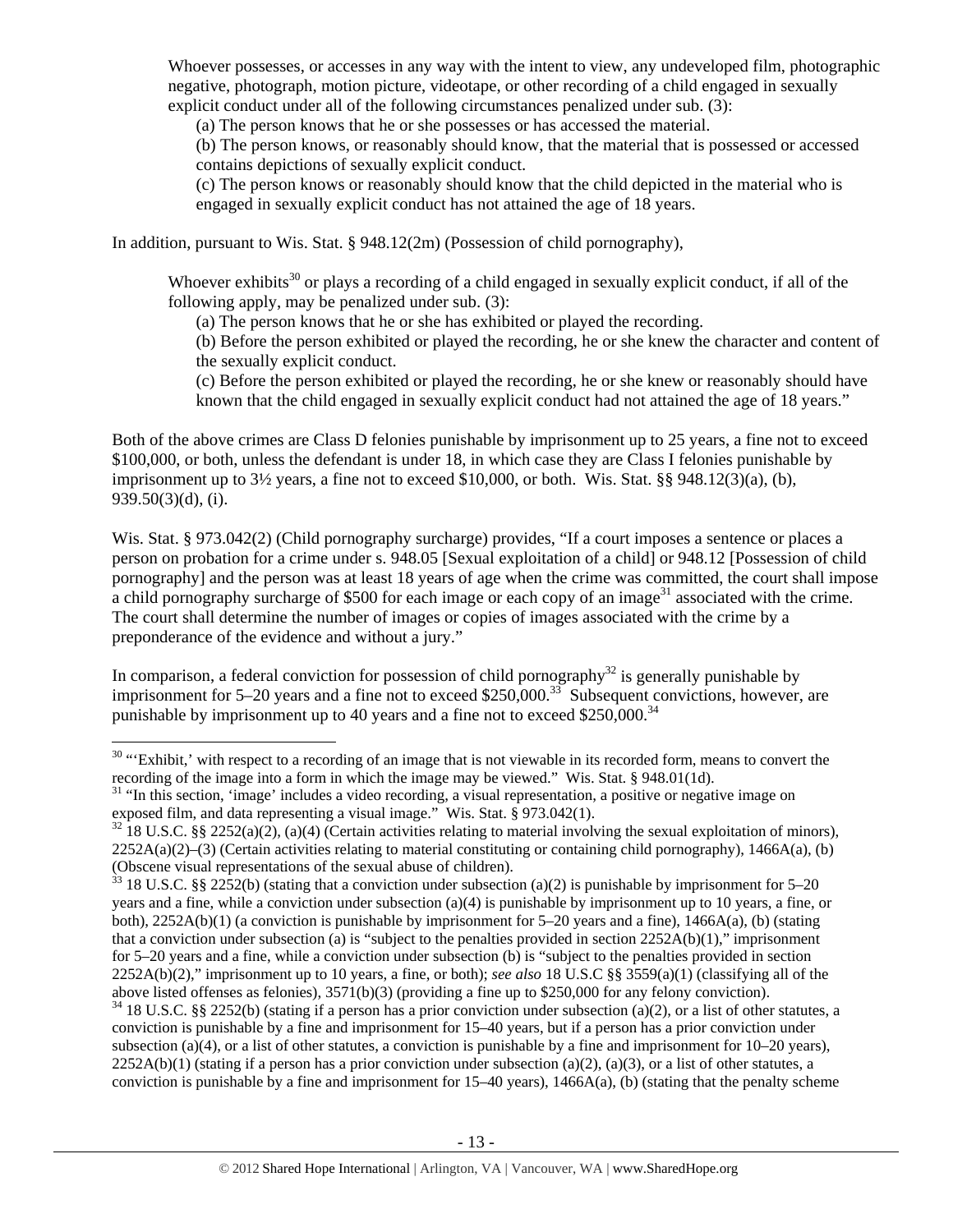> Whoever possesses, or accesses in any way with the intent to view, any undeveloped film, photographic negative, photograph, motion picture, videotape, or other recording of a child engaged in sexually explicit conduct under all of the following circumstances penalized under sub. (3):
>
> (a) The person knows that he or she possesses or has accessed the material.
>
> (b) The person knows, or reasonably should know, that the material that is possessed or accessed contains depictions of sexually explicit conduct.
>
> (c) The person knows or reasonably should know that the child depicted in the material who is engaged in sexually explicit conduct has not attained the age of 18 years.

In addition, pursuant to Wis. Stat. § 948.12(2m) (Possession of child pornography),

> Whoever exhibits[30] or plays a recording of a child engaged in sexually explicit conduct, if all of the following apply, may be penalized under sub. (3):
>
> (a) The person knows that he or she has exhibited or played the recording.
>
> (b) Before the person exhibited or played the recording, he or she knew the character and content of the sexually explicit conduct.
>
> (c) Before the person exhibited or played the recording, he or she knew or reasonably should have known that the child engaged in sexually explicit conduct had not attained the age of 18 years."

Both of the above crimes are Class D felonies punishable by imprisonment up to 25 years, a fine not to exceed $100,000, or both, unless the defendant is under 18, in which case they are Class I felonies punishable by imprisonment up to 3½ years, a fine not to exceed $10,000, or both. Wis. Stat. §§ 948.12(3)(a), (b), 939.50(3)(d), (i).

Wis. Stat. § 973.042(2) (Child pornography surcharge) provides, "If a court imposes a sentence or places a person on probation for a crime under s. 948.05 [Sexual exploitation of a child] or 948.12 [Possession of child pornography] and the person was at least 18 years of age when the crime was committed, the court shall impose a child pornography surcharge of $500 for each image or each copy of an image[31] associated with the crime. The court shall determine the number of images or copies of images associated with the crime by a preponderance of the evidence and without a jury."

In comparison, a federal conviction for possession of child pornography[32] is generally punishable by imprisonment for 5–20 years and a fine not to exceed $250,000.[33] Subsequent convictions, however, are punishable by imprisonment up to 40 years and a fine not to exceed $250,000.[34]

---

[30] "'Exhibit,' with respect to a recording of an image that is not viewable in its recorded form, means to convert the recording of the image into a form in which the image may be viewed." Wis. Stat. § 948.01(1d).

[31] "In this section, 'image' includes a video recording, a visual representation, a positive or negative image on exposed film, and data representing a visual image." Wis. Stat. § 973.042(1).

[32] 18 U.S.C. §§ 2252(a)(2), (a)(4) (Certain activities relating to material involving the sexual exploitation of minors), 2252A(a)(2)–(3) (Certain activities relating to material constituting or containing child pornography), 1466A(a), (b) (Obscene visual representations of the sexual abuse of children).

[33] 18 U.S.C. §§ 2252(b) (stating that a conviction under subsection (a)(2) is punishable by imprisonment for 5–20 years and a fine, while a conviction under subsection (a)(4) is punishable by imprisonment up to 10 years, a fine, or both), 2252A(b)(1) (a conviction is punishable by imprisonment for 5–20 years and a fine), 1466A(a), (b) (stating that a conviction under subsection (a) is "subject to the penalties provided in section 2252A(b)(1)," imprisonment for 5–20 years and a fine, while a conviction under subsection (b) is "subject to the penalties provided in section 2252A(b)(2)," imprisonment up to 10 years, a fine, or both); *see also* 18 U.S.C §§ 3559(a)(1) (classifying all of the above listed offenses as felonies), 3571(b)(3) (providing a fine up to $250,000 for any felony conviction).

[34] 18 U.S.C. §§ 2252(b) (stating if a person has a prior conviction under subsection (a)(2), or a list of other statutes, a conviction is punishable by a fine and imprisonment for 15–40 years, but if a person has a prior conviction under subsection (a)(4), or a list of other statutes, a conviction is punishable by a fine and imprisonment for 10–20 years), 2252A(b)(1) (stating if a person has a prior conviction under subsection (a)(2), (a)(3), or a list of other statutes, a conviction is punishable by a fine and imprisonment for 15–40 years), 1466A(a), (b) (stating that the penalty scheme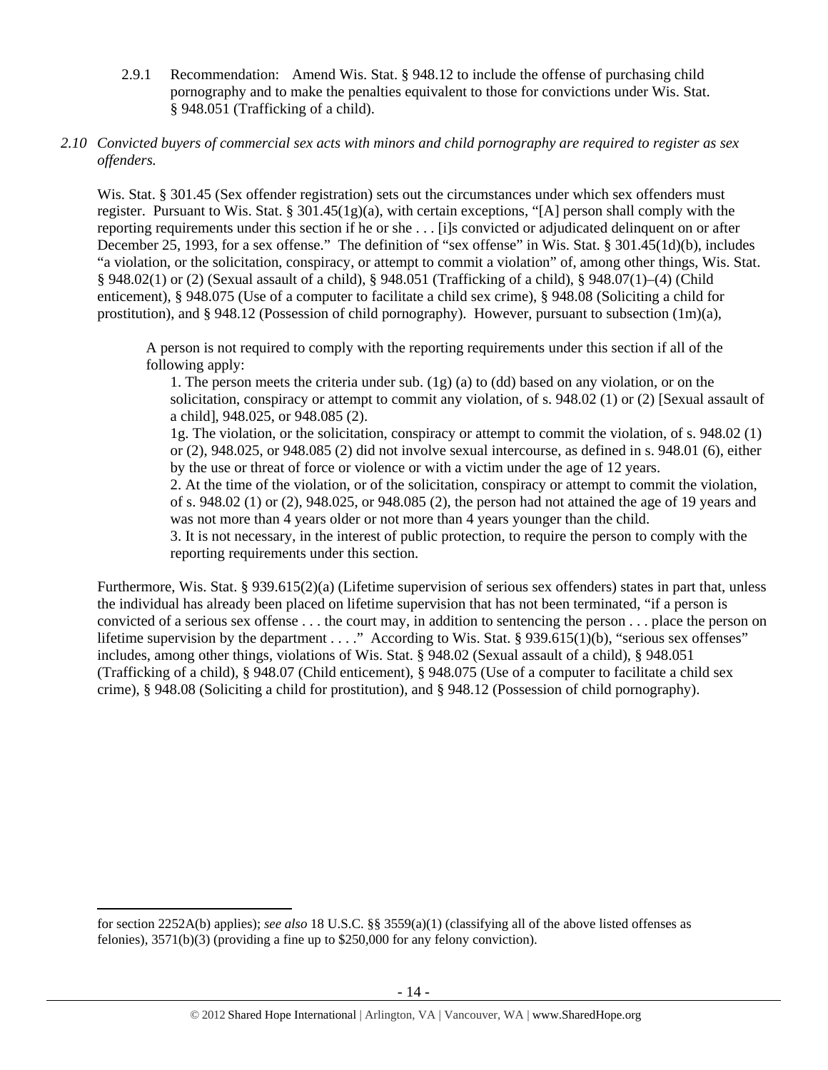2.9.1 Recommendation: Amend Wis. Stat. § 948.12 to include the offense of purchasing child pornography and to make the penalties equivalent to those for convictions under Wis. Stat. § 948.051 (Trafficking of a child).

*2.10 Convicted buyers of commercial sex acts with minors and child pornography are required to register as sex offenders.*

Wis. Stat. § 301.45 (Sex offender registration) sets out the circumstances under which sex offenders must register. Pursuant to Wis. Stat. § 301.45(1g)(a), with certain exceptions, "[A] person shall comply with the reporting requirements under this section if he or she . . . [i]s convicted or adjudicated delinquent on or after December 25, 1993, for a sex offense." The definition of "sex offense" in Wis. Stat. § 301.45(1d)(b), includes "a violation, or the solicitation, conspiracy, or attempt to commit a violation" of, among other things, Wis. Stat. § 948.02(1) or (2) (Sexual assault of a child), § 948.051 (Trafficking of a child), § 948.07(1)–(4) (Child enticement), § 948.075 (Use of a computer to facilitate a child sex crime), § 948.08 (Soliciting a child for prostitution), and § 948.12 (Possession of child pornography). However, pursuant to subsection (1m)(a),

> A person is not required to comply with the reporting requirements under this section if all of the following apply:
>
> 1. The person meets the criteria under sub. (1g) (a) to (dd) based on any violation, or on the solicitation, conspiracy or attempt to commit any violation, of s. 948.02 (1) or (2) [Sexual assault of a child], 948.025, or 948.085 (2).
>
> 1g. The violation, or the solicitation, conspiracy or attempt to commit the violation, of s. 948.02 (1) or (2), 948.025, or 948.085 (2) did not involve sexual intercourse, as defined in s. 948.01 (6), either by the use or threat of force or violence or with a victim under the age of 12 years.
>
> 2. At the time of the violation, or of the solicitation, conspiracy or attempt to commit the violation, of s. 948.02 (1) or (2), 948.025, or 948.085 (2), the person had not attained the age of 19 years and was not more than 4 years older or not more than 4 years younger than the child.
>
> 3. It is not necessary, in the interest of public protection, to require the person to comply with the reporting requirements under this section.

Furthermore, Wis. Stat. § 939.615(2)(a) (Lifetime supervision of serious sex offenders) states in part that, unless the individual has already been placed on lifetime supervision that has not been terminated, "if a person is convicted of a serious sex offense . . . the court may, in addition to sentencing the person . . . place the person on lifetime supervision by the department . . . ." According to Wis. Stat. § 939.615(1)(b), "serious sex offenses" includes, among other things, violations of Wis. Stat. § 948.02 (Sexual assault of a child), § 948.051 (Trafficking of a child), § 948.07 (Child enticement), § 948.075 (Use of a computer to facilitate a child sex crime), § 948.08 (Soliciting a child for prostitution), and § 948.12 (Possession of child pornography).

---

for section 2252A(b) applies); *see also* 18 U.S.C. §§ 3559(a)(1) (classifying all of the above listed offenses as felonies), 3571(b)(3) (providing a fine up to $250,000 for any felony conviction).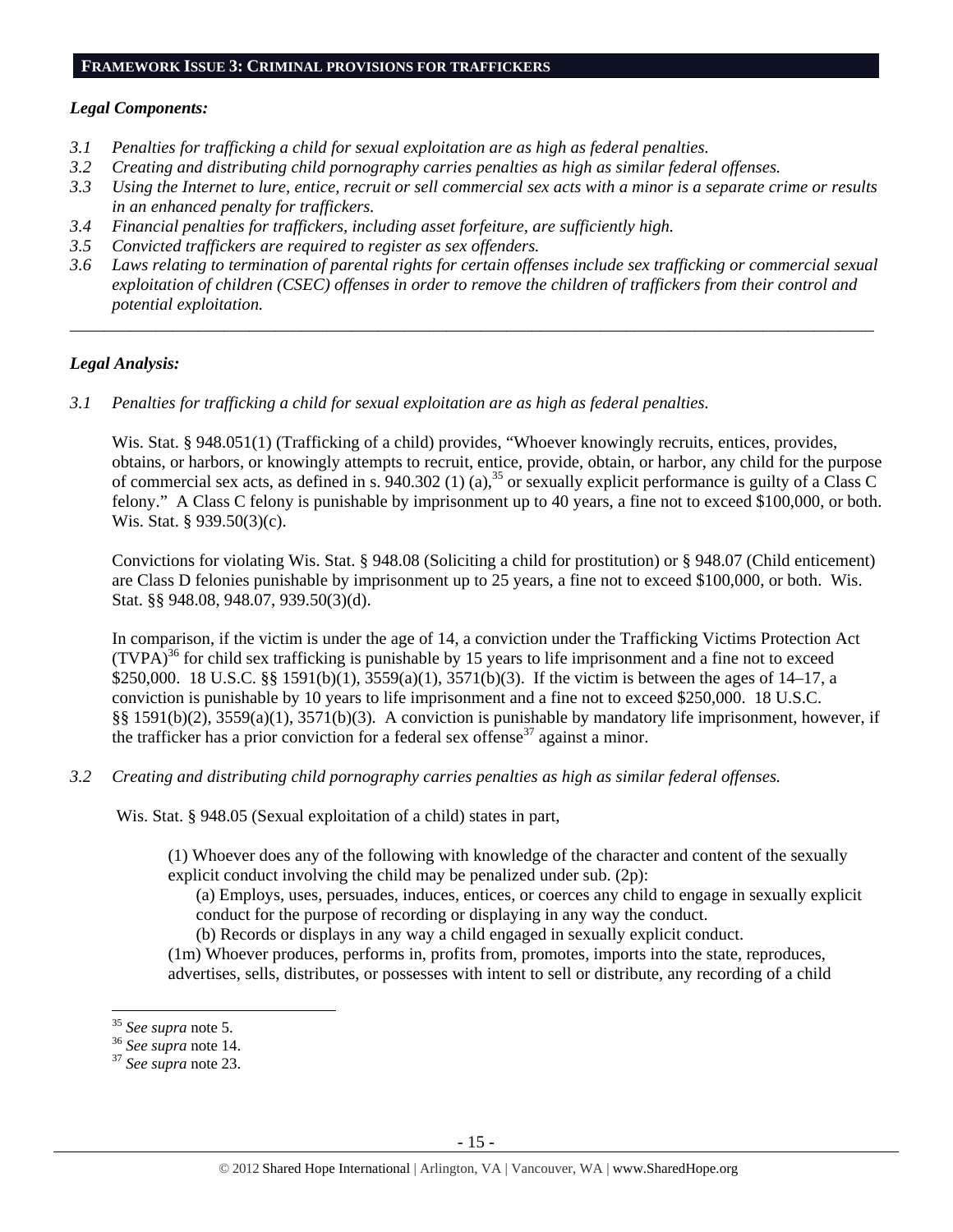## FRAMEWORK ISSUE 3: CRIMINAL PROVISIONS FOR TRAFFICKERS

### *Legal Components:*

*3.1 Penalties for trafficking a child for sexual exploitation are as high as federal penalties.*
*3.2 Creating and distributing child pornography carries penalties as high as similar federal offenses.*
*3.3 Using the Internet to lure, entice, recruit or sell commercial sex acts with a minor is a separate crime or results in an enhanced penalty for traffickers.*
*3.4 Financial penalties for traffickers, including asset forfeiture, are sufficiently high.*
*3.5 Convicted traffickers are required to register as sex offenders.*
*3.6 Laws relating to termination of parental rights for certain offenses include sex trafficking or commercial sexual exploitation of children (CSEC) offenses in order to remove the children of traffickers from their control and potential exploitation.*

---

### *Legal Analysis:*

*3.1 Penalties for trafficking a child for sexual exploitation are as high as federal penalties.*

Wis. Stat. § 948.051(1) (Trafficking of a child) provides, "Whoever knowingly recruits, entices, provides, obtains, or harbors, or knowingly attempts to recruit, entice, provide, obtain, or harbor, any child for the purpose of commercial sex acts, as defined in s. 940.302 (1) (a),[35] or sexually explicit performance is guilty of a Class C felony." A Class C felony is punishable by imprisonment up to 40 years, a fine not to exceed $100,000, or both. Wis. Stat. § 939.50(3)(c).

Convictions for violating Wis. Stat. § 948.08 (Soliciting a child for prostitution) or § 948.07 (Child enticement) are Class D felonies punishable by imprisonment up to 25 years, a fine not to exceed $100,000, or both. Wis. Stat. §§ 948.08, 948.07, 939.50(3)(d).

In comparison, if the victim is under the age of 14, a conviction under the Trafficking Victims Protection Act (TVPA)[36] for child sex trafficking is punishable by 15 years to life imprisonment and a fine not to exceed $250,000. 18 U.S.C. §§ 1591(b)(1), 3559(a)(1), 3571(b)(3). If the victim is between the ages of 14–17, a conviction is punishable by 10 years to life imprisonment and a fine not to exceed $250,000. 18 U.S.C. §§ 1591(b)(2), 3559(a)(1), 3571(b)(3). A conviction is punishable by mandatory life imprisonment, however, if the trafficker has a prior conviction for a federal sex offense[37] against a minor.

*3.2 Creating and distributing child pornography carries penalties as high as similar federal offenses.*

Wis. Stat. § 948.05 (Sexual exploitation of a child) states in part,

> (1) Whoever does any of the following with knowledge of the character and content of the sexually explicit conduct involving the child may be penalized under sub. (2p):
>
> (a) Employs, uses, persuades, induces, entices, or coerces any child to engage in sexually explicit conduct for the purpose of recording or displaying in any way the conduct.
>
> (b) Records or displays in any way a child engaged in sexually explicit conduct.
>
> (1m) Whoever produces, performs in, profits from, promotes, imports into the state, reproduces, advertises, sells, distributes, or possesses with intent to sell or distribute, any recording of a child

---

[35] *See supra* note 5.
[36] *See supra* note 14.
[37] *See supra* note 23.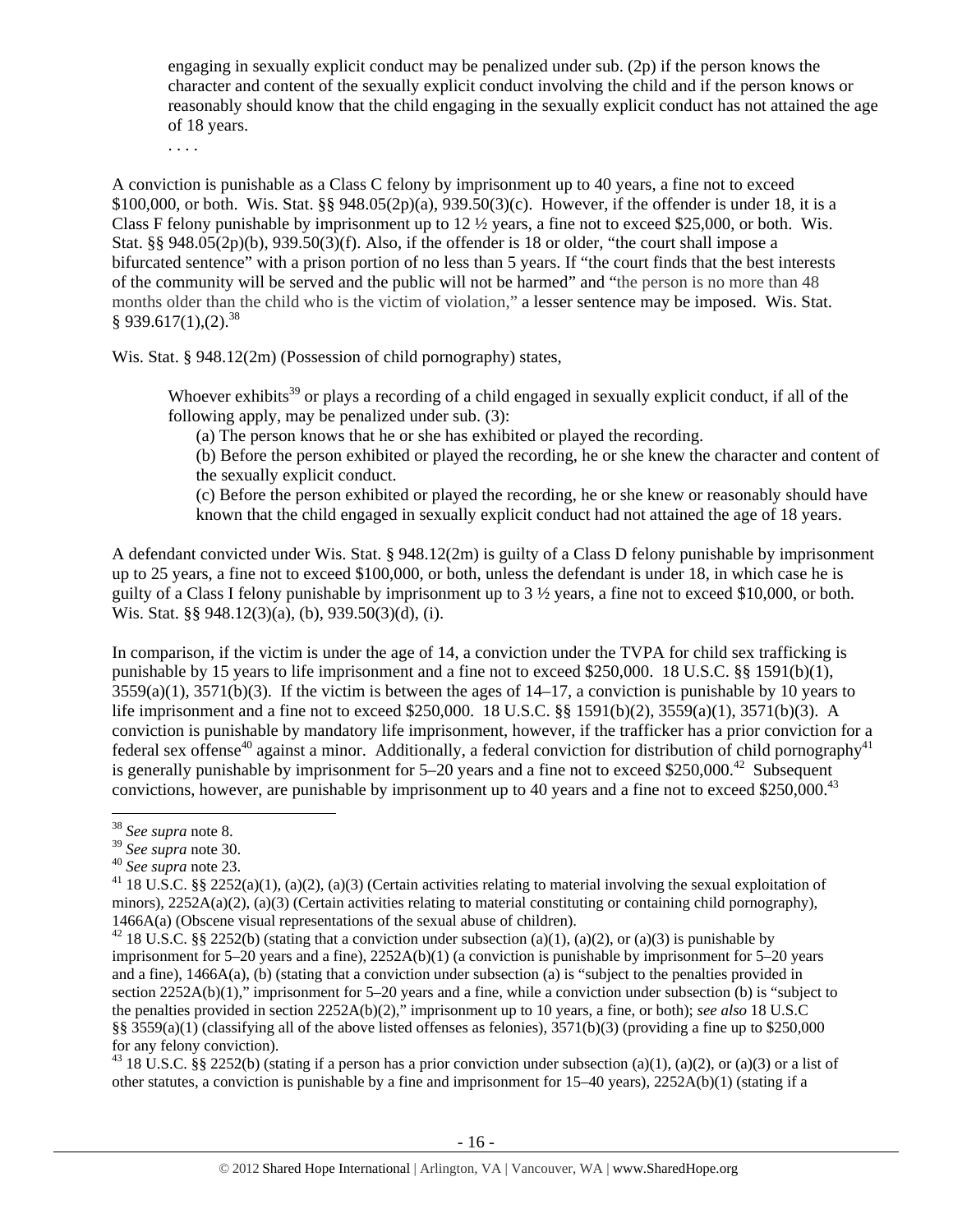> engaging in sexually explicit conduct may be penalized under sub. (2p) if the person knows the character and content of the sexually explicit conduct involving the child and if the person knows or reasonably should know that the child engaging in the sexually explicit conduct has not attained the age of 18 years.
>
> . . . .

A conviction is punishable as a Class C felony by imprisonment up to 40 years, a fine not to exceed $100,000, or both. Wis. Stat. §§ 948.05(2p)(a), 939.50(3)(c). However, if the offender is under 18, it is a Class F felony punishable by imprisonment up to 12 ½ years, a fine not to exceed $25,000, or both. Wis. Stat. §§ 948.05(2p)(b), 939.50(3)(f). Also, if the offender is 18 or older, "the court shall impose a bifurcated sentence" with a prison portion of no less than 5 years. If "the court finds that the best interests of the community will be served and the public will not be harmed" and "the person is no more than 48 months older than the child who is the victim of violation," a lesser sentence may be imposed. Wis. Stat. § 939.617(1),(2).[38]

Wis. Stat. § 948.12(2m) (Possession of child pornography) states,

> Whoever exhibits[39] or plays a recording of a child engaged in sexually explicit conduct, if all of the following apply, may be penalized under sub. (3):
>
> (a) The person knows that he or she has exhibited or played the recording.
>
> (b) Before the person exhibited or played the recording, he or she knew the character and content of the sexually explicit conduct.
>
> (c) Before the person exhibited or played the recording, he or she knew or reasonably should have known that the child engaged in sexually explicit conduct had not attained the age of 18 years.

A defendant convicted under Wis. Stat. § 948.12(2m) is guilty of a Class D felony punishable by imprisonment up to 25 years, a fine not to exceed $100,000, or both, unless the defendant is under 18, in which case he is guilty of a Class I felony punishable by imprisonment up to 3 ½ years, a fine not to exceed $10,000, or both. Wis. Stat. §§ 948.12(3)(a), (b), 939.50(3)(d), (i).

In comparison, if the victim is under the age of 14, a conviction under the TVPA for child sex trafficking is punishable by 15 years to life imprisonment and a fine not to exceed $250,000. 18 U.S.C. §§ 1591(b)(1), 3559(a)(1), 3571(b)(3). If the victim is between the ages of 14–17, a conviction is punishable by 10 years to life imprisonment and a fine not to exceed $250,000. 18 U.S.C. §§ 1591(b)(2), 3559(a)(1), 3571(b)(3). A conviction is punishable by mandatory life imprisonment, however, if the trafficker has a prior conviction for a federal sex offense[40] against a minor. Additionally, a federal conviction for distribution of child pornography[41] is generally punishable by imprisonment for 5–20 years and a fine not to exceed $250,000.[42] Subsequent convictions, however, are punishable by imprisonment up to 40 years and a fine not to exceed $250,000.[43]

---

[38] *See supra* note 8.

[39] *See supra* note 30.

[40] *See supra* note 23.

[41] 18 U.S.C. §§ 2252(a)(1), (a)(2), (a)(3) (Certain activities relating to material involving the sexual exploitation of minors), 2252A(a)(2), (a)(3) (Certain activities relating to material constituting or containing child pornography), 1466A(a) (Obscene visual representations of the sexual abuse of children).

[42] 18 U.S.C. §§ 2252(b) (stating that a conviction under subsection (a)(1), (a)(2), or (a)(3) is punishable by imprisonment for 5–20 years and a fine), 2252A(b)(1) (a conviction is punishable by imprisonment for 5–20 years and a fine), 1466A(a), (b) (stating that a conviction under subsection (a) is "subject to the penalties provided in section 2252A(b)(1)," imprisonment for 5–20 years and a fine, while a conviction under subsection (b) is "subject to the penalties provided in section 2252A(b)(2)," imprisonment up to 10 years, a fine, or both); *see also* 18 U.S.C §§ 3559(a)(1) (classifying all of the above listed offenses as felonies), 3571(b)(3) (providing a fine up to $250,000 for any felony conviction).

[43] 18 U.S.C. §§ 2252(b) (stating if a person has a prior conviction under subsection (a)(1), (a)(2), or (a)(3) or a list of other statutes, a conviction is punishable by a fine and imprisonment for 15–40 years), 2252A(b)(1) (stating if a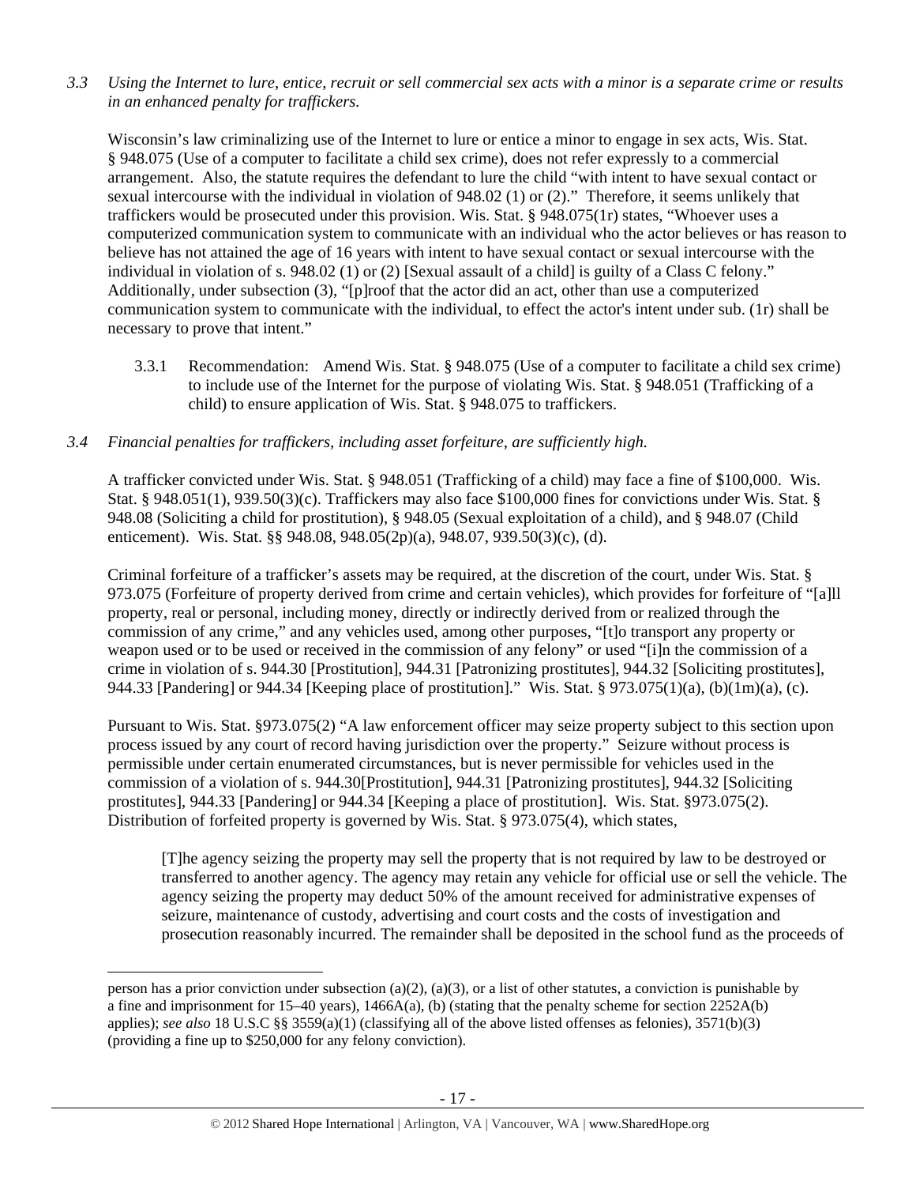*3.3 Using the Internet to lure, entice, recruit or sell commercial sex acts with a minor is a separate crime or results in an enhanced penalty for traffickers.*

Wisconsin's law criminalizing use of the Internet to lure or entice a minor to engage in sex acts, Wis. Stat. § 948.075 (Use of a computer to facilitate a child sex crime), does not refer expressly to a commercial arrangement. Also, the statute requires the defendant to lure the child "with intent to have sexual contact or sexual intercourse with the individual in violation of 948.02 (1) or (2)." Therefore, it seems unlikely that traffickers would be prosecuted under this provision. Wis. Stat. § 948.075(1r) states, "Whoever uses a computerized communication system to communicate with an individual who the actor believes or has reason to believe has not attained the age of 16 years with intent to have sexual contact or sexual intercourse with the individual in violation of s. 948.02 (1) or (2) [Sexual assault of a child] is guilty of a Class C felony." Additionally, under subsection (3), "[p]roof that the actor did an act, other than use a computerized communication system to communicate with the individual, to effect the actor's intent under sub. (1r) shall be necessary to prove that intent."

3.3.1 Recommendation: Amend Wis. Stat. § 948.075 (Use of a computer to facilitate a child sex crime) to include use of the Internet for the purpose of violating Wis. Stat. § 948.051 (Trafficking of a child) to ensure application of Wis. Stat. § 948.075 to traffickers.

*3.4 Financial penalties for traffickers, including asset forfeiture, are sufficiently high.*

A trafficker convicted under Wis. Stat. § 948.051 (Trafficking of a child) may face a fine of $100,000. Wis. Stat. § 948.051(1), 939.50(3)(c). Traffickers may also face $100,000 fines for convictions under Wis. Stat. § 948.08 (Soliciting a child for prostitution), § 948.05 (Sexual exploitation of a child), and § 948.07 (Child enticement). Wis. Stat. §§ 948.08, 948.05(2p)(a), 948.07, 939.50(3)(c), (d).

Criminal forfeiture of a trafficker's assets may be required, at the discretion of the court, under Wis. Stat. § 973.075 (Forfeiture of property derived from crime and certain vehicles), which provides for forfeiture of "[a]ll property, real or personal, including money, directly or indirectly derived from or realized through the commission of any crime," and any vehicles used, among other purposes, "[t]o transport any property or weapon used or to be used or received in the commission of any felony" or used "[i]n the commission of a crime in violation of s. 944.30 [Prostitution], 944.31 [Patronizing prostitutes], 944.32 [Soliciting prostitutes], 944.33 [Pandering] or 944.34 [Keeping place of prostitution]." Wis. Stat. § 973.075(1)(a), (b)(1m)(a), (c).

Pursuant to Wis. Stat. §973.075(2) "A law enforcement officer may seize property subject to this section upon process issued by any court of record having jurisdiction over the property." Seizure without process is permissible under certain enumerated circumstances, but is never permissible for vehicles used in the commission of a violation of s. 944.30[Prostitution], 944.31 [Patronizing prostitutes], 944.32 [Soliciting prostitutes], 944.33 [Pandering] or 944.34 [Keeping a place of prostitution]. Wis. Stat. §973.075(2). Distribution of forfeited property is governed by Wis. Stat. § 973.075(4), which states,

> [T]he agency seizing the property may sell the property that is not required by law to be destroyed or transferred to another agency. The agency may retain any vehicle for official use or sell the vehicle. The agency seizing the property may deduct 50% of the amount received for administrative expenses of seizure, maintenance of custody, advertising and court costs and the costs of investigation and prosecution reasonably incurred. The remainder shall be deposited in the school fund as the proceeds of

---

person has a prior conviction under subsection (a)(2), (a)(3), or a list of other statutes, a conviction is punishable by a fine and imprisonment for 15–40 years), 1466A(a), (b) (stating that the penalty scheme for section 2252A(b) applies); *see also* 18 U.S.C §§ 3559(a)(1) (classifying all of the above listed offenses as felonies), 3571(b)(3) (providing a fine up to $250,000 for any felony conviction).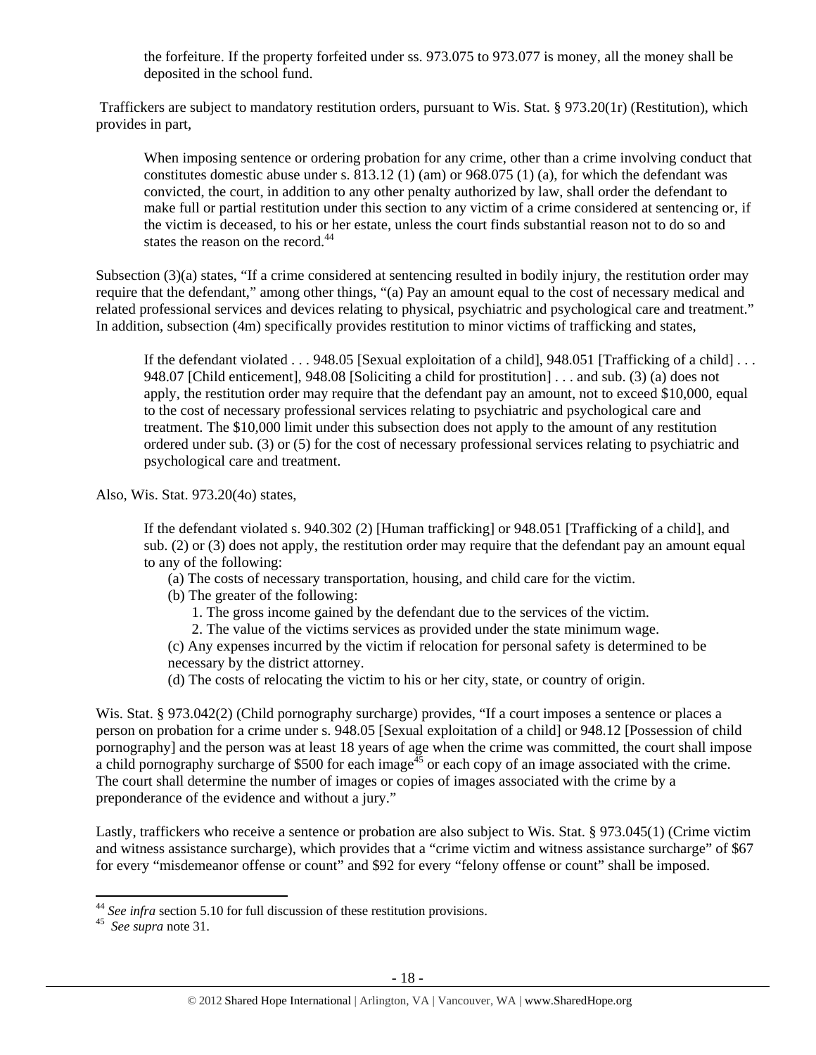> the forfeiture. If the property forfeited under ss. 973.075 to 973.077 is money, all the money shall be deposited in the school fund.

Traffickers are subject to mandatory restitution orders, pursuant to Wis. Stat. § 973.20(1r) (Restitution), which provides in part,

> When imposing sentence or ordering probation for any crime, other than a crime involving conduct that constitutes domestic abuse under s. 813.12 (1) (am) or 968.075 (1) (a), for which the defendant was convicted, the court, in addition to any other penalty authorized by law, shall order the defendant to make full or partial restitution under this section to any victim of a crime considered at sentencing or, if the victim is deceased, to his or her estate, unless the court finds substantial reason not to do so and states the reason on the record.[44]

Subsection (3)(a) states, "If a crime considered at sentencing resulted in bodily injury, the restitution order may require that the defendant," among other things, "(a) Pay an amount equal to the cost of necessary medical and related professional services and devices relating to physical, psychiatric and psychological care and treatment." In addition, subsection (4m) specifically provides restitution to minor victims of trafficking and states,

> If the defendant violated . . . 948.05 [Sexual exploitation of a child], 948.051 [Trafficking of a child] . . . 948.07 [Child enticement], 948.08 [Soliciting a child for prostitution] . . . and sub. (3) (a) does not apply, the restitution order may require that the defendant pay an amount, not to exceed $10,000, equal to the cost of necessary professional services relating to psychiatric and psychological care and treatment. The $10,000 limit under this subsection does not apply to the amount of any restitution ordered under sub. (3) or (5) for the cost of necessary professional services relating to psychiatric and psychological care and treatment.

Also, Wis. Stat. 973.20(4o) states,

> If the defendant violated s. 940.302 (2) [Human trafficking] or 948.051 [Trafficking of a child], and sub. (2) or (3) does not apply, the restitution order may require that the defendant pay an amount equal to any of the following:
>
> (a) The costs of necessary transportation, housing, and child care for the victim.
>
> (b) The greater of the following:
>
> 1. The gross income gained by the defendant due to the services of the victim.
> 2. The value of the victims services as provided under the state minimum wage.
>
> (c) Any expenses incurred by the victim if relocation for personal safety is determined to be necessary by the district attorney.
>
> (d) The costs of relocating the victim to his or her city, state, or country of origin.

Wis. Stat. § 973.042(2) (Child pornography surcharge) provides, "If a court imposes a sentence or places a person on probation for a crime under s. 948.05 [Sexual exploitation of a child] or 948.12 [Possession of child pornography] and the person was at least 18 years of age when the crime was committed, the court shall impose a child pornography surcharge of $500 for each image[45] or each copy of an image associated with the crime. The court shall determine the number of images or copies of images associated with the crime by a preponderance of the evidence and without a jury."

Lastly, traffickers who receive a sentence or probation are also subject to Wis. Stat. § 973.045(1) (Crime victim and witness assistance surcharge), which provides that a "crime victim and witness assistance surcharge" of $67 for every "misdemeanor offense or count" and $92 for every "felony offense or count" shall be imposed.

---

[44] *See infra* section 5.10 for full discussion of these restitution provisions.

[45] *See supra* note 31.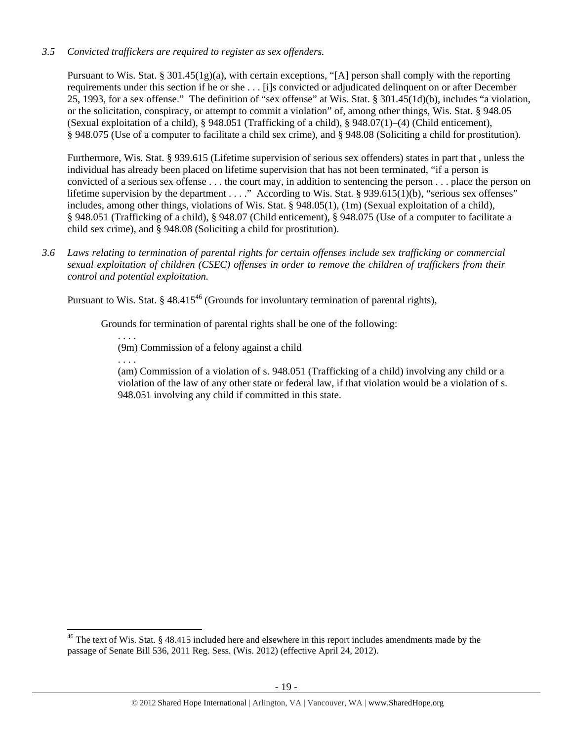*3.5 Convicted traffickers are required to register as sex offenders.*

Pursuant to Wis. Stat. § 301.45(1g)(a), with certain exceptions, "[A] person shall comply with the reporting requirements under this section if he or she . . . [i]s convicted or adjudicated delinquent on or after December 25, 1993, for a sex offense." The definition of "sex offense" at Wis. Stat. § 301.45(1d)(b), includes "a violation, or the solicitation, conspiracy, or attempt to commit a violation" of, among other things, Wis. Stat. § 948.05 (Sexual exploitation of a child), § 948.051 (Trafficking of a child), § 948.07(1)–(4) (Child enticement), § 948.075 (Use of a computer to facilitate a child sex crime), and § 948.08 (Soliciting a child for prostitution).

Furthermore, Wis. Stat. § 939.615 (Lifetime supervision of serious sex offenders) states in part that , unless the individual has already been placed on lifetime supervision that has not been terminated, "if a person is convicted of a serious sex offense . . . the court may, in addition to sentencing the person . . . place the person on lifetime supervision by the department . . . ." According to Wis. Stat. § 939.615(1)(b), "serious sex offenses" includes, among other things, violations of Wis. Stat. § 948.05(1), (1m) (Sexual exploitation of a child), § 948.051 (Trafficking of a child), § 948.07 (Child enticement), § 948.075 (Use of a computer to facilitate a child sex crime), and § 948.08 (Soliciting a child for prostitution).

*3.6 Laws relating to termination of parental rights for certain offenses include sex trafficking or commercial sexual exploitation of children (CSEC) offenses in order to remove the children of traffickers from their control and potential exploitation.*

Pursuant to Wis. Stat. § 48.415[46] (Grounds for involuntary termination of parental rights),

> Grounds for termination of parental rights shall be one of the following:
>
> . . . .
>
> (9m) Commission of a felony against a child
>
> . . . .
>
> (am) Commission of a violation of s. 948.051 (Trafficking of a child) involving any child or a violation of the law of any other state or federal law, if that violation would be a violation of s. 948.051 involving any child if committed in this state.

---

[46] The text of Wis. Stat. § 48.415 included here and elsewhere in this report includes amendments made by the passage of Senate Bill 536, 2011 Reg. Sess. (Wis. 2012) (effective April 24, 2012).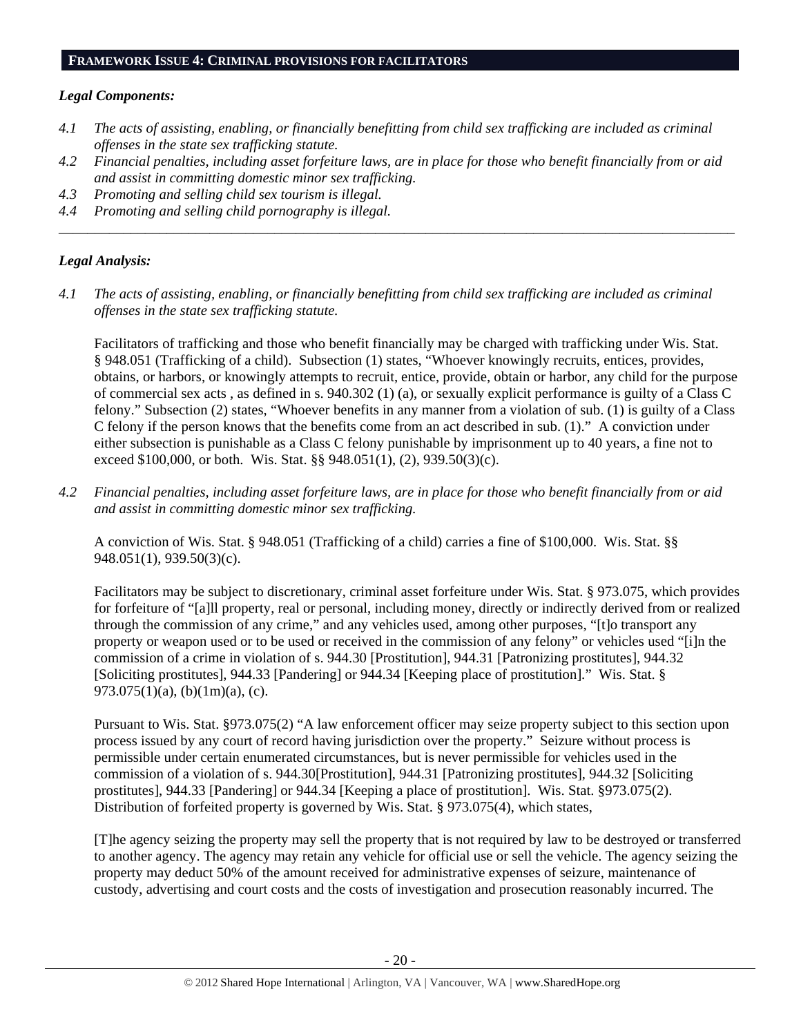## FRAMEWORK ISSUE 4: CRIMINAL PROVISIONS FOR FACILITATORS

***Legal Components:***

*4.1 The acts of assisting, enabling, or financially benefitting from child sex trafficking are included as criminal offenses in the state sex trafficking statute.*

*4.2 Financial penalties, including asset forfeiture laws, are in place for those who benefit financially from or aid and assist in committing domestic minor sex trafficking.*

*4.3 Promoting and selling child sex tourism is illegal.*

*4.4 Promoting and selling child pornography is illegal.*

---

***Legal Analysis:***

*4.1 The acts of assisting, enabling, or financially benefitting from child sex trafficking are included as criminal offenses in the state sex trafficking statute.*

Facilitators of trafficking and those who benefit financially may be charged with trafficking under Wis. Stat. § 948.051 (Trafficking of a child). Subsection (1) states, "Whoever knowingly recruits, entices, provides, obtains, or harbors, or knowingly attempts to recruit, entice, provide, obtain or harbor, any child for the purpose of commercial sex acts , as defined in s. 940.302 (1) (a), or sexually explicit performance is guilty of a Class C felony." Subsection (2) states, "Whoever benefits in any manner from a violation of sub. (1) is guilty of a Class C felony if the person knows that the benefits come from an act described in sub. (1)." A conviction under either subsection is punishable as a Class C felony punishable by imprisonment up to 40 years, a fine not to exceed $100,000, or both. Wis. Stat. §§ 948.051(1), (2), 939.50(3)(c).

*4.2 Financial penalties, including asset forfeiture laws, are in place for those who benefit financially from or aid and assist in committing domestic minor sex trafficking.*

A conviction of Wis. Stat. § 948.051 (Trafficking of a child) carries a fine of $100,000. Wis. Stat. §§ 948.051(1), 939.50(3)(c).

Facilitators may be subject to discretionary, criminal asset forfeiture under Wis. Stat. § 973.075, which provides for forfeiture of "[a]ll property, real or personal, including money, directly or indirectly derived from or realized through the commission of any crime," and any vehicles used, among other purposes, "[t]o transport any property or weapon used or to be used or received in the commission of any felony" or vehicles used "[i]n the commission of a crime in violation of s. 944.30 [Prostitution], 944.31 [Patronizing prostitutes], 944.32 [Soliciting prostitutes], 944.33 [Pandering] or 944.34 [Keeping place of prostitution]." Wis. Stat. § 973.075(1)(a), (b)(1m)(a), (c).

Pursuant to Wis. Stat. §973.075(2) "A law enforcement officer may seize property subject to this section upon process issued by any court of record having jurisdiction over the property." Seizure without process is permissible under certain enumerated circumstances, but is never permissible for vehicles used in the commission of a violation of s. 944.30[Prostitution], 944.31 [Patronizing prostitutes], 944.32 [Soliciting prostitutes], 944.33 [Pandering] or 944.34 [Keeping a place of prostitution]. Wis. Stat. §973.075(2). Distribution of forfeited property is governed by Wis. Stat. § 973.075(4), which states,

[T]he agency seizing the property may sell the property that is not required by law to be destroyed or transferred to another agency. The agency may retain any vehicle for official use or sell the vehicle. The agency seizing the property may deduct 50% of the amount received for administrative expenses of seizure, maintenance of custody, advertising and court costs and the costs of investigation and prosecution reasonably incurred. The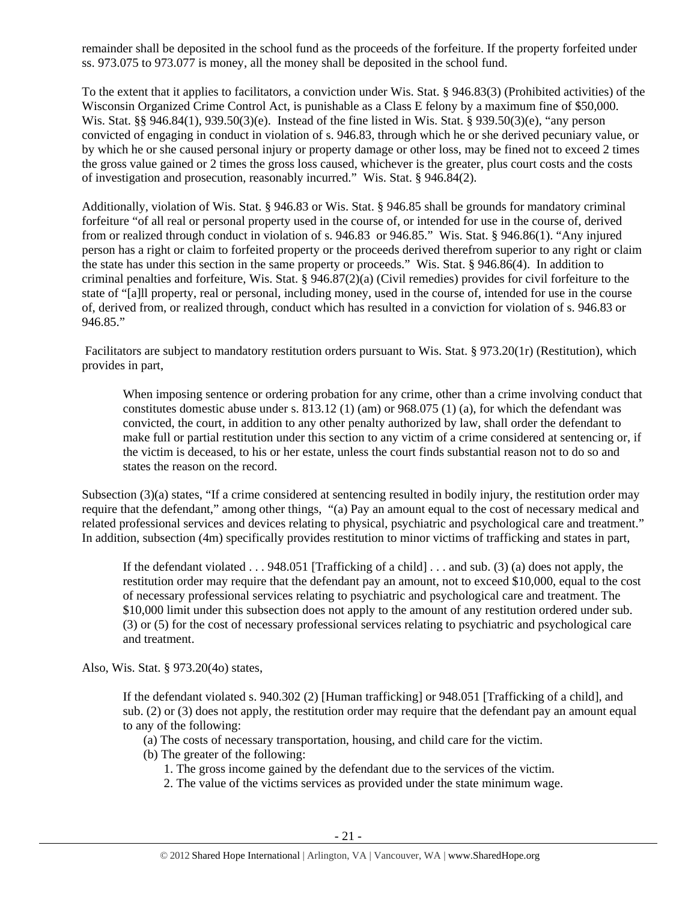remainder shall be deposited in the school fund as the proceeds of the forfeiture. If the property forfeited under ss. 973.075 to 973.077 is money, all the money shall be deposited in the school fund.

To the extent that it applies to facilitators, a conviction under Wis. Stat. § 946.83(3) (Prohibited activities) of the Wisconsin Organized Crime Control Act, is punishable as a Class E felony by a maximum fine of $50,000. Wis. Stat. §§ 946.84(1), 939.50(3)(e). Instead of the fine listed in Wis. Stat. § 939.50(3)(e), "any person convicted of engaging in conduct in violation of s. 946.83, through which he or she derived pecuniary value, or by which he or she caused personal injury or property damage or other loss, may be fined not to exceed 2 times the gross value gained or 2 times the gross loss caused, whichever is the greater, plus court costs and the costs of investigation and prosecution, reasonably incurred." Wis. Stat. § 946.84(2).

Additionally, violation of Wis. Stat. § 946.83 or Wis. Stat. § 946.85 shall be grounds for mandatory criminal forfeiture "of all real or personal property used in the course of, or intended for use in the course of, derived from or realized through conduct in violation of s. 946.83 or 946.85." Wis. Stat. § 946.86(1). "Any injured person has a right or claim to forfeited property or the proceeds derived therefrom superior to any right or claim the state has under this section in the same property or proceeds." Wis. Stat. § 946.86(4). In addition to criminal penalties and forfeiture, Wis. Stat. § 946.87(2)(a) (Civil remedies) provides for civil forfeiture to the state of "[a]ll property, real or personal, including money, used in the course of, intended for use in the course of, derived from, or realized through, conduct which has resulted in a conviction for violation of s. 946.83 or 946.85."

Facilitators are subject to mandatory restitution orders pursuant to Wis. Stat. § 973.20(1r) (Restitution), which provides in part,

> When imposing sentence or ordering probation for any crime, other than a crime involving conduct that constitutes domestic abuse under s. 813.12 (1) (am) or 968.075 (1) (a), for which the defendant was convicted, the court, in addition to any other penalty authorized by law, shall order the defendant to make full or partial restitution under this section to any victim of a crime considered at sentencing or, if the victim is deceased, to his or her estate, unless the court finds substantial reason not to do so and states the reason on the record.

Subsection (3)(a) states, "If a crime considered at sentencing resulted in bodily injury, the restitution order may require that the defendant," among other things, "(a) Pay an amount equal to the cost of necessary medical and related professional services and devices relating to physical, psychiatric and psychological care and treatment." In addition, subsection (4m) specifically provides restitution to minor victims of trafficking and states in part,

> If the defendant violated . . . 948.051 [Trafficking of a child] . . . and sub. (3) (a) does not apply, the restitution order may require that the defendant pay an amount, not to exceed $10,000, equal to the cost of necessary professional services relating to psychiatric and psychological care and treatment. The $10,000 limit under this subsection does not apply to the amount of any restitution ordered under sub. (3) or (5) for the cost of necessary professional services relating to psychiatric and psychological care and treatment.

Also, Wis. Stat. § 973.20(4o) states,

> If the defendant violated s. 940.302 (2) [Human trafficking] or 948.051 [Trafficking of a child], and sub. (2) or (3) does not apply, the restitution order may require that the defendant pay an amount equal to any of the following:
>
> (a) The costs of necessary transportation, housing, and child care for the victim.
>
> (b) The greater of the following:
>
> 1. The gross income gained by the defendant due to the services of the victim.
> 2. The value of the victims services as provided under the state minimum wage.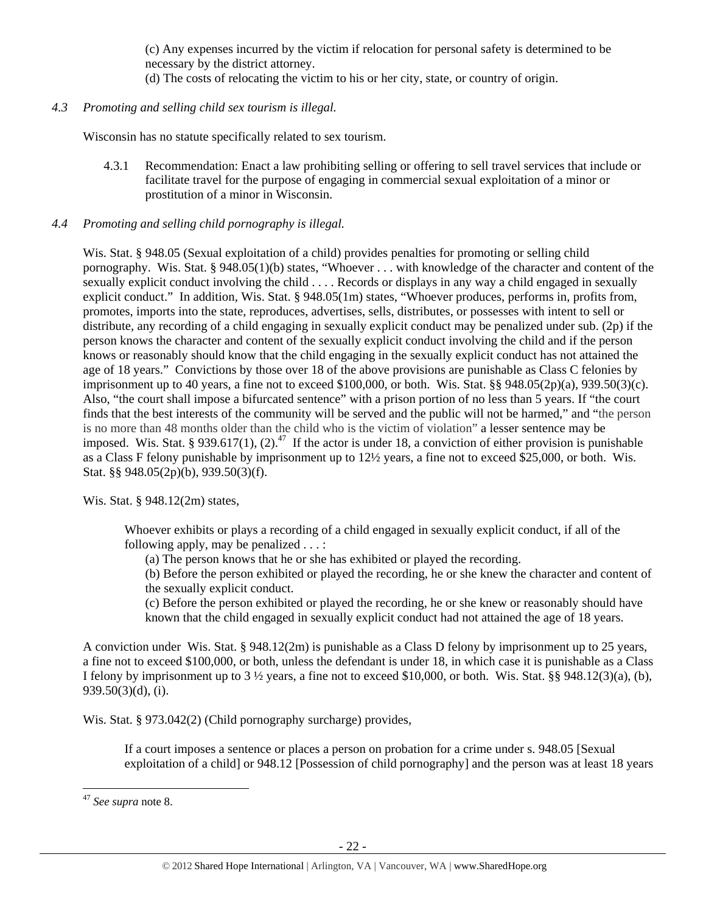(c) Any expenses incurred by the victim if relocation for personal safety is determined to be necessary by the district attorney.
(d) The costs of relocating the victim to his or her city, state, or country of origin.

*4.3 Promoting and selling child sex tourism is illegal.*

Wisconsin has no statute specifically related to sex tourism.

4.3.1 Recommendation: Enact a law prohibiting selling or offering to sell travel services that include or facilitate travel for the purpose of engaging in commercial sexual exploitation of a minor or prostitution of a minor in Wisconsin.

*4.4 Promoting and selling child pornography is illegal.*

Wis. Stat. § 948.05 (Sexual exploitation of a child) provides penalties for promoting or selling child pornography. Wis. Stat. § 948.05(1)(b) states, "Whoever . . . with knowledge of the character and content of the sexually explicit conduct involving the child . . . . Records or displays in any way a child engaged in sexually explicit conduct." In addition, Wis. Stat. § 948.05(1m) states, "Whoever produces, performs in, profits from, promotes, imports into the state, reproduces, advertises, sells, distributes, or possesses with intent to sell or distribute, any recording of a child engaging in sexually explicit conduct may be penalized under sub. (2p) if the person knows the character and content of the sexually explicit conduct involving the child and if the person knows or reasonably should know that the child engaging in the sexually explicit conduct has not attained the age of 18 years." Convictions by those over 18 of the above provisions are punishable as Class C felonies by imprisonment up to 40 years, a fine not to exceed $100,000, or both. Wis. Stat. §§ 948.05(2p)(a), 939.50(3)(c). Also, "the court shall impose a bifurcated sentence" with a prison portion of no less than 5 years. If "the court finds that the best interests of the community will be served and the public will not be harmed," and "the person is no more than 48 months older than the child who is the victim of violation" a lesser sentence may be imposed. Wis. Stat. § 939.617(1), (2).[47] If the actor is under 18, a conviction of either provision is punishable as a Class F felony punishable by imprisonment up to 12½ years, a fine not to exceed $25,000, or both. Wis. Stat. §§ 948.05(2p)(b), 939.50(3)(f).

Wis. Stat. § 948.12(2m) states,

> Whoever exhibits or plays a recording of a child engaged in sexually explicit conduct, if all of the following apply, may be penalized . . . :
> (a) The person knows that he or she has exhibited or played the recording.
> (b) Before the person exhibited or played the recording, he or she knew the character and content of the sexually explicit conduct.
> (c) Before the person exhibited or played the recording, he or she knew or reasonably should have known that the child engaged in sexually explicit conduct had not attained the age of 18 years.

A conviction under Wis. Stat. § 948.12(2m) is punishable as a Class D felony by imprisonment up to 25 years, a fine not to exceed $100,000, or both, unless the defendant is under 18, in which case it is punishable as a Class I felony by imprisonment up to 3 ½ years, a fine not to exceed $10,000, or both. Wis. Stat. §§ 948.12(3)(a), (b), 939.50(3)(d), (i).

Wis. Stat. § 973.042(2) (Child pornography surcharge) provides,

> If a court imposes a sentence or places a person on probation for a crime under s. 948.05 [Sexual exploitation of a child] or 948.12 [Possession of child pornography] and the person was at least 18 years

[47] *See supra* note 8.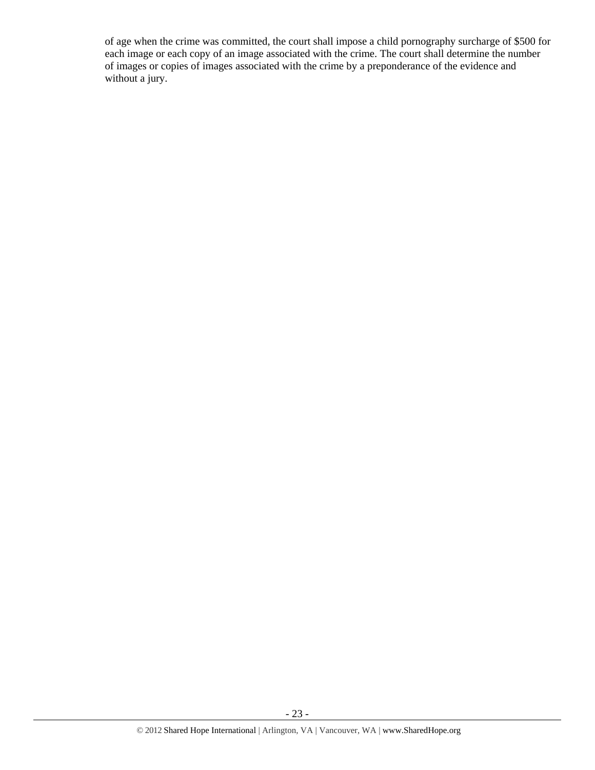of age when the crime was committed, the court shall impose a child pornography surcharge of $500 for each image or each copy of an image associated with the crime. The court shall determine the number of images or copies of images associated with the crime by a preponderance of the evidence and without a jury.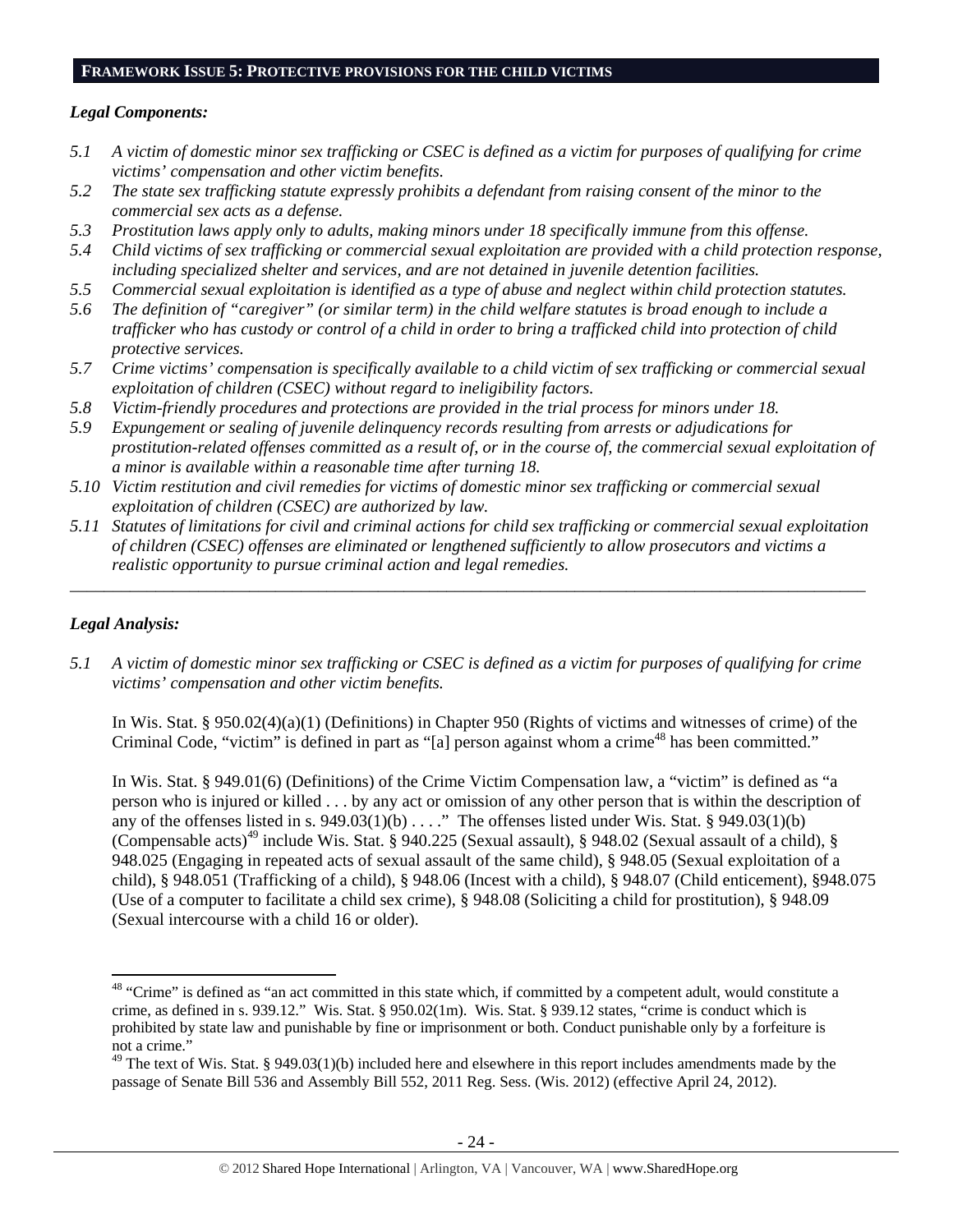## FRAMEWORK ISSUE 5: PROTECTIVE PROVISIONS FOR THE CHILD VICTIMS

***Legal Components:***

*5.1 A victim of domestic minor sex trafficking or CSEC is defined as a victim for purposes of qualifying for crime victims' compensation and other victim benefits.*

*5.2 The state sex trafficking statute expressly prohibits a defendant from raising consent of the minor to the commercial sex acts as a defense.*

*5.3 Prostitution laws apply only to adults, making minors under 18 specifically immune from this offense.*

*5.4 Child victims of sex trafficking or commercial sexual exploitation are provided with a child protection response, including specialized shelter and services, and are not detained in juvenile detention facilities.*

*5.5 Commercial sexual exploitation is identified as a type of abuse and neglect within child protection statutes.*

*5.6 The definition of "caregiver" (or similar term) in the child welfare statutes is broad enough to include a trafficker who has custody or control of a child in order to bring a trafficked child into protection of child protective services.*

*5.7 Crime victims' compensation is specifically available to a child victim of sex trafficking or commercial sexual exploitation of children (CSEC) without regard to ineligibility factors.*

*5.8 Victim-friendly procedures and protections are provided in the trial process for minors under 18.*

*5.9 Expungement or sealing of juvenile delinquency records resulting from arrests or adjudications for prostitution-related offenses committed as a result of, or in the course of, the commercial sexual exploitation of a minor is available within a reasonable time after turning 18.*

*5.10 Victim restitution and civil remedies for victims of domestic minor sex trafficking or commercial sexual exploitation of children (CSEC) are authorized by law.*

*5.11 Statutes of limitations for civil and criminal actions for child sex trafficking or commercial sexual exploitation of children (CSEC) offenses are eliminated or lengthened sufficiently to allow prosecutors and victims a realistic opportunity to pursue criminal action and legal remedies.*

---

***Legal Analysis:***

*5.1 A victim of domestic minor sex trafficking or CSEC is defined as a victim for purposes of qualifying for crime victims' compensation and other victim benefits.*

In Wis. Stat. § 950.02(4)(a)(1) (Definitions) in Chapter 950 (Rights of victims and witnesses of crime) of the Criminal Code, "victim" is defined in part as "[a] person against whom a crime[48] has been committed."

In Wis. Stat. § 949.01(6) (Definitions) of the Crime Victim Compensation law, a "victim" is defined as "a person who is injured or killed . . . by any act or omission of any other person that is within the description of any of the offenses listed in s. 949.03(1)(b) . . . ." The offenses listed under Wis. Stat. § 949.03(1)(b) (Compensable acts)[49] include Wis. Stat. § 940.225 (Sexual assault), § 948.02 (Sexual assault of a child), § 948.025 (Engaging in repeated acts of sexual assault of the same child), § 948.05 (Sexual exploitation of a child), § 948.051 (Trafficking of a child), § 948.06 (Incest with a child), § 948.07 (Child enticement), §948.075 (Use of a computer to facilitate a child sex crime), § 948.08 (Soliciting a child for prostitution), § 948.09 (Sexual intercourse with a child 16 or older).

---

[48] "Crime" is defined as "an act committed in this state which, if committed by a competent adult, would constitute a crime, as defined in s. 939.12." Wis. Stat. § 950.02(1m). Wis. Stat. § 939.12 states, "crime is conduct which is prohibited by state law and punishable by fine or imprisonment or both. Conduct punishable only by a forfeiture is not a crime."

[49] The text of Wis. Stat. § 949.03(1)(b) included here and elsewhere in this report includes amendments made by the passage of Senate Bill 536 and Assembly Bill 552, 2011 Reg. Sess. (Wis. 2012) (effective April 24, 2012).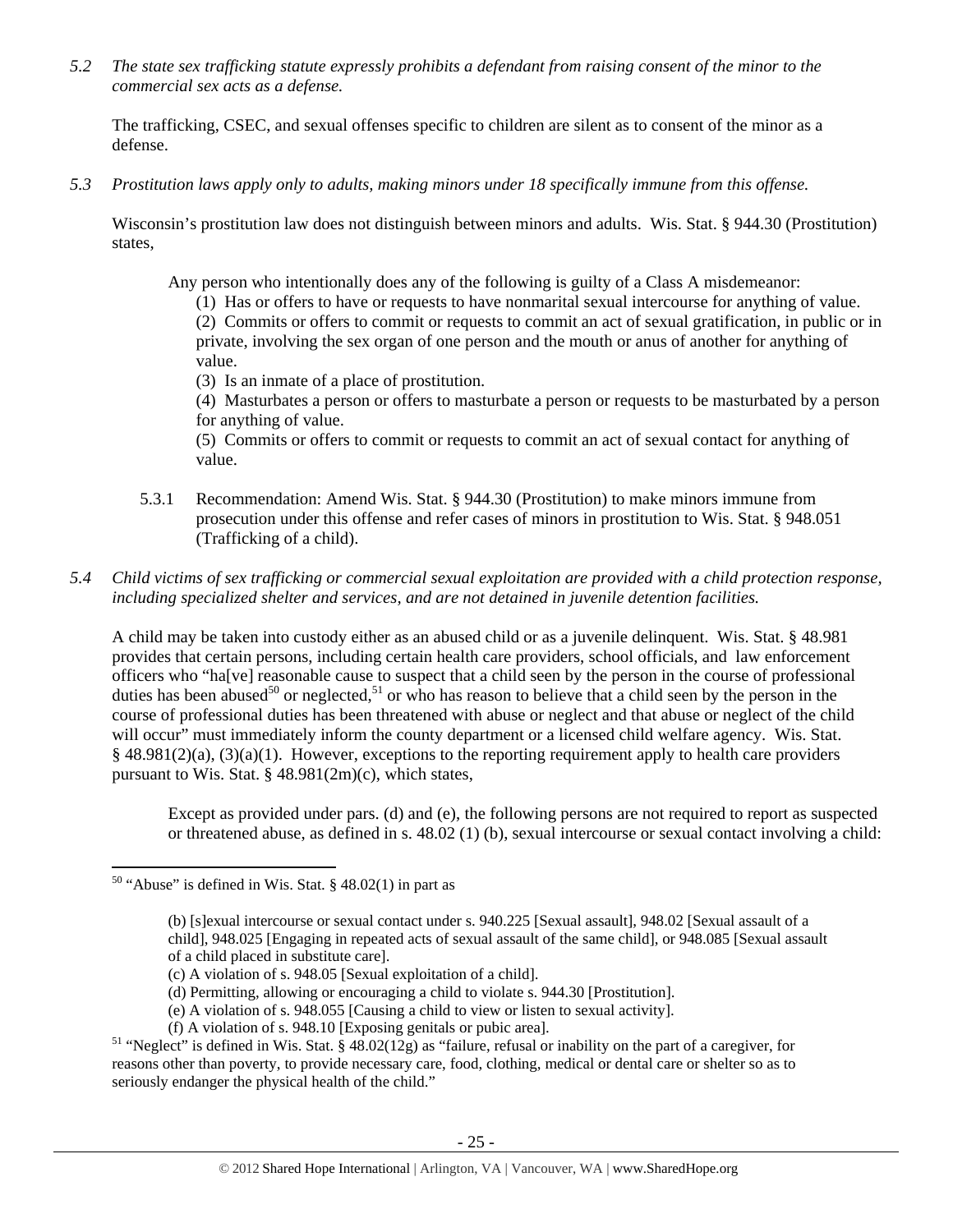*5.2 The state sex trafficking statute expressly prohibits a defendant from raising consent of the minor to the commercial sex acts as a defense.*

The trafficking, CSEC, and sexual offenses specific to children are silent as to consent of the minor as a defense.

*5.3 Prostitution laws apply only to adults, making minors under 18 specifically immune from this offense.*

Wisconsin's prostitution law does not distinguish between minors and adults. Wis. Stat. § 944.30 (Prostitution) states,

> Any person who intentionally does any of the following is guilty of a Class A misdemeanor:
>
> (1) Has or offers to have or requests to have nonmarital sexual intercourse for anything of value.
>
> (2) Commits or offers to commit or requests to commit an act of sexual gratification, in public or in private, involving the sex organ of one person and the mouth or anus of another for anything of value.
>
> (3) Is an inmate of a place of prostitution.
>
> (4) Masturbates a person or offers to masturbate a person or requests to be masturbated by a person for anything of value.
>
> (5) Commits or offers to commit or requests to commit an act of sexual contact for anything of value.

5.3.1 Recommendation: Amend Wis. Stat. § 944.30 (Prostitution) to make minors immune from prosecution under this offense and refer cases of minors in prostitution to Wis. Stat. § 948.051 (Trafficking of a child).

*5.4 Child victims of sex trafficking or commercial sexual exploitation are provided with a child protection response, including specialized shelter and services, and are not detained in juvenile detention facilities.*

A child may be taken into custody either as an abused child or as a juvenile delinquent. Wis. Stat. § 48.981 provides that certain persons, including certain health care providers, school officials, and law enforcement officers who "ha[ve] reasonable cause to suspect that a child seen by the person in the course of professional duties has been abused[50] or neglected,[51] or who has reason to believe that a child seen by the person in the course of professional duties has been threatened with abuse or neglect and that abuse or neglect of the child will occur" must immediately inform the county department or a licensed child welfare agency. Wis. Stat. § 48.981(2)(a), (3)(a)(1). However, exceptions to the reporting requirement apply to health care providers pursuant to Wis. Stat. § 48.981(2m)(c), which states,

> Except as provided under pars. (d) and (e), the following persons are not required to report as suspected or threatened abuse, as defined in s. 48.02 (1) (b), sexual intercourse or sexual contact involving a child:

---

[50] "Abuse" is defined in Wis. Stat. § 48.02(1) in part as

> (b) [s]exual intercourse or sexual contact under s. 940.225 [Sexual assault], 948.02 [Sexual assault of a child], 948.025 [Engaging in repeated acts of sexual assault of the same child], or 948.085 [Sexual assault of a child placed in substitute care].
>
> (c) A violation of s. 948.05 [Sexual exploitation of a child].
>
> (d) Permitting, allowing or encouraging a child to violate s. 944.30 [Prostitution].
>
> (e) A violation of s. 948.055 [Causing a child to view or listen to sexual activity].
>
> (f) A violation of s. 948.10 [Exposing genitals or pubic area].

[51] "Neglect" is defined in Wis. Stat. § 48.02(12g) as "failure, refusal or inability on the part of a caregiver, for reasons other than poverty, to provide necessary care, food, clothing, medical or dental care or shelter so as to seriously endanger the physical health of the child."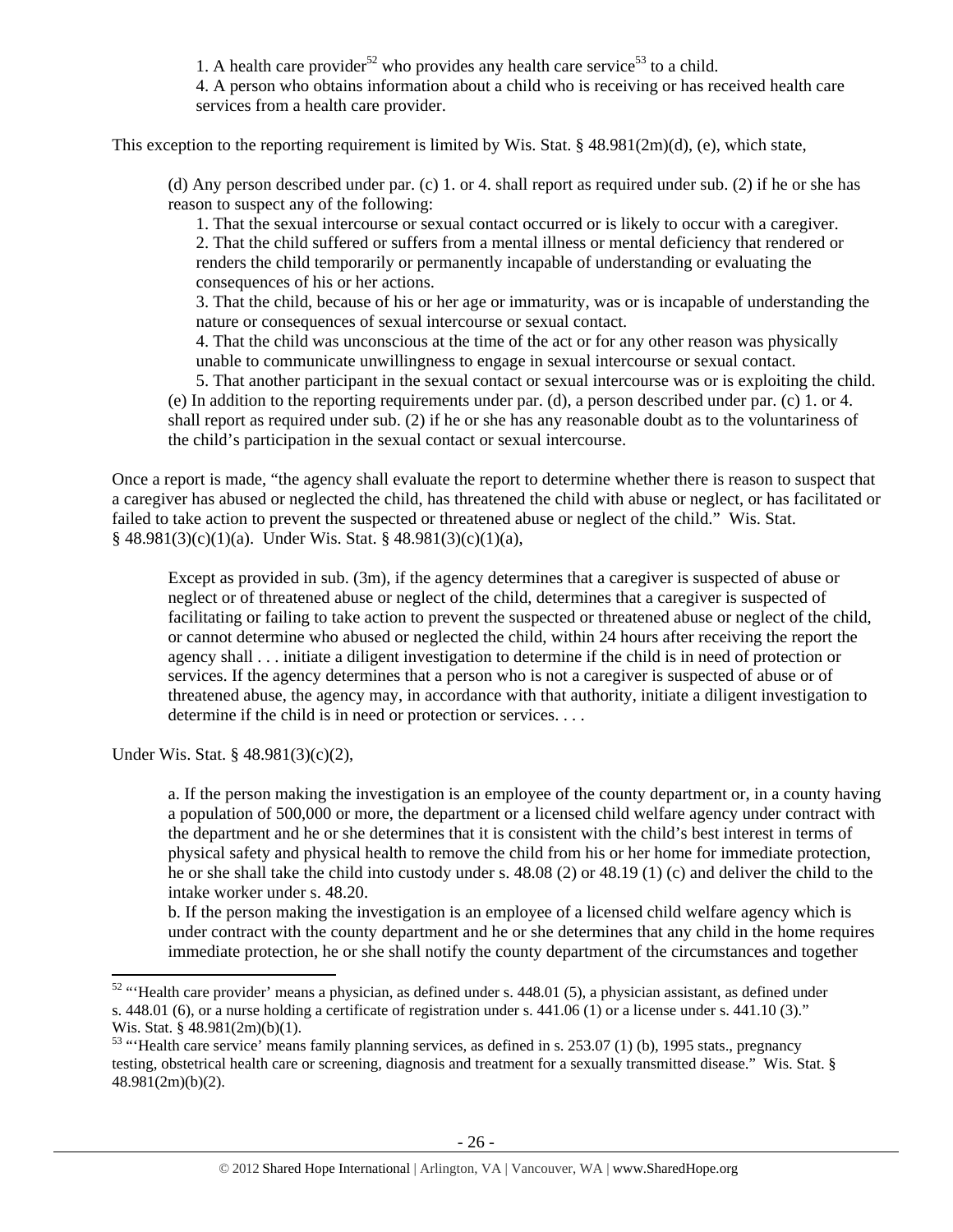1. A health care provider[52] who provides any health care service[53] to a child.

4. A person who obtains information about a child who is receiving or has received health care services from a health care provider.

This exception to the reporting requirement is limited by Wis. Stat. § 48.981(2m)(d), (e), which state,

> (d) Any person described under par. (c) 1. or 4. shall report as required under sub. (2) if he or she has reason to suspect any of the following:
>
> 1. That the sexual intercourse or sexual contact occurred or is likely to occur with a caregiver.
> 2. That the child suffered or suffers from a mental illness or mental deficiency that rendered or renders the child temporarily or permanently incapable of understanding or evaluating the consequences of his or her actions.
> 3. That the child, because of his or her age or immaturity, was or is incapable of understanding the nature or consequences of sexual intercourse or sexual contact.
> 4. That the child was unconscious at the time of the act or for any other reason was physically unable to communicate unwillingness to engage in sexual intercourse or sexual contact.
> 5. That another participant in the sexual contact or sexual intercourse was or is exploiting the child.
>
> (e) In addition to the reporting requirements under par. (d), a person described under par. (c) 1. or 4. shall report as required under sub. (2) if he or she has any reasonable doubt as to the voluntariness of the child's participation in the sexual contact or sexual intercourse.

Once a report is made, "the agency shall evaluate the report to determine whether there is reason to suspect that a caregiver has abused or neglected the child, has threatened the child with abuse or neglect, or has facilitated or failed to take action to prevent the suspected or threatened abuse or neglect of the child." Wis. Stat. § 48.981(3)(c)(1)(a). Under Wis. Stat. § 48.981(3)(c)(1)(a),

> Except as provided in sub. (3m), if the agency determines that a caregiver is suspected of abuse or neglect or of threatened abuse or neglect of the child, determines that a caregiver is suspected of facilitating or failing to take action to prevent the suspected or threatened abuse or neglect of the child, or cannot determine who abused or neglected the child, within 24 hours after receiving the report the agency shall . . . initiate a diligent investigation to determine if the child is in need of protection or services. If the agency determines that a person who is not a caregiver is suspected of abuse or of threatened abuse, the agency may, in accordance with that authority, initiate a diligent investigation to determine if the child is in need or protection or services. . . .

Under Wis. Stat. § 48.981(3)(c)(2),

> a. If the person making the investigation is an employee of the county department or, in a county having a population of 500,000 or more, the department or a licensed child welfare agency under contract with the department and he or she determines that it is consistent with the child's best interest in terms of physical safety and physical health to remove the child from his or her home for immediate protection, he or she shall take the child into custody under s. 48.08 (2) or 48.19 (1) (c) and deliver the child to the intake worker under s. 48.20.
>
> b. If the person making the investigation is an employee of a licensed child welfare agency which is under contract with the county department and he or she determines that any child in the home requires immediate protection, he or she shall notify the county department of the circumstances and together

---

[52] "'Health care provider' means a physician, as defined under s. 448.01 (5), a physician assistant, as defined under s. 448.01 (6), or a nurse holding a certificate of registration under s. 441.06 (1) or a license under s. 441.10 (3)." Wis. Stat. § 48.981(2m)(b)(1).

[53] "'Health care service' means family planning services, as defined in s. 253.07 (1) (b), 1995 stats., pregnancy testing, obstetrical health care or screening, diagnosis and treatment for a sexually transmitted disease." Wis. Stat. § 48.981(2m)(b)(2).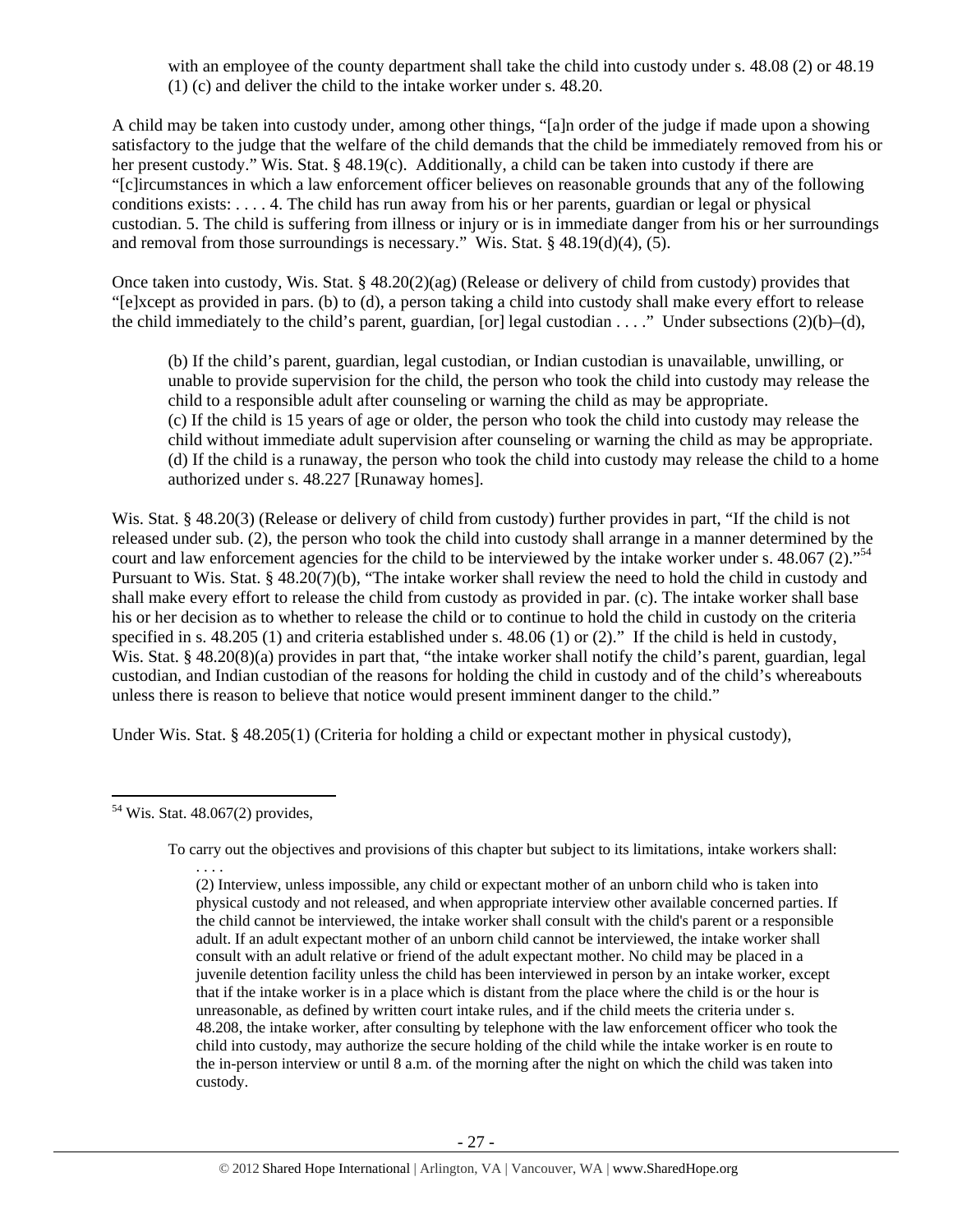with an employee of the county department shall take the child into custody under s. 48.08 (2) or 48.19 (1) (c) and deliver the child to the intake worker under s. 48.20.

A child may be taken into custody under, among other things, "[a]n order of the judge if made upon a showing satisfactory to the judge that the welfare of the child demands that the child be immediately removed from his or her present custody." Wis. Stat. § 48.19(c). Additionally, a child can be taken into custody if there are "[c]ircumstances in which a law enforcement officer believes on reasonable grounds that any of the following conditions exists: . . . . 4. The child has run away from his or her parents, guardian or legal or physical custodian. 5. The child is suffering from illness or injury or is in immediate danger from his or her surroundings and removal from those surroundings is necessary." Wis. Stat. § 48.19(d)(4), (5).

Once taken into custody, Wis. Stat. § 48.20(2)(ag) (Release or delivery of child from custody) provides that "[e]xcept as provided in pars. (b) to (d), a person taking a child into custody shall make every effort to release the child immediately to the child's parent, guardian, [or] legal custodian . . . ." Under subsections (2)(b)–(d),

> (b) If the child's parent, guardian, legal custodian, or Indian custodian is unavailable, unwilling, or unable to provide supervision for the child, the person who took the child into custody may release the child to a responsible adult after counseling or warning the child as may be appropriate.
> (c) If the child is 15 years of age or older, the person who took the child into custody may release the child without immediate adult supervision after counseling or warning the child as may be appropriate.
> (d) If the child is a runaway, the person who took the child into custody may release the child to a home authorized under s. 48.227 [Runaway homes].

Wis. Stat. § 48.20(3) (Release or delivery of child from custody) further provides in part, "If the child is not released under sub. (2), the person who took the child into custody shall arrange in a manner determined by the court and law enforcement agencies for the child to be interviewed by the intake worker under s. 48.067 (2)."[54] Pursuant to Wis. Stat. § 48.20(7)(b), "The intake worker shall review the need to hold the child in custody and shall make every effort to release the child from custody as provided in par. (c). The intake worker shall base his or her decision as to whether to release the child or to continue to hold the child in custody on the criteria specified in s. 48.205 (1) and criteria established under s. 48.06 (1) or (2)." If the child is held in custody, Wis. Stat. § 48.20(8)(a) provides in part that, "the intake worker shall notify the child's parent, guardian, legal custodian, and Indian custodian of the reasons for holding the child in custody and of the child's whereabouts unless there is reason to believe that notice would present imminent danger to the child."

Under Wis. Stat. § 48.205(1) (Criteria for holding a child or expectant mother in physical custody),

---

[54] Wis. Stat. 48.067(2) provides,

> To carry out the objectives and provisions of this chapter but subject to its limitations, intake workers shall:
> . . . .
> (2) Interview, unless impossible, any child or expectant mother of an unborn child who is taken into physical custody and not released, and when appropriate interview other available concerned parties. If the child cannot be interviewed, the intake worker shall consult with the child's parent or a responsible adult. If an adult expectant mother of an unborn child cannot be interviewed, the intake worker shall consult with an adult relative or friend of the adult expectant mother. No child may be placed in a juvenile detention facility unless the child has been interviewed in person by an intake worker, except that if the intake worker is in a place which is distant from the place where the child is or the hour is unreasonable, as defined by written court intake rules, and if the child meets the criteria under s. 48.208, the intake worker, after consulting by telephone with the law enforcement officer who took the child into custody, may authorize the secure holding of the child while the intake worker is en route to the in-person interview or until 8 a.m. of the morning after the night on which the child was taken into custody.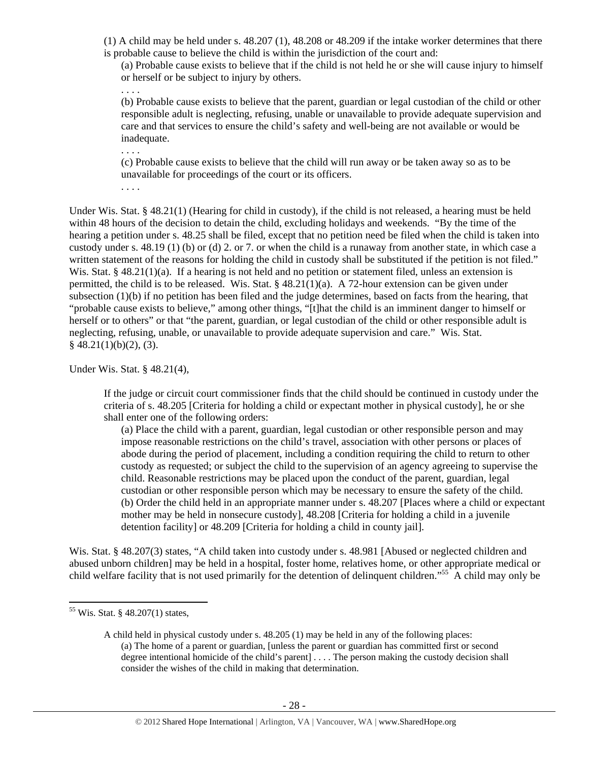> (1) A child may be held under s. 48.207 (1), 48.208 or 48.209 if the intake worker determines that there is probable cause to believe the child is within the jurisdiction of the court and:
>
> > (a) Probable cause exists to believe that if the child is not held he or she will cause injury to himself or herself or be subject to injury by others.
> >
> > . . . .
> >
> > (b) Probable cause exists to believe that the parent, guardian or legal custodian of the child or other responsible adult is neglecting, refusing, unable or unavailable to provide adequate supervision and care and that services to ensure the child's safety and well-being are not available or would be inadequate.
> >
> > . . . .
> >
> > (c) Probable cause exists to believe that the child will run away or be taken away so as to be unavailable for proceedings of the court or its officers.
> >
> > . . . .

Under Wis. Stat. § 48.21(1) (Hearing for child in custody), if the child is not released, a hearing must be held within 48 hours of the decision to detain the child, excluding holidays and weekends. "By the time of the hearing a petition under s. 48.25 shall be filed, except that no petition need be filed when the child is taken into custody under s. 48.19 (1) (b) or (d) 2. or 7. or when the child is a runaway from another state, in which case a written statement of the reasons for holding the child in custody shall be substituted if the petition is not filed." Wis. Stat. § 48.21(1)(a). If a hearing is not held and no petition or statement filed, unless an extension is permitted, the child is to be released. Wis. Stat. § 48.21(1)(a). A 72-hour extension can be given under subsection (1)(b) if no petition has been filed and the judge determines, based on facts from the hearing, that "probable cause exists to believe," among other things, "[t]hat the child is an imminent danger to himself or herself or to others" or that "the parent, guardian, or legal custodian of the child or other responsible adult is neglecting, refusing, unable, or unavailable to provide adequate supervision and care." Wis. Stat. § 48.21(1)(b)(2), (3).

Under Wis. Stat. § 48.21(4),

> If the judge or circuit court commissioner finds that the child should be continued in custody under the criteria of s. 48.205 [Criteria for holding a child or expectant mother in physical custody], he or she shall enter one of the following orders:
>
> > (a) Place the child with a parent, guardian, legal custodian or other responsible person and may impose reasonable restrictions on the child's travel, association with other persons or places of abode during the period of placement, including a condition requiring the child to return to other custody as requested; or subject the child to the supervision of an agency agreeing to supervise the child. Reasonable restrictions may be placed upon the conduct of the parent, guardian, legal custodian or other responsible person which may be necessary to ensure the safety of the child.
> > (b) Order the child held in an appropriate manner under s. 48.207 [Places where a child or expectant mother may be held in nonsecure custody], 48.208 [Criteria for holding a child in a juvenile detention facility] or 48.209 [Criteria for holding a child in county jail].

Wis. Stat. § 48.207(3) states, "A child taken into custody under s. 48.981 [Abused or neglected children and abused unborn children] may be held in a hospital, foster home, relatives home, or other appropriate medical or child welfare facility that is not used primarily for the detention of delinquent children."[55] A child may only be

---

[55] Wis. Stat. § 48.207(1) states,

> A child held in physical custody under s. 48.205 (1) may be held in any of the following places:
>
> > (a) The home of a parent or guardian, [unless the parent or guardian has committed first or second degree intentional homicide of the child's parent] . . . . The person making the custody decision shall consider the wishes of the child in making that determination.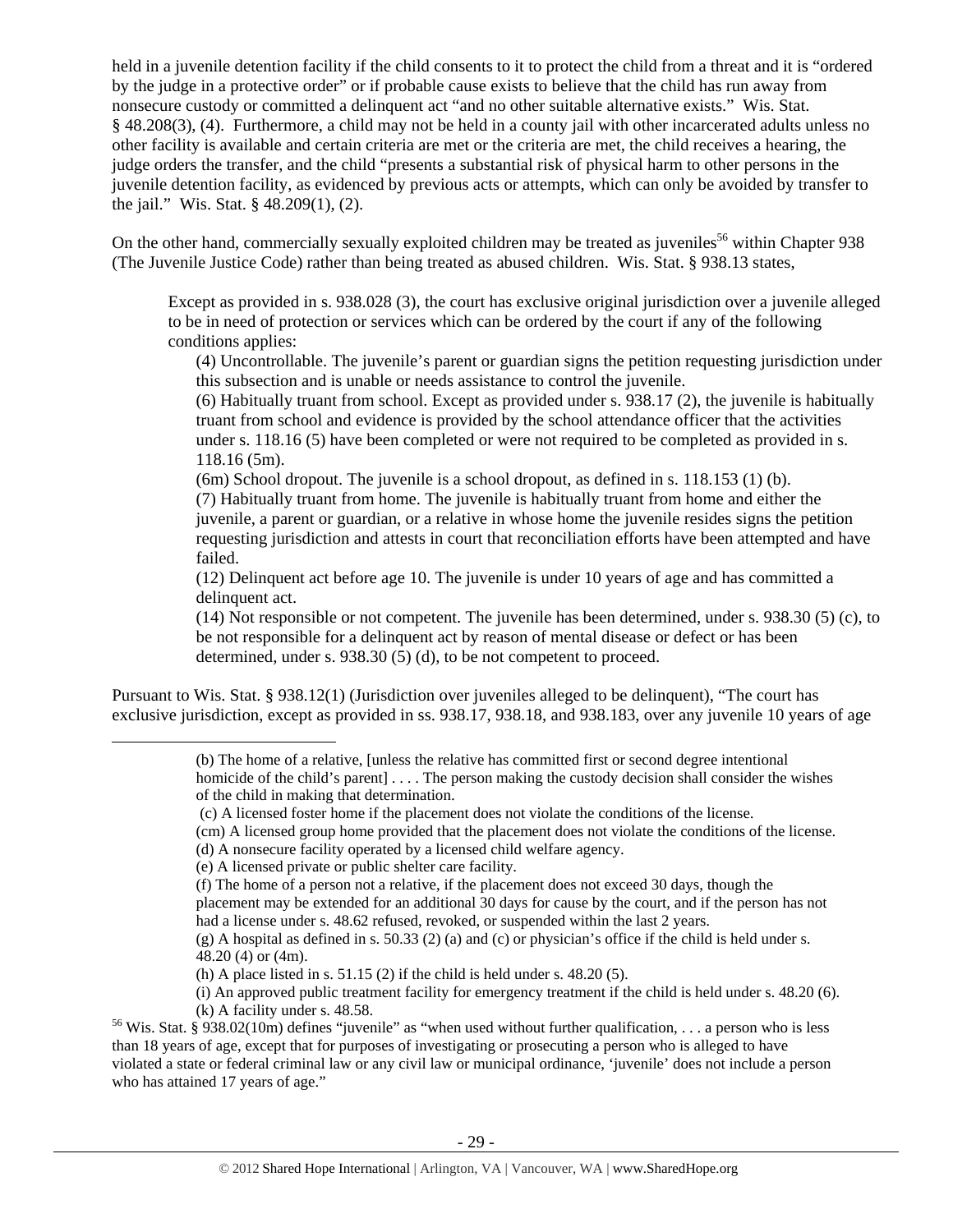held in a juvenile detention facility if the child consents to it to protect the child from a threat and it is "ordered by the judge in a protective order" or if probable cause exists to believe that the child has run away from nonsecure custody or committed a delinquent act "and no other suitable alternative exists." Wis. Stat. § 48.208(3), (4). Furthermore, a child may not be held in a county jail with other incarcerated adults unless no other facility is available and certain criteria are met or the criteria are met, the child receives a hearing, the judge orders the transfer, and the child "presents a substantial risk of physical harm to other persons in the juvenile detention facility, as evidenced by previous acts or attempts, which can only be avoided by transfer to the jail." Wis. Stat. § 48.209(1), (2).

On the other hand, commercially sexually exploited children may be treated as juveniles[56] within Chapter 938 (The Juvenile Justice Code) rather than being treated as abused children. Wis. Stat. § 938.13 states,

> Except as provided in s. 938.028 (3), the court has exclusive original jurisdiction over a juvenile alleged to be in need of protection or services which can be ordered by the court if any of the following conditions applies:
>
> (4) Uncontrollable. The juvenile's parent or guardian signs the petition requesting jurisdiction under this subsection and is unable or needs assistance to control the juvenile.
>
> (6) Habitually truant from school. Except as provided under s. 938.17 (2), the juvenile is habitually truant from school and evidence is provided by the school attendance officer that the activities under s. 118.16 (5) have been completed or were not required to be completed as provided in s. 118.16 (5m).
>
> (6m) School dropout. The juvenile is a school dropout, as defined in s. 118.153 (1) (b).
>
> (7) Habitually truant from home. The juvenile is habitually truant from home and either the juvenile, a parent or guardian, or a relative in whose home the juvenile resides signs the petition requesting jurisdiction and attests in court that reconciliation efforts have been attempted and have failed.
>
> (12) Delinquent act before age 10. The juvenile is under 10 years of age and has committed a delinquent act.
>
> (14) Not responsible or not competent. The juvenile has been determined, under s. 938.30 (5) (c), to be not responsible for a delinquent act by reason of mental disease or defect or has been determined, under s. 938.30 (5) (d), to be not competent to proceed.

Pursuant to Wis. Stat. § 938.12(1) (Jurisdiction over juveniles alleged to be delinquent), "The court has exclusive jurisdiction, except as provided in ss. 938.17, 938.18, and 938.183, over any juvenile 10 years of age

---

> (b) The home of a relative, [unless the relative has committed first or second degree intentional homicide of the child's parent] . . . . The person making the custody decision shall consider the wishes of the child in making that determination.
>
> (c) A licensed foster home if the placement does not violate the conditions of the license.
>
> (cm) A licensed group home provided that the placement does not violate the conditions of the license.
>
> (d) A nonsecure facility operated by a licensed child welfare agency.
>
> (e) A licensed private or public shelter care facility.
>
> (f) The home of a person not a relative, if the placement does not exceed 30 days, though the placement may be extended for an additional 30 days for cause by the court, and if the person has not had a license under s. 48.62 refused, revoked, or suspended within the last 2 years.
>
> (g) A hospital as defined in s. 50.33 (2) (a) and (c) or physician's office if the child is held under s. 48.20 (4) or (4m).
>
> (h) A place listed in s. 51.15 (2) if the child is held under s. 48.20 (5).
>
> (i) An approved public treatment facility for emergency treatment if the child is held under s. 48.20 (6).
>
> (k) A facility under s. 48.58.

[56] Wis. Stat. § 938.02(10m) defines "juvenile" as "when used without further qualification, . . . a person who is less than 18 years of age, except that for purposes of investigating or prosecuting a person who is alleged to have violated a state or federal criminal law or any civil law or municipal ordinance, 'juvenile' does not include a person who has attained 17 years of age."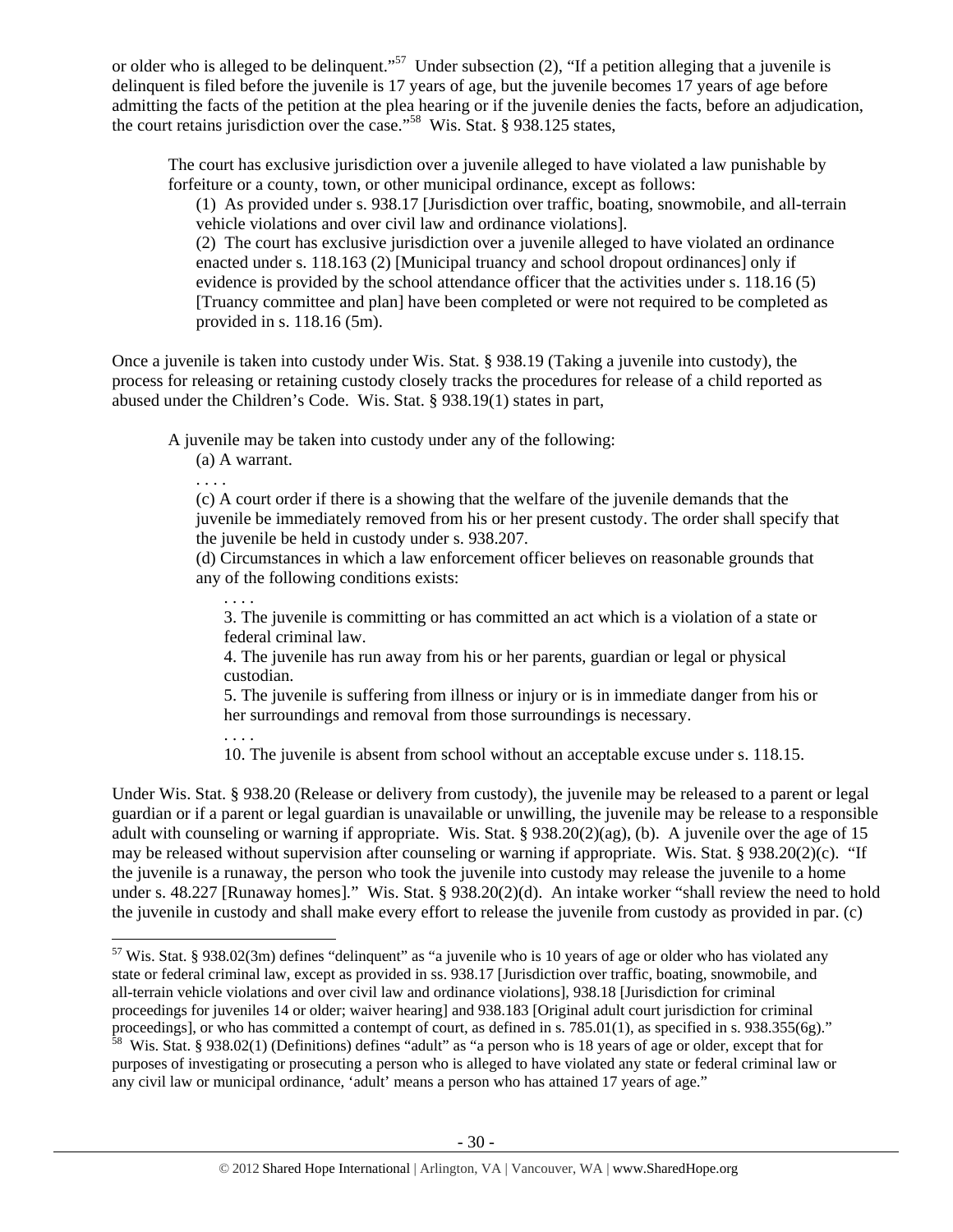or older who is alleged to be delinquent."[57] Under subsection (2), "If a petition alleging that a juvenile is delinquent is filed before the juvenile is 17 years of age, but the juvenile becomes 17 years of age before admitting the facts of the petition at the plea hearing or if the juvenile denies the facts, before an adjudication, the court retains jurisdiction over the case."[58] Wis. Stat. § 938.125 states,

> The court has exclusive jurisdiction over a juvenile alleged to have violated a law punishable by forfeiture or a county, town, or other municipal ordinance, except as follows:
>
> (1) As provided under s. 938.17 [Jurisdiction over traffic, boating, snowmobile, and all-terrain vehicle violations and over civil law and ordinance violations].
>
> (2) The court has exclusive jurisdiction over a juvenile alleged to have violated an ordinance enacted under s. 118.163 (2) [Municipal truancy and school dropout ordinances] only if evidence is provided by the school attendance officer that the activities under s. 118.16 (5) [Truancy committee and plan] have been completed or were not required to be completed as provided in s. 118.16 (5m).

Once a juvenile is taken into custody under Wis. Stat. § 938.19 (Taking a juvenile into custody), the process for releasing or retaining custody closely tracks the procedures for release of a child reported as abused under the Children's Code. Wis. Stat. § 938.19(1) states in part,

> A juvenile may be taken into custody under any of the following:
>
> (a) A warrant.
>
> . . . .
>
> (c) A court order if there is a showing that the welfare of the juvenile demands that the juvenile be immediately removed from his or her present custody. The order shall specify that the juvenile be held in custody under s. 938.207.
>
> (d) Circumstances in which a law enforcement officer believes on reasonable grounds that any of the following conditions exists:
>
> . . . .
>
> 3. The juvenile is committing or has committed an act which is a violation of a state or federal criminal law.
>
> 4. The juvenile has run away from his or her parents, guardian or legal or physical custodian.
>
> 5. The juvenile is suffering from illness or injury or is in immediate danger from his or her surroundings and removal from those surroundings is necessary.
>
> . . . .
>
> 10. The juvenile is absent from school without an acceptable excuse under s. 118.15.

Under Wis. Stat. § 938.20 (Release or delivery from custody), the juvenile may be released to a parent or legal guardian or if a parent or legal guardian is unavailable or unwilling, the juvenile may be release to a responsible adult with counseling or warning if appropriate. Wis. Stat. § 938.20(2)(ag), (b). A juvenile over the age of 15 may be released without supervision after counseling or warning if appropriate. Wis. Stat. § 938.20(2)(c). "If the juvenile is a runaway, the person who took the juvenile into custody may release the juvenile to a home under s. 48.227 [Runaway homes]." Wis. Stat. § 938.20(2)(d). An intake worker "shall review the need to hold the juvenile in custody and shall make every effort to release the juvenile from custody as provided in par. (c)

---

[57] Wis. Stat. § 938.02(3m) defines "delinquent" as "a juvenile who is 10 years of age or older who has violated any state or federal criminal law, except as provided in ss. 938.17 [Jurisdiction over traffic, boating, snowmobile, and all-terrain vehicle violations and over civil law and ordinance violations], 938.18 [Jurisdiction for criminal proceedings for juveniles 14 or older; waiver hearing] and 938.183 [Original adult court jurisdiction for criminal proceedings], or who has committed a contempt of court, as defined in s. 785.01(1), as specified in s. 938.355(6g)."

[58] Wis. Stat. § 938.02(1) (Definitions) defines "adult" as "a person who is 18 years of age or older, except that for purposes of investigating or prosecuting a person who is alleged to have violated any state or federal criminal law or any civil law or municipal ordinance, 'adult' means a person who has attained 17 years of age."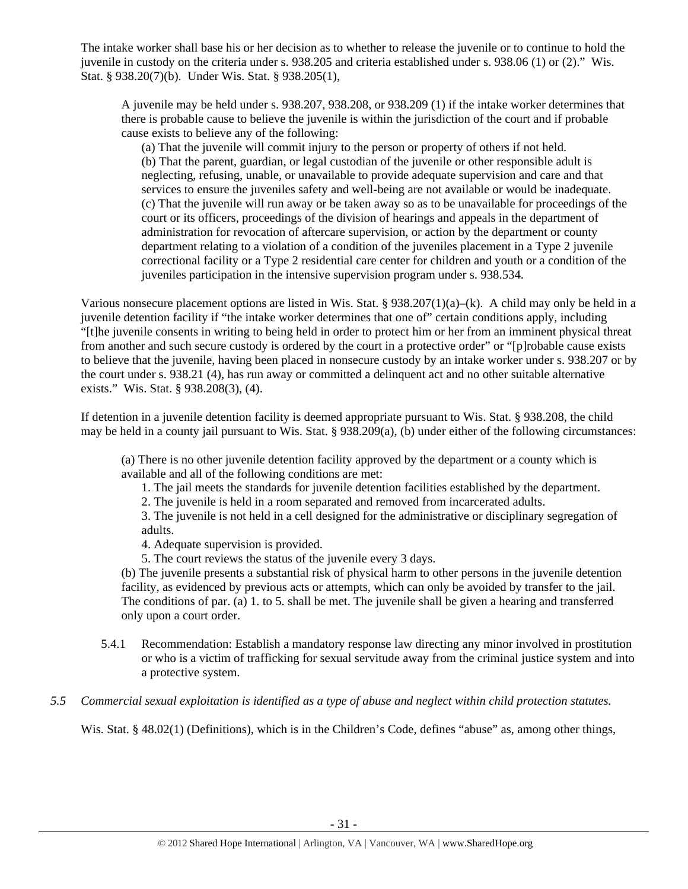The intake worker shall base his or her decision as to whether to release the juvenile or to continue to hold the juvenile in custody on the criteria under s. 938.205 and criteria established under s. 938.06 (1) or (2)." Wis. Stat. § 938.20(7)(b). Under Wis. Stat. § 938.205(1),

> A juvenile may be held under s. 938.207, 938.208, or 938.209 (1) if the intake worker determines that there is probable cause to believe the juvenile is within the jurisdiction of the court and if probable cause exists to believe any of the following:
>
> (a) That the juvenile will commit injury to the person or property of others if not held.
>
> (b) That the parent, guardian, or legal custodian of the juvenile or other responsible adult is neglecting, refusing, unable, or unavailable to provide adequate supervision and care and that services to ensure the juveniles safety and well-being are not available or would be inadequate.
>
> (c) That the juvenile will run away or be taken away so as to be unavailable for proceedings of the court or its officers, proceedings of the division of hearings and appeals in the department of administration for revocation of aftercare supervision, or action by the department or county department relating to a violation of a condition of the juveniles placement in a Type 2 juvenile correctional facility or a Type 2 residential care center for children and youth or a condition of the juveniles participation in the intensive supervision program under s. 938.534.

Various nonsecure placement options are listed in Wis. Stat. § 938.207(1)(a)–(k). A child may only be held in a juvenile detention facility if "the intake worker determines that one of" certain conditions apply, including "[t]he juvenile consents in writing to being held in order to protect him or her from an imminent physical threat from another and such secure custody is ordered by the court in a protective order" or "[p]robable cause exists to believe that the juvenile, having been placed in nonsecure custody by an intake worker under s. 938.207 or by the court under s. 938.21 (4), has run away or committed a delinquent act and no other suitable alternative exists." Wis. Stat. § 938.208(3), (4).

If detention in a juvenile detention facility is deemed appropriate pursuant to Wis. Stat. § 938.208, the child may be held in a county jail pursuant to Wis. Stat. § 938.209(a), (b) under either of the following circumstances:

> (a) There is no other juvenile detention facility approved by the department or a county which is available and all of the following conditions are met:
>
> 1. The jail meets the standards for juvenile detention facilities established by the department.
> 2. The juvenile is held in a room separated and removed from incarcerated adults.
> 3. The juvenile is not held in a cell designed for the administrative or disciplinary segregation of adults.
> 4. Adequate supervision is provided.
> 5. The court reviews the status of the juvenile every 3 days.
>
> (b) The juvenile presents a substantial risk of physical harm to other persons in the juvenile detention facility, as evidenced by previous acts or attempts, which can only be avoided by transfer to the jail. The conditions of par. (a) 1. to 5. shall be met. The juvenile shall be given a hearing and transferred only upon a court order.

5.4.1 Recommendation: Establish a mandatory response law directing any minor involved in prostitution or who is a victim of trafficking for sexual servitude away from the criminal justice system and into a protective system.

*5.5 Commercial sexual exploitation is identified as a type of abuse and neglect within child protection statutes.*

Wis. Stat. § 48.02(1) (Definitions), which is in the Children's Code, defines "abuse" as, among other things,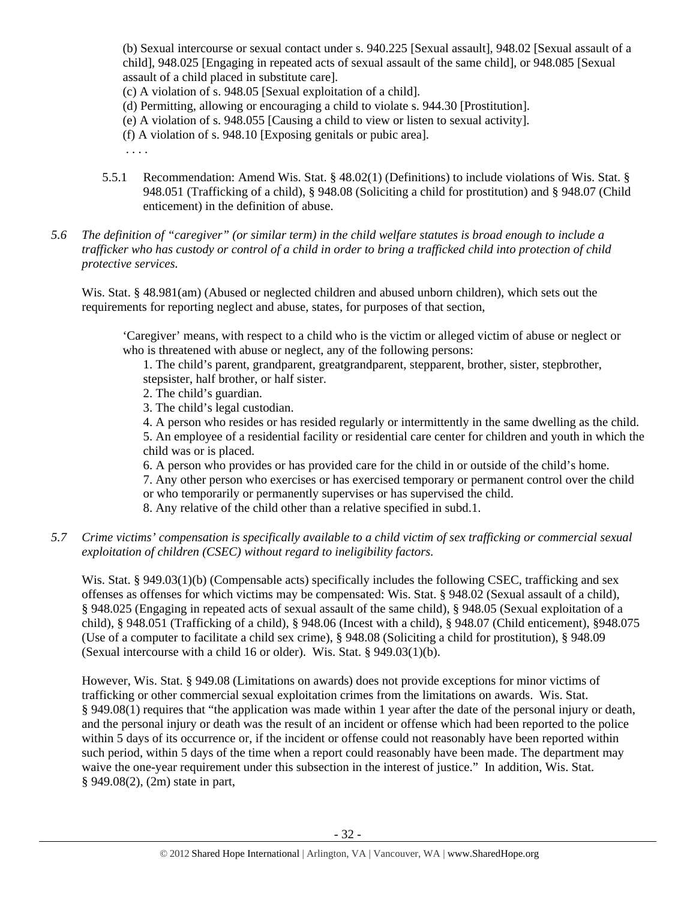(b) Sexual intercourse or sexual contact under s. 940.225 [Sexual assault], 948.02 [Sexual assault of a child], 948.025 [Engaging in repeated acts of sexual assault of the same child], or 948.085 [Sexual assault of a child placed in substitute care].

(c) A violation of s. 948.05 [Sexual exploitation of a child].

(d) Permitting, allowing or encouraging a child to violate s. 944.30 [Prostitution].

(e) A violation of s. 948.055 [Causing a child to view or listen to sexual activity].

(f) A violation of s. 948.10 [Exposing genitals or pubic area].

. . . .

5.5.1 Recommendation: Amend Wis. Stat. § 48.02(1) (Definitions) to include violations of Wis. Stat. § 948.051 (Trafficking of a child), § 948.08 (Soliciting a child for prostitution) and § 948.07 (Child enticement) in the definition of abuse.

*5.6 The definition of "caregiver" (or similar term) in the child welfare statutes is broad enough to include a trafficker who has custody or control of a child in order to bring a trafficked child into protection of child protective services.*

Wis. Stat. § 48.981(am) (Abused or neglected children and abused unborn children), which sets out the requirements for reporting neglect and abuse, states, for purposes of that section,

> 'Caregiver' means, with respect to a child who is the victim or alleged victim of abuse or neglect or who is threatened with abuse or neglect, any of the following persons:
>
> 1. The child's parent, grandparent, greatgrandparent, stepparent, brother, sister, stepbrother, stepsister, half brother, or half sister.
> 2. The child's guardian.
> 3. The child's legal custodian.
> 4. A person who resides or has resided regularly or intermittently in the same dwelling as the child.
> 5. An employee of a residential facility or residential care center for children and youth in which the child was or is placed.
> 6. A person who provides or has provided care for the child in or outside of the child's home.
> 7. Any other person who exercises or has exercised temporary or permanent control over the child or who temporarily or permanently supervises or has supervised the child.
> 8. Any relative of the child other than a relative specified in subd.1.

*5.7 Crime victims' compensation is specifically available to a child victim of sex trafficking or commercial sexual exploitation of children (CSEC) without regard to ineligibility factors.*

Wis. Stat. § 949.03(1)(b) (Compensable acts) specifically includes the following CSEC, trafficking and sex offenses as offenses for which victims may be compensated: Wis. Stat. § 948.02 (Sexual assault of a child), § 948.025 (Engaging in repeated acts of sexual assault of the same child), § 948.05 (Sexual exploitation of a child), § 948.051 (Trafficking of a child), § 948.06 (Incest with a child), § 948.07 (Child enticement), §948.075 (Use of a computer to facilitate a child sex crime), § 948.08 (Soliciting a child for prostitution), § 948.09 (Sexual intercourse with a child 16 or older). Wis. Stat. § 949.03(1)(b).

However, Wis. Stat. § 949.08 (Limitations on awards) does not provide exceptions for minor victims of trafficking or other commercial sexual exploitation crimes from the limitations on awards. Wis. Stat. § 949.08(1) requires that "the application was made within 1 year after the date of the personal injury or death, and the personal injury or death was the result of an incident or offense which had been reported to the police within 5 days of its occurrence or, if the incident or offense could not reasonably have been reported within such period, within 5 days of the time when a report could reasonably have been made. The department may waive the one-year requirement under this subsection in the interest of justice." In addition, Wis. Stat. § 949.08(2), (2m) state in part,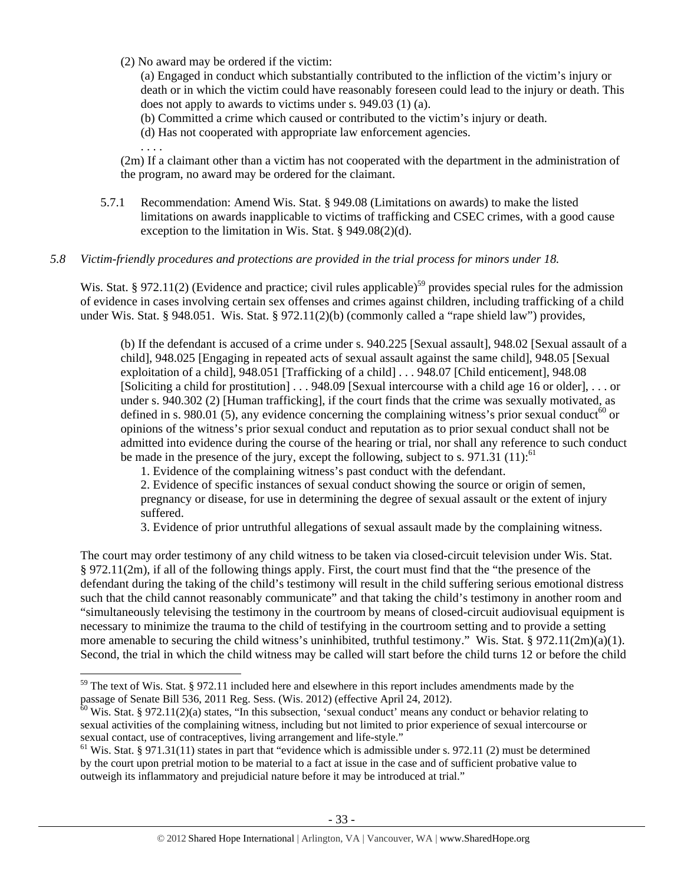(2) No award may be ordered if the victim:

(a) Engaged in conduct which substantially contributed to the infliction of the victim's injury or death or in which the victim could have reasonably foreseen could lead to the injury or death. This does not apply to awards to victims under s. 949.03 (1) (a).

(b) Committed a crime which caused or contributed to the victim's injury or death.

(d) Has not cooperated with appropriate law enforcement agencies.

. . . .

(2m) If a claimant other than a victim has not cooperated with the department in the administration of the program, no award may be ordered for the claimant.

5.7.1 Recommendation: Amend Wis. Stat. § 949.08 (Limitations on awards) to make the listed limitations on awards inapplicable to victims of trafficking and CSEC crimes, with a good cause exception to the limitation in Wis. Stat. § 949.08(2)(d).

*5.8 Victim-friendly procedures and protections are provided in the trial process for minors under 18.*

Wis. Stat. § 972.11(2) (Evidence and practice; civil rules applicable)[59] provides special rules for the admission of evidence in cases involving certain sex offenses and crimes against children, including trafficking of a child under Wis. Stat. § 948.051. Wis. Stat. § 972.11(2)(b) (commonly called a "rape shield law") provides,

> (b) If the defendant is accused of a crime under s. 940.225 [Sexual assault], 948.02 [Sexual assault of a child], 948.025 [Engaging in repeated acts of sexual assault against the same child], 948.05 [Sexual exploitation of a child], 948.051 [Trafficking of a child] . . . 948.07 [Child enticement], 948.08 [Soliciting a child for prostitution] . . . 948.09 [Sexual intercourse with a child age 16 or older], . . . or under s. 940.302 (2) [Human trafficking], if the court finds that the crime was sexually motivated, as defined in s. 980.01 (5), any evidence concerning the complaining witness's prior sexual conduct[60] or opinions of the witness's prior sexual conduct and reputation as to prior sexual conduct shall not be admitted into evidence during the course of the hearing or trial, nor shall any reference to such conduct be made in the presence of the jury, except the following, subject to s. 971.31 (11):[61]
>
> 1. Evidence of the complaining witness's past conduct with the defendant.
>
> 2. Evidence of specific instances of sexual conduct showing the source or origin of semen, pregnancy or disease, for use in determining the degree of sexual assault or the extent of injury suffered.
>
> 3. Evidence of prior untruthful allegations of sexual assault made by the complaining witness.

The court may order testimony of any child witness to be taken via closed-circuit television under Wis. Stat. § 972.11(2m), if all of the following things apply. First, the court must find that the "the presence of the defendant during the taking of the child's testimony will result in the child suffering serious emotional distress such that the child cannot reasonably communicate" and that taking the child's testimony in another room and "simultaneously televising the testimony in the courtroom by means of closed-circuit audiovisual equipment is necessary to minimize the trauma to the child of testifying in the courtroom setting and to provide a setting more amenable to securing the child witness's uninhibited, truthful testimony." Wis. Stat. § 972.11(2m)(a)(1). Second, the trial in which the child witness may be called will start before the child turns 12 or before the child

---

[59] The text of Wis. Stat. § 972.11 included here and elsewhere in this report includes amendments made by the passage of Senate Bill 536, 2011 Reg. Sess. (Wis. 2012) (effective April 24, 2012).

[60] Wis. Stat. § 972.11(2)(a) states, "In this subsection, 'sexual conduct' means any conduct or behavior relating to sexual activities of the complaining witness, including but not limited to prior experience of sexual intercourse or sexual contact, use of contraceptives, living arrangement and life-style."

[61] Wis. Stat. § 971.31(11) states in part that "evidence which is admissible under s. 972.11 (2) must be determined by the court upon pretrial motion to be material to a fact at issue in the case and of sufficient probative value to outweigh its inflammatory and prejudicial nature before it may be introduced at trial."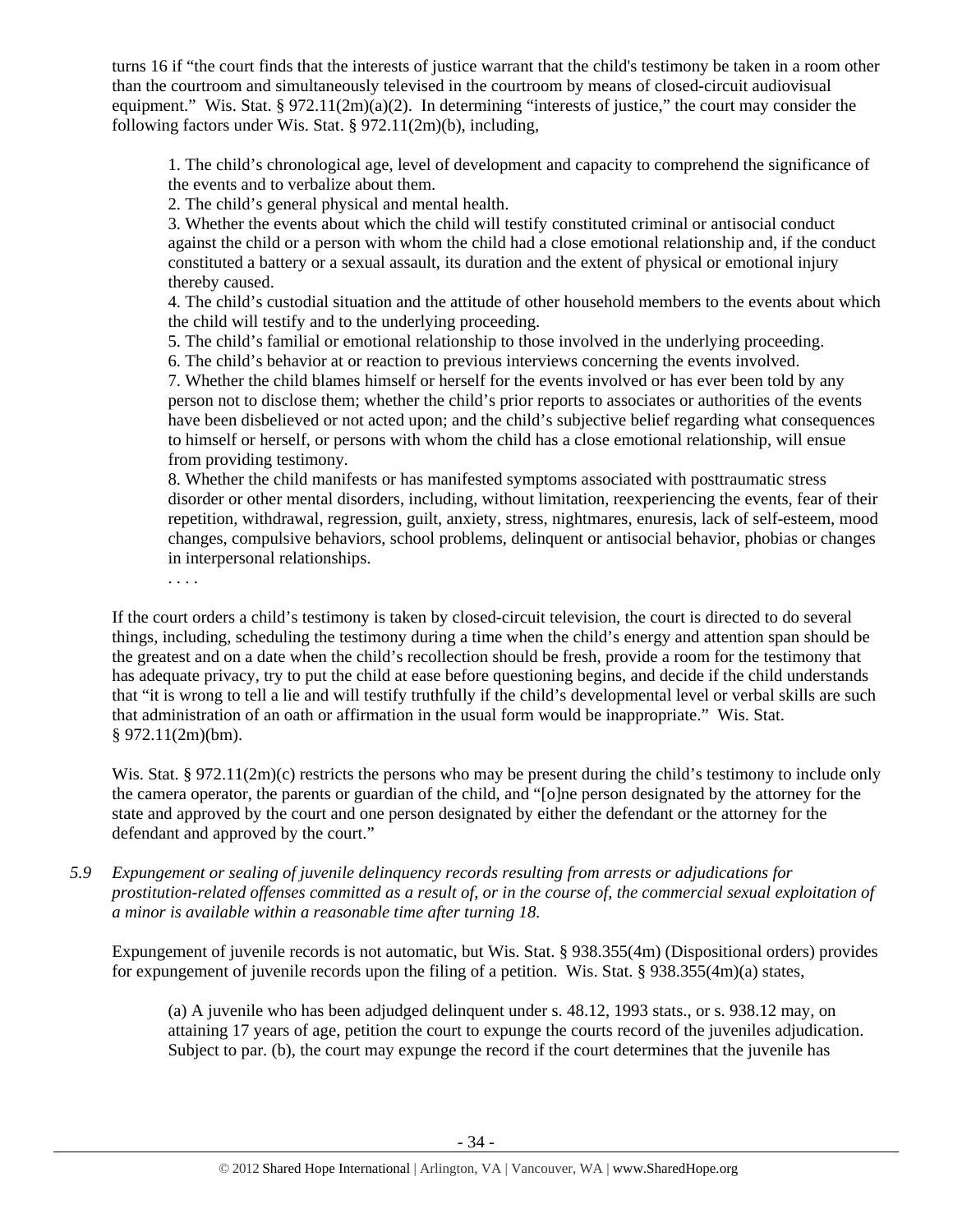turns 16 if "the court finds that the interests of justice warrant that the child's testimony be taken in a room other than the courtroom and simultaneously televised in the courtroom by means of closed-circuit audiovisual equipment." Wis. Stat. § 972.11(2m)(a)(2). In determining "interests of justice," the court may consider the following factors under Wis. Stat. § 972.11(2m)(b), including,

> 1. The child's chronological age, level of development and capacity to comprehend the significance of the events and to verbalize about them.
> 2. The child's general physical and mental health.
> 3. Whether the events about which the child will testify constituted criminal or antisocial conduct against the child or a person with whom the child had a close emotional relationship and, if the conduct constituted a battery or a sexual assault, its duration and the extent of physical or emotional injury thereby caused.
> 4. The child's custodial situation and the attitude of other household members to the events about which the child will testify and to the underlying proceeding.
> 5. The child's familial or emotional relationship to those involved in the underlying proceeding.
> 6. The child's behavior at or reaction to previous interviews concerning the events involved.
> 7. Whether the child blames himself or herself for the events involved or has ever been told by any person not to disclose them; whether the child's prior reports to associates or authorities of the events have been disbelieved or not acted upon; and the child's subjective belief regarding what consequences to himself or herself, or persons with whom the child has a close emotional relationship, will ensue from providing testimony.
> 8. Whether the child manifests or has manifested symptoms associated with posttraumatic stress disorder or other mental disorders, including, without limitation, reexperiencing the events, fear of their repetition, withdrawal, regression, guilt, anxiety, stress, nightmares, enuresis, lack of self-esteem, mood changes, compulsive behaviors, school problems, delinquent or antisocial behavior, phobias or changes in interpersonal relationships.
>
> . . . .

If the court orders a child's testimony is taken by closed-circuit television, the court is directed to do several things, including, scheduling the testimony during a time when the child's energy and attention span should be the greatest and on a date when the child's recollection should be fresh, provide a room for the testimony that has adequate privacy, try to put the child at ease before questioning begins, and decide if the child understands that "it is wrong to tell a lie and will testify truthfully if the child's developmental level or verbal skills are such that administration of an oath or affirmation in the usual form would be inappropriate." Wis. Stat. § 972.11(2m)(bm).

Wis. Stat. § 972.11(2m)(c) restricts the persons who may be present during the child's testimony to include only the camera operator, the parents or guardian of the child, and "[o]ne person designated by the attorney for the state and approved by the court and one person designated by either the defendant or the attorney for the defendant and approved by the court."

*5.9 Expungement or sealing of juvenile delinquency records resulting from arrests or adjudications for prostitution-related offenses committed as a result of, or in the course of, the commercial sexual exploitation of a minor is available within a reasonable time after turning 18.*

Expungement of juvenile records is not automatic, but Wis. Stat. § 938.355(4m) (Dispositional orders) provides for expungement of juvenile records upon the filing of a petition. Wis. Stat. § 938.355(4m)(a) states,

> (a) A juvenile who has been adjudged delinquent under s. 48.12, 1993 stats., or s. 938.12 may, on attaining 17 years of age, petition the court to expunge the courts record of the juveniles adjudication. Subject to par. (b), the court may expunge the record if the court determines that the juvenile has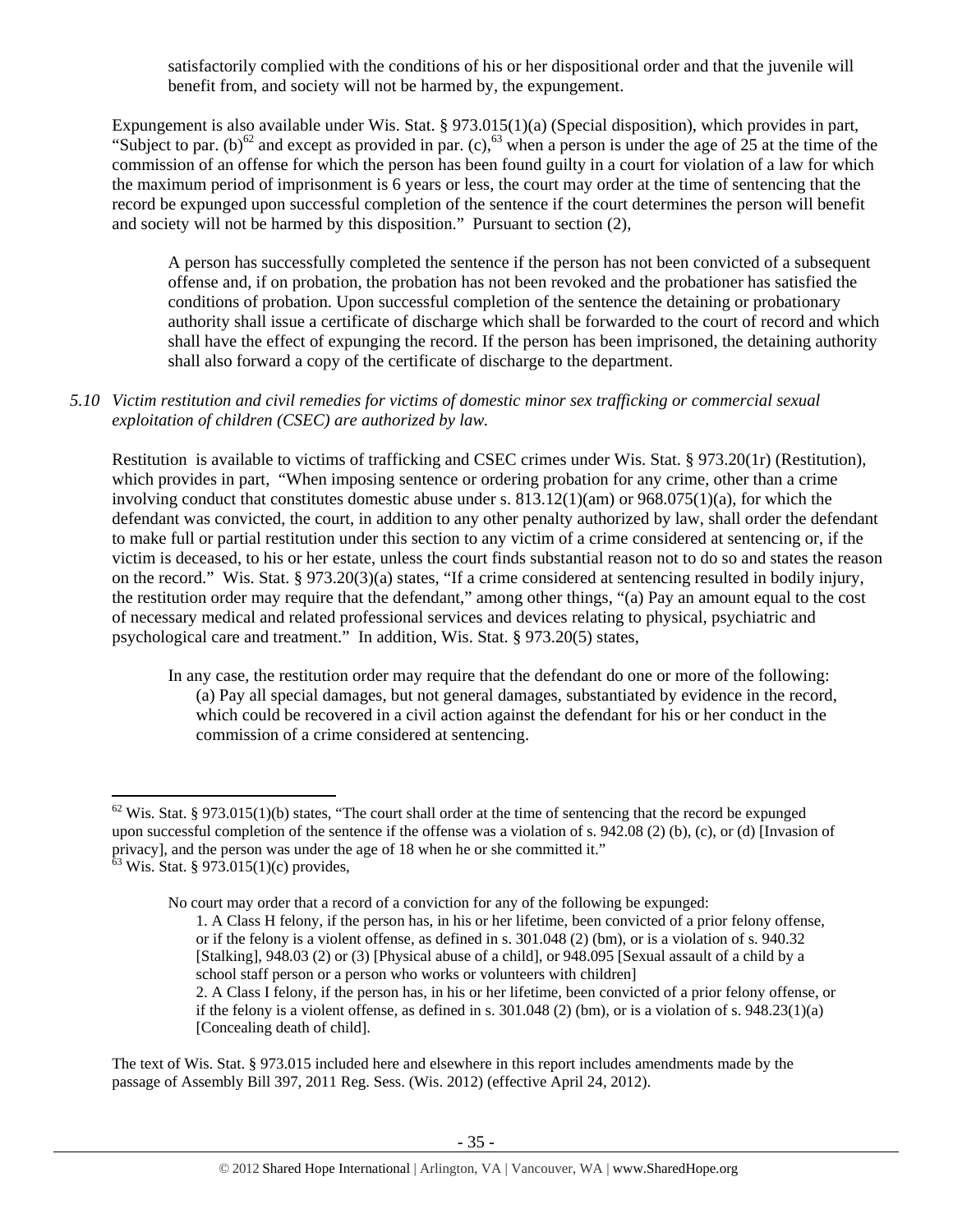satisfactorily complied with the conditions of his or her dispositional order and that the juvenile will benefit from, and society will not be harmed by, the expungement.

Expungement is also available under Wis. Stat. § 973.015(1)(a) (Special disposition), which provides in part, "Subject to par. (b)[62] and except as provided in par. (c),[63] when a person is under the age of 25 at the time of the commission of an offense for which the person has been found guilty in a court for violation of a law for which the maximum period of imprisonment is 6 years or less, the court may order at the time of sentencing that the record be expunged upon successful completion of the sentence if the court determines the person will benefit and society will not be harmed by this disposition." Pursuant to section (2),

> A person has successfully completed the sentence if the person has not been convicted of a subsequent offense and, if on probation, the probation has not been revoked and the probationer has satisfied the conditions of probation. Upon successful completion of the sentence the detaining or probationary authority shall issue a certificate of discharge which shall be forwarded to the court of record and which shall have the effect of expunging the record. If the person has been imprisoned, the detaining authority shall also forward a copy of the certificate of discharge to the department.

*5.10 Victim restitution and civil remedies for victims of domestic minor sex trafficking or commercial sexual exploitation of children (CSEC) are authorized by law.*

Restitution is available to victims of trafficking and CSEC crimes under Wis. Stat. § 973.20(1r) (Restitution), which provides in part, "When imposing sentence or ordering probation for any crime, other than a crime involving conduct that constitutes domestic abuse under s. 813.12(1)(am) or 968.075(1)(a), for which the defendant was convicted, the court, in addition to any other penalty authorized by law, shall order the defendant to make full or partial restitution under this section to any victim of a crime considered at sentencing or, if the victim is deceased, to his or her estate, unless the court finds substantial reason not to do so and states the reason on the record." Wis. Stat. § 973.20(3)(a) states, "If a crime considered at sentencing resulted in bodily injury, the restitution order may require that the defendant," among other things, "(a) Pay an amount equal to the cost of necessary medical and related professional services and devices relating to physical, psychiatric and psychological care and treatment." In addition, Wis. Stat. § 973.20(5) states,

> In any case, the restitution order may require that the defendant do one or more of the following:
>
> (a) Pay all special damages, but not general damages, substantiated by evidence in the record, which could be recovered in a civil action against the defendant for his or her conduct in the commission of a crime considered at sentencing.

---

[62] Wis. Stat. § 973.015(1)(b) states, "The court shall order at the time of sentencing that the record be expunged upon successful completion of the sentence if the offense was a violation of s. 942.08 (2) (b), (c), or (d) [Invasion of privacy], and the person was under the age of 18 when he or she committed it."

[63] Wis. Stat. § 973.015(1)(c) provides,

> No court may order that a record of a conviction for any of the following be expunged:
>
> 1. A Class H felony, if the person has, in his or her lifetime, been convicted of a prior felony offense, or if the felony is a violent offense, as defined in s. 301.048 (2) (bm), or is a violation of s. 940.32 [Stalking], 948.03 (2) or (3) [Physical abuse of a child], or 948.095 [Sexual assault of a child by a school staff person or a person who works or volunteers with children]
> 2. A Class I felony, if the person has, in his or her lifetime, been convicted of a prior felony offense, or if the felony is a violent offense, as defined in s. 301.048 (2) (bm), or is a violation of s. 948.23(1)(a) [Concealing death of child].

The text of Wis. Stat. § 973.015 included here and elsewhere in this report includes amendments made by the passage of Assembly Bill 397, 2011 Reg. Sess. (Wis. 2012) (effective April 24, 2012).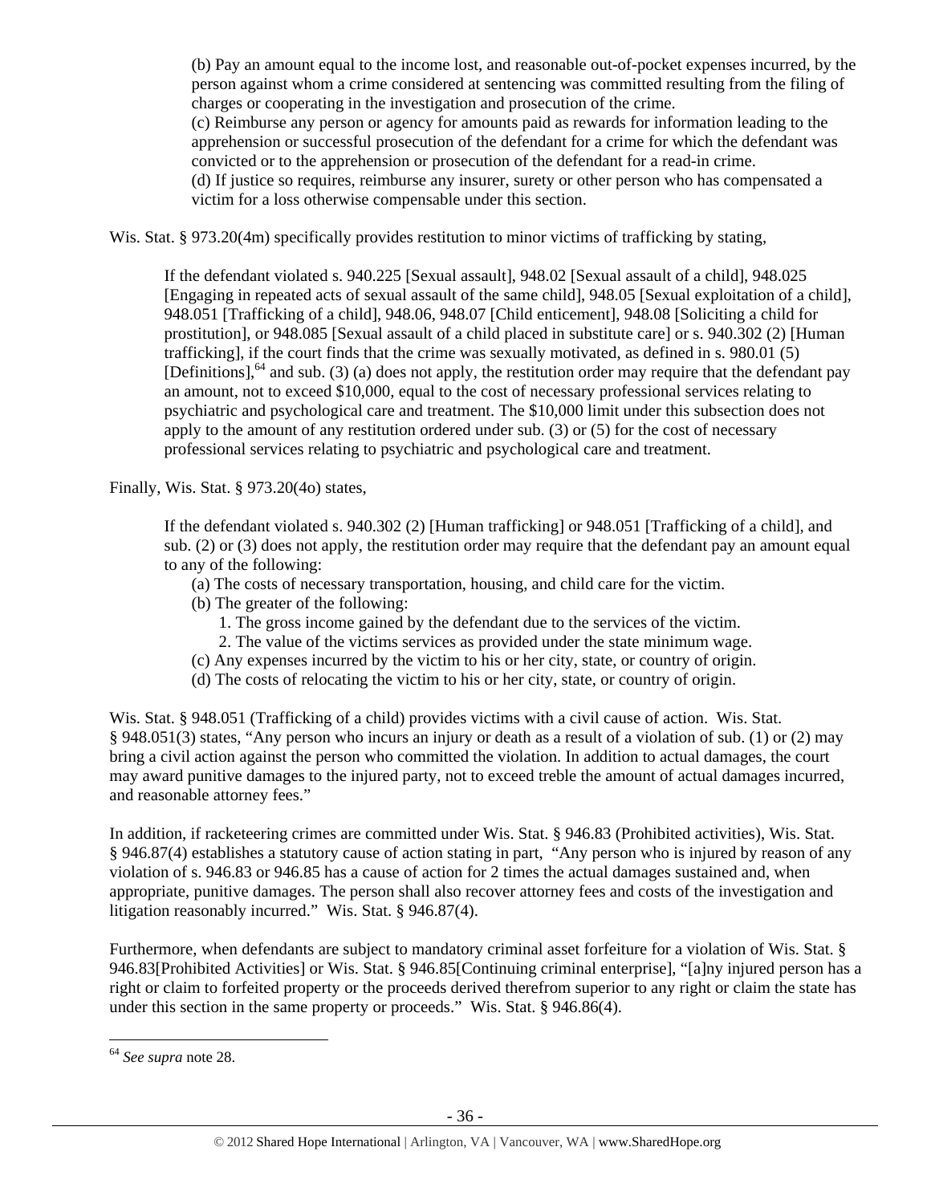> (b) Pay an amount equal to the income lost, and reasonable out-of-pocket expenses incurred, by the person against whom a crime considered at sentencing was committed resulting from the filing of charges or cooperating in the investigation and prosecution of the crime.
> (c) Reimburse any person or agency for amounts paid as rewards for information leading to the apprehension or successful prosecution of the defendant for a crime for which the defendant was convicted or to the apprehension or prosecution of the defendant for a read-in crime.
> (d) If justice so requires, reimburse any insurer, surety or other person who has compensated a victim for a loss otherwise compensable under this section.

Wis. Stat. § 973.20(4m) specifically provides restitution to minor victims of trafficking by stating,

> If the defendant violated s. 940.225 [Sexual assault], 948.02 [Sexual assault of a child], 948.025 [Engaging in repeated acts of sexual assault of the same child], 948.05 [Sexual exploitation of a child], 948.051 [Trafficking of a child], 948.06, 948.07 [Child enticement], 948.08 [Soliciting a child for prostitution], or 948.085 [Sexual assault of a child placed in substitute care] or s. 940.302 (2) [Human trafficking], if the court finds that the crime was sexually motivated, as defined in s. 980.01 (5) [Definitions],[64] and sub. (3) (a) does not apply, the restitution order may require that the defendant pay an amount, not to exceed $10,000, equal to the cost of necessary professional services relating to psychiatric and psychological care and treatment. The $10,000 limit under this subsection does not apply to the amount of any restitution ordered under sub. (3) or (5) for the cost of necessary professional services relating to psychiatric and psychological care and treatment.

Finally, Wis. Stat. § 973.20(4o) states,

> If the defendant violated s. 940.302 (2) [Human trafficking] or 948.051 [Trafficking of a child], and sub. (2) or (3) does not apply, the restitution order may require that the defendant pay an amount equal to any of the following:
> (a) The costs of necessary transportation, housing, and child care for the victim.
> (b) The greater of the following:
> 1. The gross income gained by the defendant due to the services of the victim.
> 2. The value of the victims services as provided under the state minimum wage.
> (c) Any expenses incurred by the victim to his or her city, state, or country of origin.
> (d) The costs of relocating the victim to his or her city, state, or country of origin.

Wis. Stat. § 948.051 (Trafficking of a child) provides victims with a civil cause of action. Wis. Stat. § 948.051(3) states, "Any person who incurs an injury or death as a result of a violation of sub. (1) or (2) may bring a civil action against the person who committed the violation. In addition to actual damages, the court may award punitive damages to the injured party, not to exceed treble the amount of actual damages incurred, and reasonable attorney fees."

In addition, if racketeering crimes are committed under Wis. Stat. § 946.83 (Prohibited activities), Wis. Stat. § 946.87(4) establishes a statutory cause of action stating in part, "Any person who is injured by reason of any violation of s. 946.83 or 946.85 has a cause of action for 2 times the actual damages sustained and, when appropriate, punitive damages. The person shall also recover attorney fees and costs of the investigation and litigation reasonably incurred." Wis. Stat. § 946.87(4).

Furthermore, when defendants are subject to mandatory criminal asset forfeiture for a violation of Wis. Stat. § 946.83[Prohibited Activities] or Wis. Stat. § 946.85[Continuing criminal enterprise], "[a]ny injured person has a right or claim to forfeited property or the proceeds derived therefrom superior to any right or claim the state has under this section in the same property or proceeds." Wis. Stat. § 946.86(4).

---

[64] *See supra* note 28.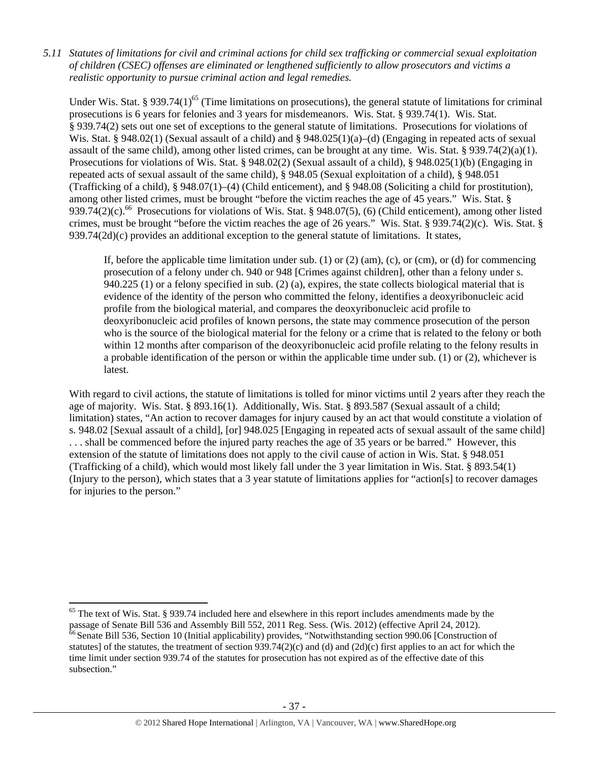*5.11 Statutes of limitations for civil and criminal actions for child sex trafficking or commercial sexual exploitation of children (CSEC) offenses are eliminated or lengthened sufficiently to allow prosecutors and victims a realistic opportunity to pursue criminal action and legal remedies.*

Under Wis. Stat. § 939.74(1)[65] (Time limitations on prosecutions), the general statute of limitations for criminal prosecutions is 6 years for felonies and 3 years for misdemeanors. Wis. Stat. § 939.74(1). Wis. Stat. § 939.74(2) sets out one set of exceptions to the general statute of limitations. Prosecutions for violations of Wis. Stat. § 948.02(1) (Sexual assault of a child) and § 948.025(1)(a)–(d) (Engaging in repeated acts of sexual assault of the same child), among other listed crimes, can be brought at any time. Wis. Stat. § 939.74(2)(a)(1). Prosecutions for violations of Wis. Stat. § 948.02(2) (Sexual assault of a child), § 948.025(1)(b) (Engaging in repeated acts of sexual assault of the same child), § 948.05 (Sexual exploitation of a child), § 948.051 (Trafficking of a child), § 948.07(1)–(4) (Child enticement), and § 948.08 (Soliciting a child for prostitution), among other listed crimes, must be brought "before the victim reaches the age of 45 years." Wis. Stat. § 939.74(2)(c).[66] Prosecutions for violations of Wis. Stat. § 948.07(5), (6) (Child enticement), among other listed crimes, must be brought "before the victim reaches the age of 26 years." Wis. Stat. § 939.74(2)(c). Wis. Stat. § 939.74(2d)(c) provides an additional exception to the general statute of limitations. It states,

> If, before the applicable time limitation under sub. (1) or (2) (am), (c), or (cm), or (d) for commencing prosecution of a felony under ch. 940 or 948 [Crimes against children], other than a felony under s. 940.225 (1) or a felony specified in sub. (2) (a), expires, the state collects biological material that is evidence of the identity of the person who committed the felony, identifies a deoxyribonucleic acid profile from the biological material, and compares the deoxyribonucleic acid profile to deoxyribonucleic acid profiles of known persons, the state may commence prosecution of the person who is the source of the biological material for the felony or a crime that is related to the felony or both within 12 months after comparison of the deoxyribonucleic acid profile relating to the felony results in a probable identification of the person or within the applicable time under sub. (1) or (2), whichever is latest.

With regard to civil actions, the statute of limitations is tolled for minor victims until 2 years after they reach the age of majority. Wis. Stat. § 893.16(1). Additionally, Wis. Stat. § 893.587 (Sexual assault of a child; limitation) states, "An action to recover damages for injury caused by an act that would constitute a violation of s. 948.02 [Sexual assault of a child], [or] 948.025 [Engaging in repeated acts of sexual assault of the same child] . . . shall be commenced before the injured party reaches the age of 35 years or be barred." However, this extension of the statute of limitations does not apply to the civil cause of action in Wis. Stat. § 948.051 (Trafficking of a child), which would most likely fall under the 3 year limitation in Wis. Stat. § 893.54(1) (Injury to the person), which states that a 3 year statute of limitations applies for "action[s] to recover damages for injuries to the person."

---

[65] The text of Wis. Stat. § 939.74 included here and elsewhere in this report includes amendments made by the passage of Senate Bill 536 and Assembly Bill 552, 2011 Reg. Sess. (Wis. 2012) (effective April 24, 2012).

[66] Senate Bill 536, Section 10 (Initial applicability) provides, "Notwithstanding section 990.06 [Construction of statutes] of the statutes, the treatment of section 939.74(2)(c) and (d) and (2d)(c) first applies to an act for which the time limit under section 939.74 of the statutes for prosecution has not expired as of the effective date of this subsection."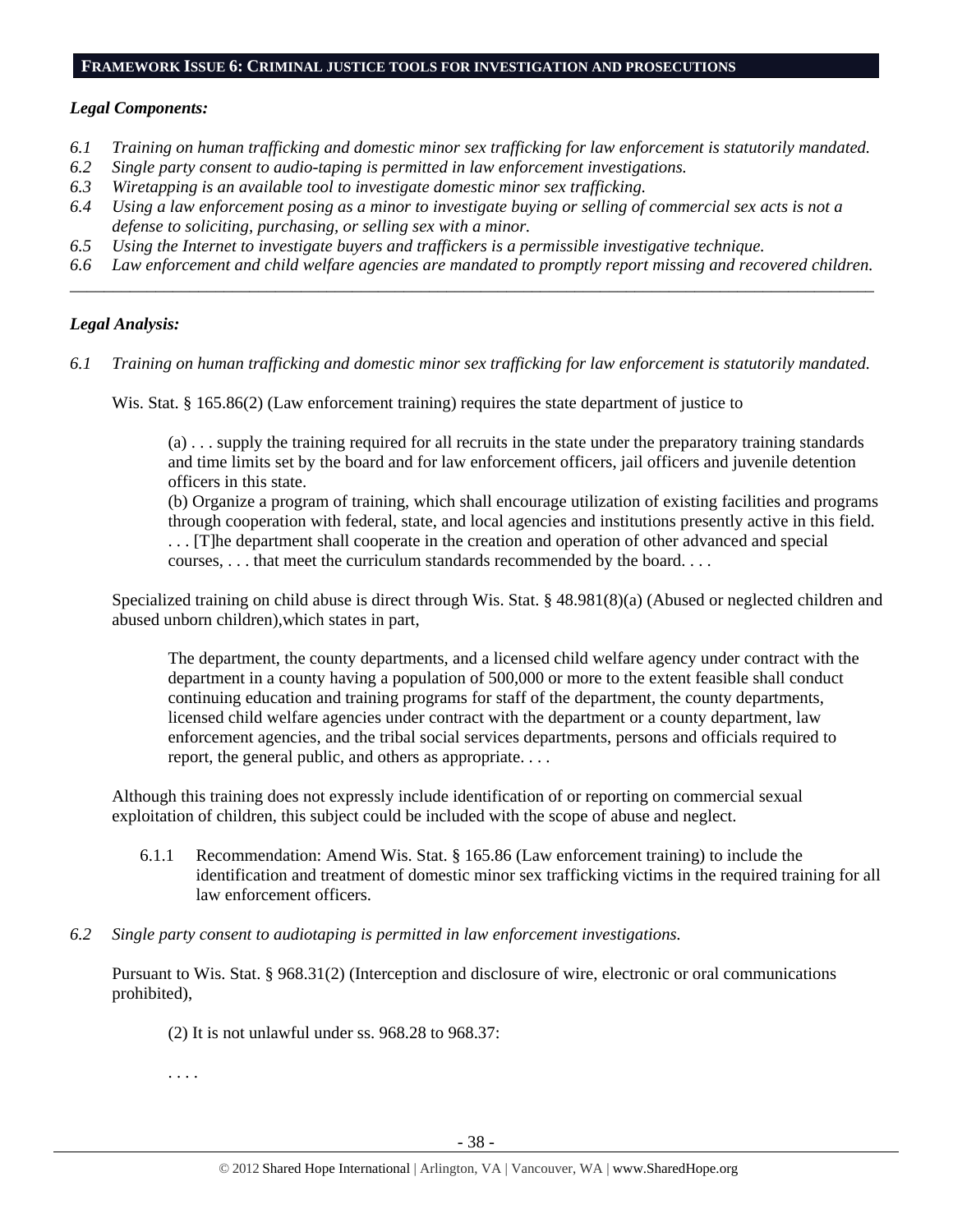## FRAMEWORK ISSUE 6: CRIMINAL JUSTICE TOOLS FOR INVESTIGATION AND PROSECUTIONS

***Legal Components:***

*6.1 Training on human trafficking and domestic minor sex trafficking for law enforcement is statutorily mandated.*
*6.2 Single party consent to audio-taping is permitted in law enforcement investigations.*
*6.3 Wiretapping is an available tool to investigate domestic minor sex trafficking.*
*6.4 Using a law enforcement posing as a minor to investigate buying or selling of commercial sex acts is not a defense to soliciting, purchasing, or selling sex with a minor.*
*6.5 Using the Internet to investigate buyers and traffickers is a permissible investigative technique.*
*6.6 Law enforcement and child welfare agencies are mandated to promptly report missing and recovered children.*

---

***Legal Analysis:***

*6.1 Training on human trafficking and domestic minor sex trafficking for law enforcement is statutorily mandated.*

Wis. Stat. § 165.86(2) (Law enforcement training) requires the state department of justice to

> (a) . . . supply the training required for all recruits in the state under the preparatory training standards and time limits set by the board and for law enforcement officers, jail officers and juvenile detention officers in this state.
> (b) Organize a program of training, which shall encourage utilization of existing facilities and programs through cooperation with federal, state, and local agencies and institutions presently active in this field. . . . [T]he department shall cooperate in the creation and operation of other advanced and special courses, . . . that meet the curriculum standards recommended by the board. . . .

Specialized training on child abuse is direct through Wis. Stat. § 48.981(8)(a) (Abused or neglected children and abused unborn children),which states in part,

> The department, the county departments, and a licensed child welfare agency under contract with the department in a county having a population of 500,000 or more to the extent feasible shall conduct continuing education and training programs for staff of the department, the county departments, licensed child welfare agencies under contract with the department or a county department, law enforcement agencies, and the tribal social services departments, persons and officials required to report, the general public, and others as appropriate. . . .

Although this training does not expressly include identification of or reporting on commercial sexual exploitation of children, this subject could be included with the scope of abuse and neglect.

6.1.1 Recommendation: Amend Wis. Stat. § 165.86 (Law enforcement training) to include the identification and treatment of domestic minor sex trafficking victims in the required training for all law enforcement officers.

*6.2 Single party consent to audiotaping is permitted in law enforcement investigations.*

Pursuant to Wis. Stat. § 968.31(2) (Interception and disclosure of wire, electronic or oral communications prohibited),

> (2) It is not unlawful under ss. 968.28 to 968.37:
>
> . . . .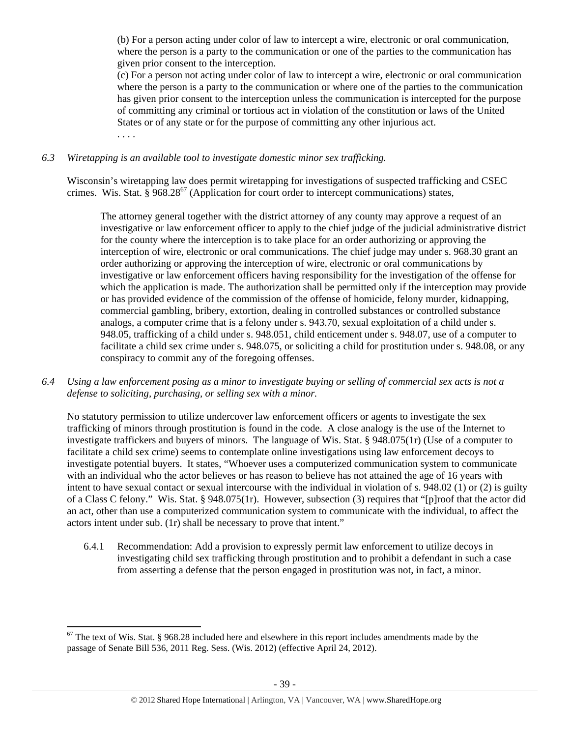(b) For a person acting under color of law to intercept a wire, electronic or oral communication, where the person is a party to the communication or one of the parties to the communication has given prior consent to the interception.

(c) For a person not acting under color of law to intercept a wire, electronic or oral communication where the person is a party to the communication or where one of the parties to the communication has given prior consent to the interception unless the communication is intercepted for the purpose of committing any criminal or tortious act in violation of the constitution or laws of the United States or of any state or for the purpose of committing any other injurious act.

. . . .

*6.3 Wiretapping is an available tool to investigate domestic minor sex trafficking.*

Wisconsin's wiretapping law does permit wiretapping for investigations of suspected trafficking and CSEC crimes. Wis. Stat. § 968.28[67] (Application for court order to intercept communications) states,

> The attorney general together with the district attorney of any county may approve a request of an investigative or law enforcement officer to apply to the chief judge of the judicial administrative district for the county where the interception is to take place for an order authorizing or approving the interception of wire, electronic or oral communications. The chief judge may under s. 968.30 grant an order authorizing or approving the interception of wire, electronic or oral communications by investigative or law enforcement officers having responsibility for the investigation of the offense for which the application is made. The authorization shall be permitted only if the interception may provide or has provided evidence of the commission of the offense of homicide, felony murder, kidnapping, commercial gambling, bribery, extortion, dealing in controlled substances or controlled substance analogs, a computer crime that is a felony under s. 943.70, sexual exploitation of a child under s. 948.05, trafficking of a child under s. 948.051, child enticement under s. 948.07, use of a computer to facilitate a child sex crime under s. 948.075, or soliciting a child for prostitution under s. 948.08, or any conspiracy to commit any of the foregoing offenses.

*6.4 Using a law enforcement posing as a minor to investigate buying or selling of commercial sex acts is not a defense to soliciting, purchasing, or selling sex with a minor.*

No statutory permission to utilize undercover law enforcement officers or agents to investigate the sex trafficking of minors through prostitution is found in the code. A close analogy is the use of the Internet to investigate traffickers and buyers of minors. The language of Wis. Stat. § 948.075(1r) (Use of a computer to facilitate a child sex crime) seems to contemplate online investigations using law enforcement decoys to investigate potential buyers. It states, "Whoever uses a computerized communication system to communicate with an individual who the actor believes or has reason to believe has not attained the age of 16 years with intent to have sexual contact or sexual intercourse with the individual in violation of s. 948.02 (1) or (2) is guilty of a Class C felony." Wis. Stat. § 948.075(1r). However, subsection (3) requires that "[p]roof that the actor did an act, other than use a computerized communication system to communicate with the individual, to affect the actors intent under sub. (1r) shall be necessary to prove that intent."

6.4.1 Recommendation: Add a provision to expressly permit law enforcement to utilize decoys in investigating child sex trafficking through prostitution and to prohibit a defendant in such a case from asserting a defense that the person engaged in prostitution was not, in fact, a minor.

---

[67] The text of Wis. Stat. § 968.28 included here and elsewhere in this report includes amendments made by the passage of Senate Bill 536, 2011 Reg. Sess. (Wis. 2012) (effective April 24, 2012).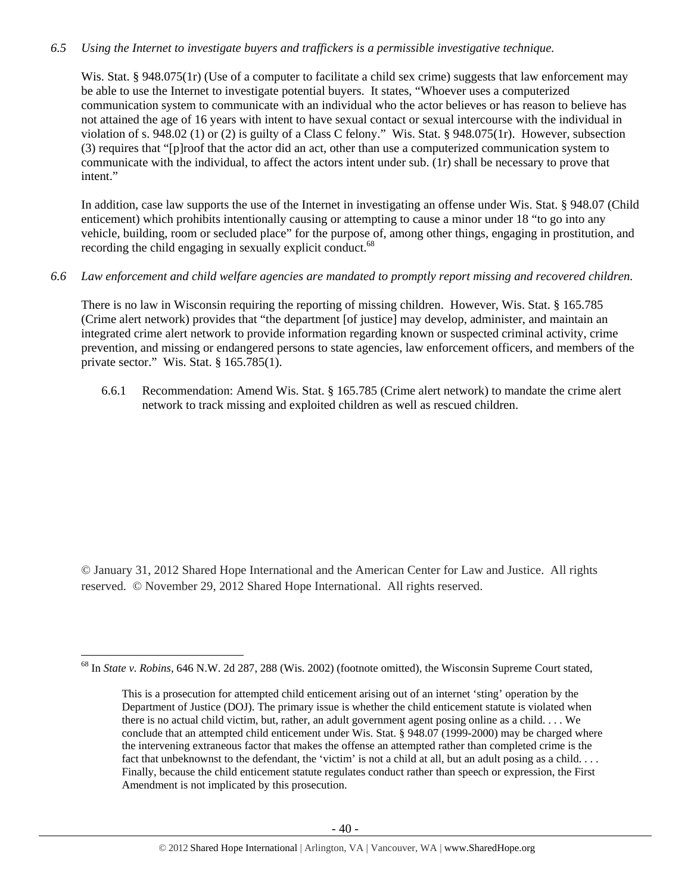*6.5 Using the Internet to investigate buyers and traffickers is a permissible investigative technique.*

Wis. Stat. § 948.075(1r) (Use of a computer to facilitate a child sex crime) suggests that law enforcement may be able to use the Internet to investigate potential buyers. It states, "Whoever uses a computerized communication system to communicate with an individual who the actor believes or has reason to believe has not attained the age of 16 years with intent to have sexual contact or sexual intercourse with the individual in violation of s. 948.02 (1) or (2) is guilty of a Class C felony." Wis. Stat. § 948.075(1r). However, subsection (3) requires that "[p]roof that the actor did an act, other than use a computerized communication system to communicate with the individual, to affect the actors intent under sub. (1r) shall be necessary to prove that intent."

In addition, case law supports the use of the Internet in investigating an offense under Wis. Stat. § 948.07 (Child enticement) which prohibits intentionally causing or attempting to cause a minor under 18 "to go into any vehicle, building, room or secluded place" for the purpose of, among other things, engaging in prostitution, and recording the child engaging in sexually explicit conduct.[68]

*6.6 Law enforcement and child welfare agencies are mandated to promptly report missing and recovered children.*

There is no law in Wisconsin requiring the reporting of missing children. However, Wis. Stat. § 165.785 (Crime alert network) provides that "the department [of justice] may develop, administer, and maintain an integrated crime alert network to provide information regarding known or suspected criminal activity, crime prevention, and missing or endangered persons to state agencies, law enforcement officers, and members of the private sector." Wis. Stat. § 165.785(1).

6.6.1 Recommendation: Amend Wis. Stat. § 165.785 (Crime alert network) to mandate the crime alert network to track missing and exploited children as well as rescued children.

© January 31, 2012 Shared Hope International and the American Center for Law and Justice. All rights reserved. © November 29, 2012 Shared Hope International. All rights reserved.

---

[68] In *State v. Robins*, 646 N.W. 2d 287, 288 (Wis. 2002) (footnote omitted), the Wisconsin Supreme Court stated,

> This is a prosecution for attempted child enticement arising out of an internet 'sting' operation by the Department of Justice (DOJ). The primary issue is whether the child enticement statute is violated when there is no actual child victim, but, rather, an adult government agent posing online as a child. . . . We conclude that an attempted child enticement under Wis. Stat. § 948.07 (1999-2000) may be charged where the intervening extraneous factor that makes the offense an attempted rather than completed crime is the fact that unbeknownst to the defendant, the 'victim' is not a child at all, but an adult posing as a child. . . . Finally, because the child enticement statute regulates conduct rather than speech or expression, the First Amendment is not implicated by this prosecution.